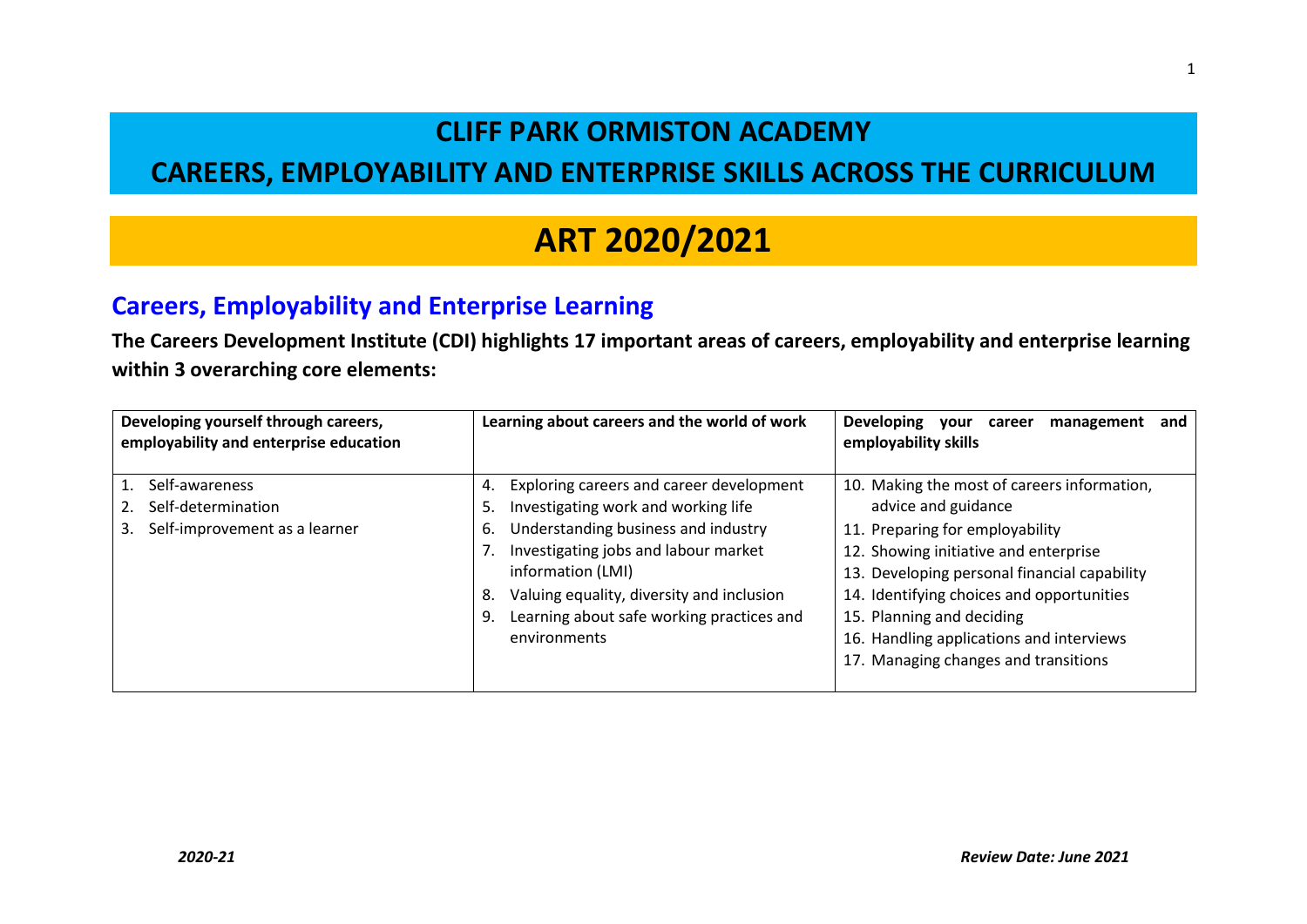# CLIFF PARK ORMISTON ACADEMY

# CAREERS, EMPLOYABILITY AND ENTERPRISE SKILLS ACROSS THE CURRICULUM

# ART 2020/2021

## Careers, Employability and Enterprise Learning

**The Careers Development Institute (CDI) highlights 17 important areas of careers, employability and enterprise learning within 3 overarching core elements:**

| Developing yourself through careers, employability and enterprise education | Learning about careers and the world of work | Developing your career management and employability skills |
|---|---|---|
| 1. Self-awareness<br>2. Self-determination<br>3. Self-improvement as a learner | 4. Exploring careers and career development<br>5. Investigating work and working life<br>6. Understanding business and industry<br>7. Investigating jobs and labour market information (LMI)<br>8. Valuing equality, diversity and inclusion<br>9. Learning about safe working practices and environments | 10. Making the most of careers information, advice and guidance<br>11. Preparing for employability<br>12. Showing initiative and enterprise<br>13. Developing personal financial capability<br>14. Identifying choices and opportunities<br>15. Planning and deciding<br>16. Handling applications and interviews<br>17. Managing changes and transitions |

*2020-21* | ***Review Date: June 2021***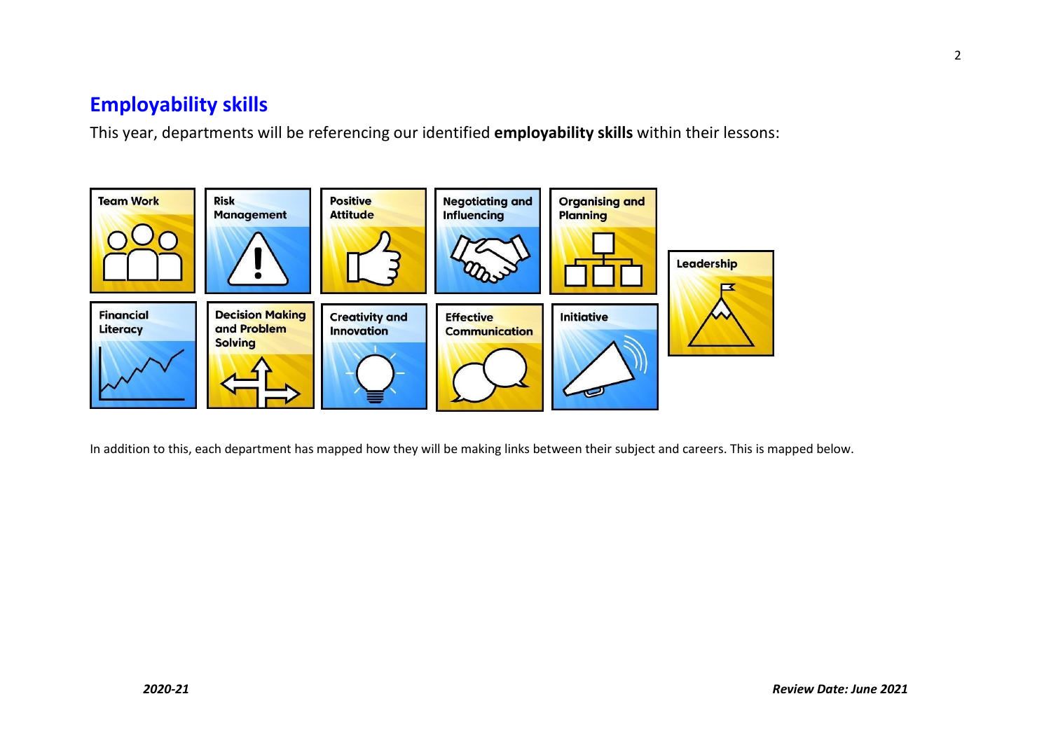## Employability skills

This year, departments will be referencing our identified **employability skills** within their lessons:

- Team Work
- Risk Management
- Positive Attitude
- Negotiating and Influencing
- Organising and Planning
- Leadership
- Financial Literacy
- Decision Making and Problem Solving
- Creativity and Innovation
- Effective Communication
- Initiative

In addition to this, each department has mapped how they will be making links between their subject and careers. This is mapped below.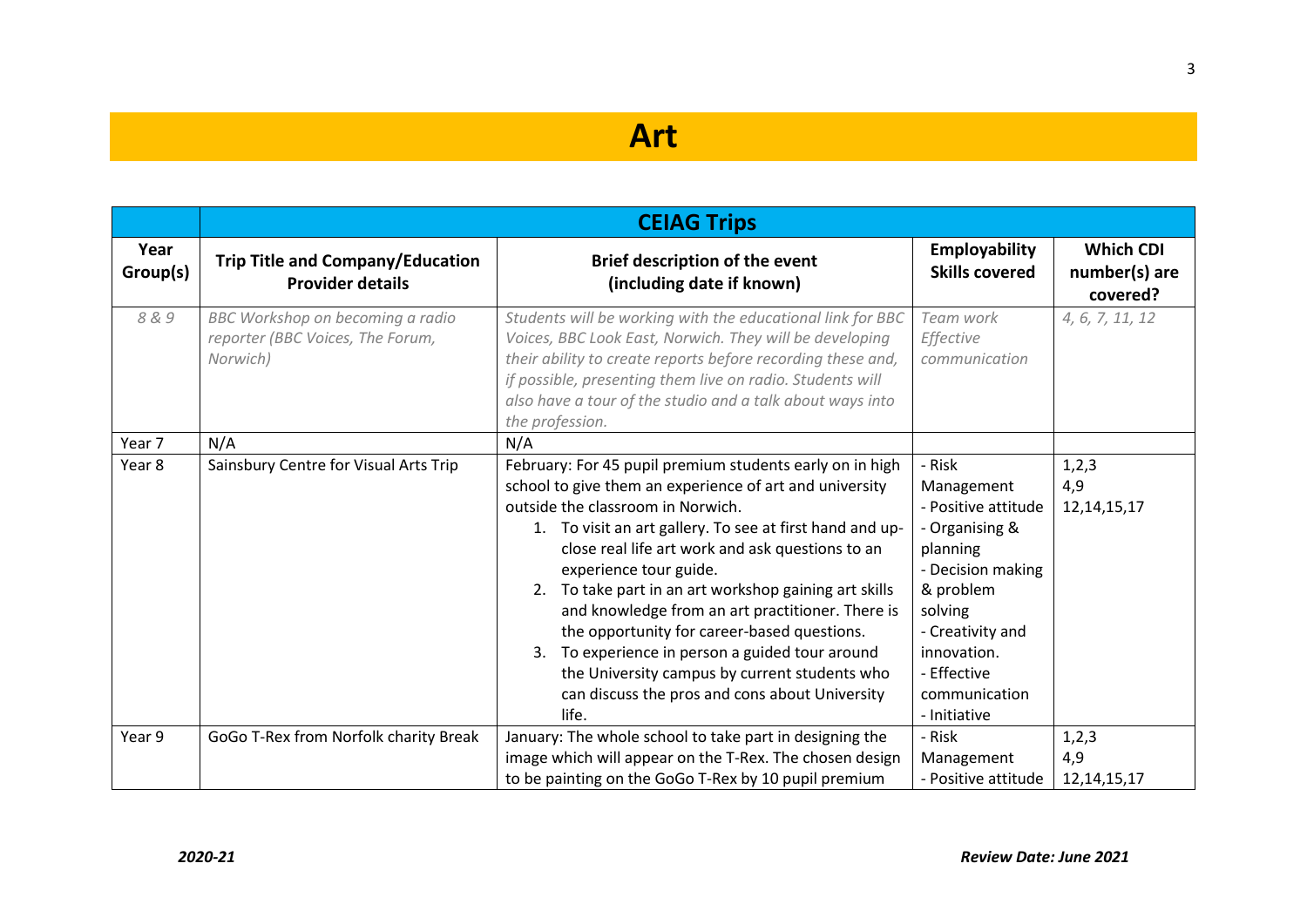# Art

| | CEIAG Trips | | | |
|---|---|---|---|---|
| **Year Group(s)** | **Trip Title and Company/Education Provider details** | **Brief description of the event (including date if known)** | **Employability Skills covered** | **Which CDI number(s) are covered?** |
| *8 & 9* | *BBC Workshop on becoming a radio reporter (BBC Voices, The Forum, Norwich)* | *Students will be working with the educational link for BBC Voices, BBC Look East, Norwich. They will be developing their ability to create reports before recording these and, if possible, presenting them live on radio. Students will also have a tour of the studio and a talk about ways into the profession.* | *Team work<br>Effective communication* | *4, 6, 7, 11, 12* |
| Year 7 | N/A | N/A | | |
| Year 8 | Sainsbury Centre for Visual Arts Trip | February: For 45 pupil premium students early on in high school to give them an experience of art and university outside the classroom in Norwich.<br>1. To visit an art gallery. To see at first hand and up-close real life art work and ask questions to an experience tour guide.<br>2. To take part in an art workshop gaining art skills and knowledge from an art practitioner. There is the opportunity for career-based questions.<br>3. To experience in person a guided tour around the University campus by current students who can discuss the pros and cons about University life. | - Risk Management<br>- Positive attitude<br>- Organising & planning<br>- Decision making & problem solving<br>- Creativity and innovation.<br>- Effective communication<br>- Initiative | 1,2,3<br>4,9<br>12,14,15,17 |
| Year 9 | GoGo T-Rex from Norfolk charity Break | January: The whole school to take part in designing the image which will appear on the T-Rex. The chosen design to be painting on the GoGo T-Rex by 10 pupil premium | - Risk Management<br>- Positive attitude | 1,2,3<br>4,9<br>12,14,15,17 |

*2020-21* **Review Date: June 2021**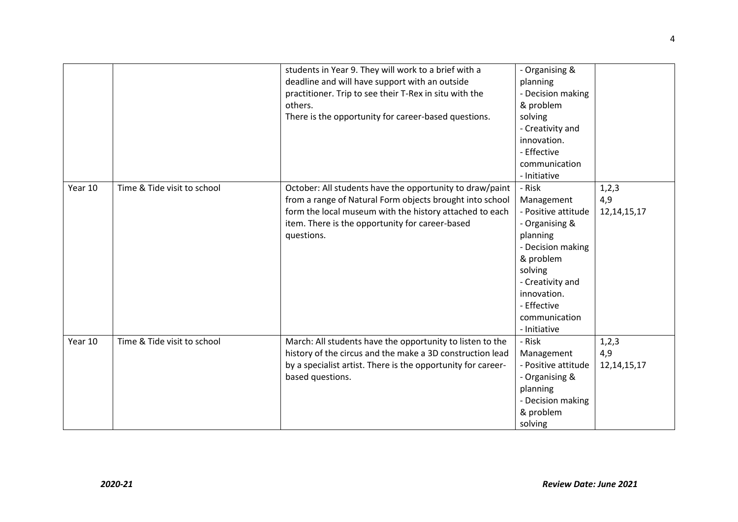| | | | | |
|---|---|---|---|---|
| | | students in Year 9. They will work to a brief with a deadline and will have support with an outside practitioner. Trip to see their T-Rex in situ with the others.<br>There is the opportunity for career-based questions. | - Organising & planning<br>- Decision making & problem solving<br>- Creativity and innovation.<br>- Effective communication<br>- Initiative | |
| Year 10 | Time & Tide visit to school | October: All students have the opportunity to draw/paint from a range of Natural Form objects brought into school form the local museum with the history attached to each item. There is the opportunity for career-based questions. | - Risk Management<br>- Positive attitude<br>- Organising & planning<br>- Decision making & problem solving<br>- Creativity and innovation.<br>- Effective communication<br>- Initiative | 1,2,3<br>4,9<br>12,14,15,17 |
| Year 10 | Time & Tide visit to school | March: All students have the opportunity to listen to the history of the circus and the make a 3D construction lead by a specialist artist. There is the opportunity for career-based questions. | - Risk Management<br>- Positive attitude<br>- Organising & planning<br>- Decision making & problem solving | 1,2,3<br>4,9<br>12,14,15,17 |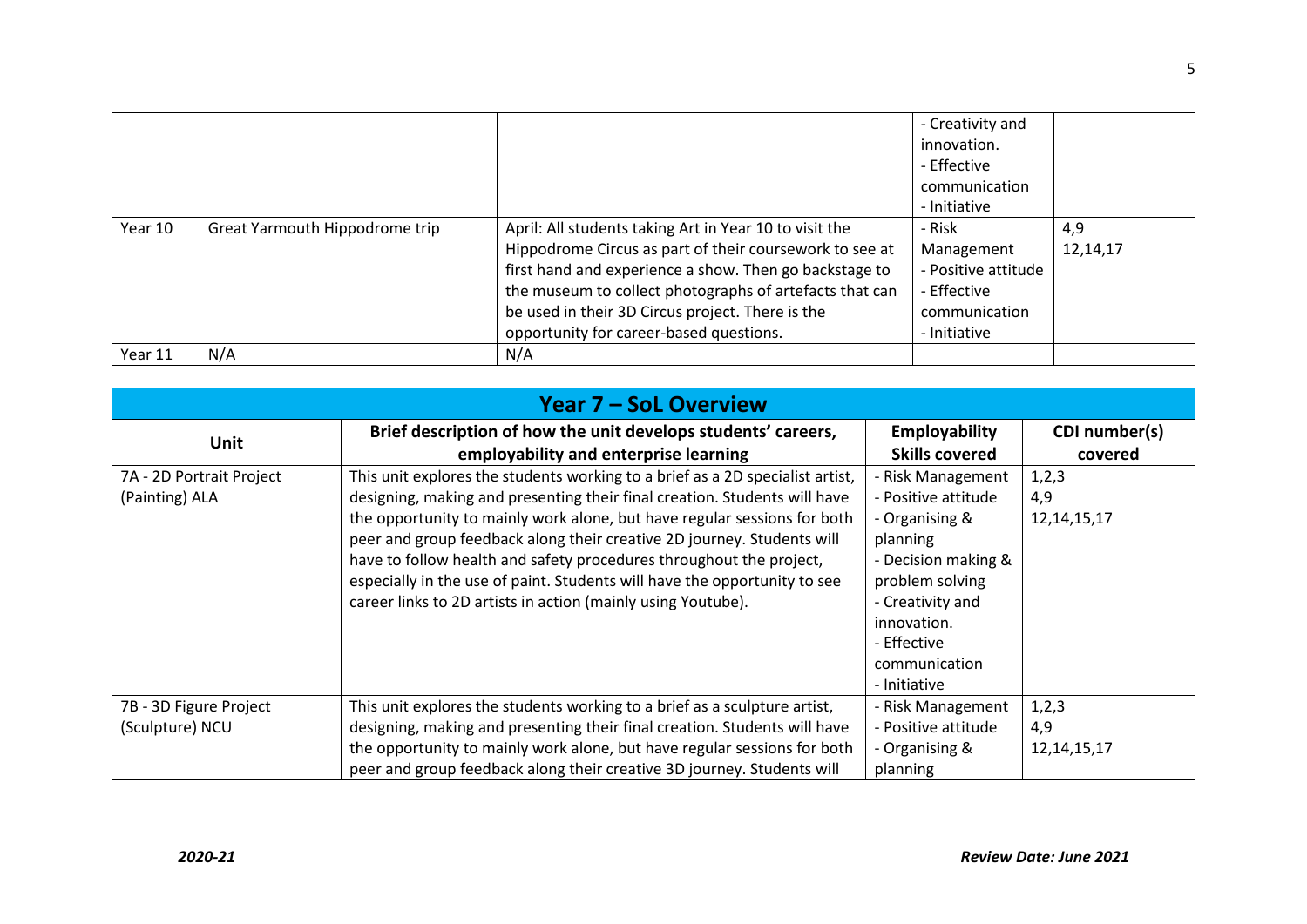| | | | | |
|---|---|---|---|---|
| | | | - Creativity and innovation.<br>- Effective communication<br>- Initiative | |
| Year 10 | Great Yarmouth Hippodrome trip | April: All students taking Art in Year 10 to visit the Hippodrome Circus as part of their coursework to see at first hand and experience a show. Then go backstage to the museum to collect photographs of artefacts that can be used in their 3D Circus project. There is the opportunity for career-based questions. | - Risk Management<br>- Positive attitude<br>- Effective communication<br>- Initiative | 4,9<br>12,14,17 |
| Year 11 | N/A | N/A | | |

## Year 7 – SoL Overview

| Unit | Brief description of how the unit develops students' careers, employability and enterprise learning | Employability Skills covered | CDI number(s) covered |
|---|---|---|---|
| 7A - 2D Portrait Project (Painting) ALA | This unit explores the students working to a brief as a 2D specialist artist, designing, making and presenting their final creation. Students will have the opportunity to mainly work alone, but have regular sessions for both peer and group feedback along their creative 2D journey. Students will have to follow health and safety procedures throughout the project, especially in the use of paint. Students will have the opportunity to see career links to 2D artists in action (mainly using Youtube). | - Risk Management<br>- Positive attitude<br>- Organising & planning<br>- Decision making & problem solving<br>- Creativity and innovation.<br>- Effective communication<br>- Initiative | 1,2,3<br>4,9<br>12,14,15,17 |
| 7B - 3D Figure Project (Sculpture) NCU | This unit explores the students working to a brief as a sculpture artist, designing, making and presenting their final creation. Students will have the opportunity to mainly work alone, but have regular sessions for both peer and group feedback along their creative 3D journey. Students will | - Risk Management<br>- Positive attitude<br>- Organising & planning | 1,2,3<br>4,9<br>12,14,15,17 |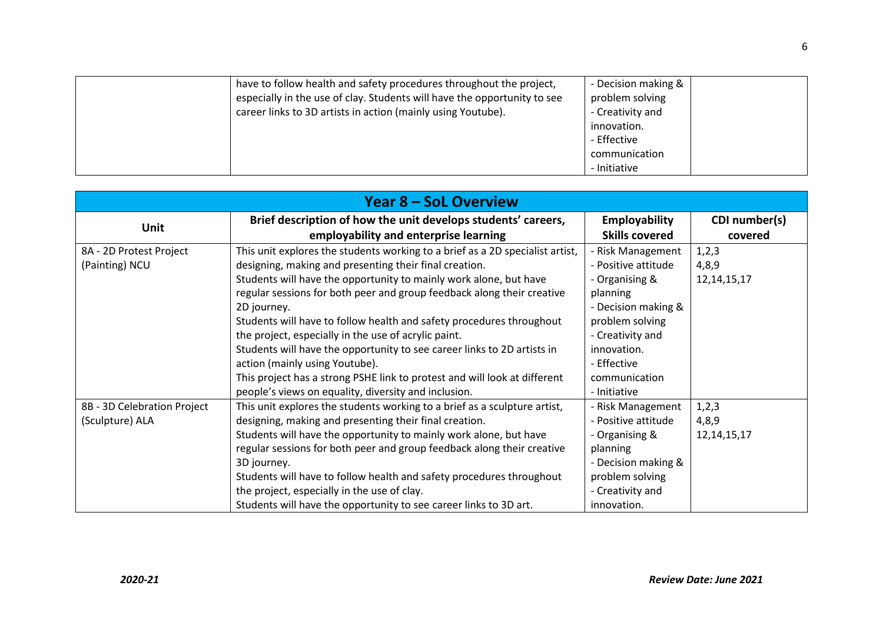| | | | |
|---|---|---|---|
| | have to follow health and safety procedures throughout the project, especially in the use of clay. Students will have the opportunity to see career links to 3D artists in action (mainly using Youtube). | - Decision making & problem solving<br>- Creativity and innovation.<br>- Effective communication<br>- Initiative | |

| Year 8 – SoL Overview | | | |
|---|---|---|---|
| **Unit** | **Brief description of how the unit develops students' careers, employability and enterprise learning** | **Employability Skills covered** | **CDI number(s) covered** |
| 8A - 2D Protest Project (Painting) NCU | This unit explores the students working to a brief as a 2D specialist artist, designing, making and presenting their final creation.<br>Students will have the opportunity to mainly work alone, but have regular sessions for both peer and group feedback along their creative 2D journey.<br>Students will have to follow health and safety procedures throughout the project, especially in the use of acrylic paint.<br>Students will have the opportunity to see career links to 2D artists in action (mainly using Youtube).<br>This project has a strong PSHE link to protest and will look at different people's views on equality, diversity and inclusion. | - Risk Management<br>- Positive attitude<br>- Organising & planning<br>- Decision making & problem solving<br>- Creativity and innovation.<br>- Effective communication<br>- Initiative | 1,2,3<br>4,8,9<br>12,14,15,17 |
| 8B - 3D Celebration Project (Sculpture) ALA | This unit explores the students working to a brief as a sculpture artist, designing, making and presenting their final creation.<br>Students will have the opportunity to mainly work alone, but have regular sessions for both peer and group feedback along their creative 3D journey.<br>Students will have to follow health and safety procedures throughout the project, especially in the use of clay.<br>Students will have the opportunity to see career links to 3D art. | - Risk Management<br>- Positive attitude<br>- Organising & planning<br>- Decision making & problem solving<br>- Creativity and innovation. | 1,2,3<br>4,8,9<br>12,14,15,17 |

*2020-21* **Review Date: June 2021**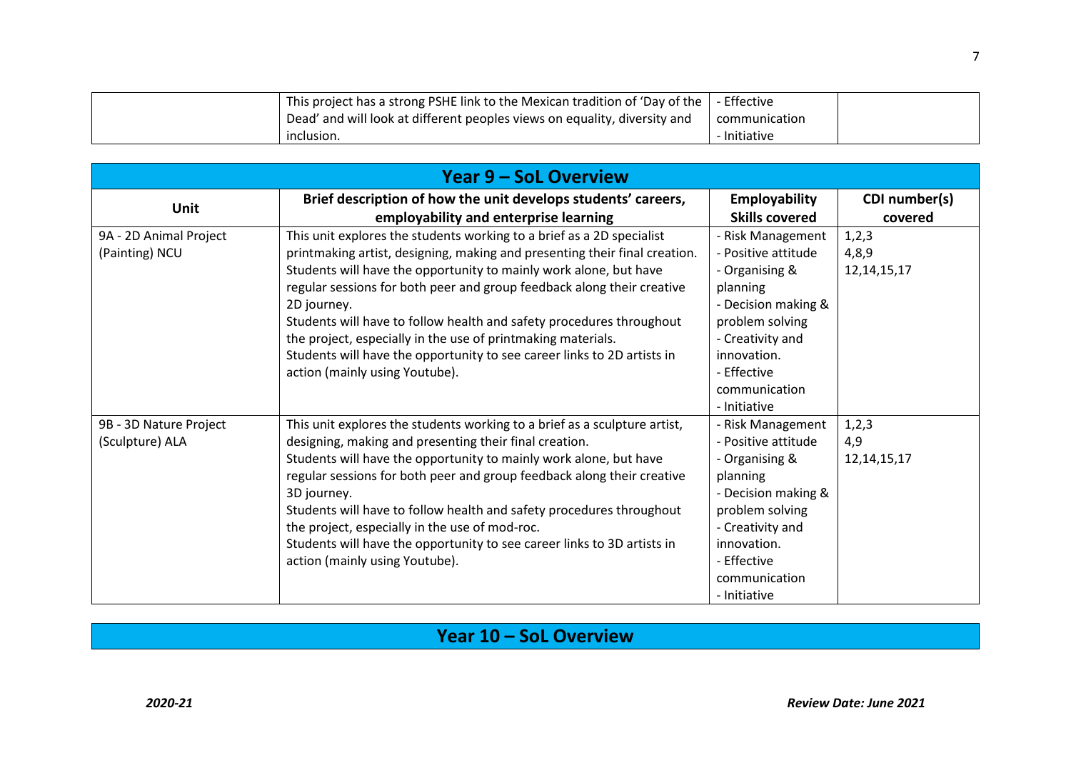| | | | |
|---|---|---|---|
| | This project has a strong PSHE link to the Mexican tradition of 'Day of the Dead' and will look at different peoples views on equality, diversity and inclusion. | - Effective communication<br>- Initiative | |

## Year 9 – SoL Overview

| Unit | Brief description of how the unit develops students' careers, employability and enterprise learning | Employability Skills covered | CDI number(s) covered |
|---|---|---|---|
| 9A - 2D Animal Project (Painting) NCU | This unit explores the students working to a brief as a 2D specialist printmaking artist, designing, making and presenting their final creation.<br>Students will have the opportunity to mainly work alone, but have regular sessions for both peer and group feedback along their creative 2D journey.<br>Students will have to follow health and safety procedures throughout the project, especially in the use of printmaking materials.<br>Students will have the opportunity to see career links to 2D artists in action (mainly using Youtube). | - Risk Management<br>- Positive attitude<br>- Organising & planning<br>- Decision making & problem solving<br>- Creativity and innovation.<br>- Effective communication<br>- Initiative | 1,2,3<br>4,8,9<br>12,14,15,17 |
| 9B - 3D Nature Project (Sculpture) ALA | This unit explores the students working to a brief as a sculpture artist, designing, making and presenting their final creation.<br>Students will have the opportunity to mainly work alone, but have regular sessions for both peer and group feedback along their creative 3D journey.<br>Students will have to follow health and safety procedures throughout the project, especially in the use of mod-roc.<br>Students will have the opportunity to see career links to 3D artists in action (mainly using Youtube). | - Risk Management<br>- Positive attitude<br>- Organising & planning<br>- Decision making & problem solving<br>- Creativity and innovation.<br>- Effective communication<br>- Initiative | 1,2,3<br>4,9<br>12,14,15,17 |

## Year 10 – SoL Overview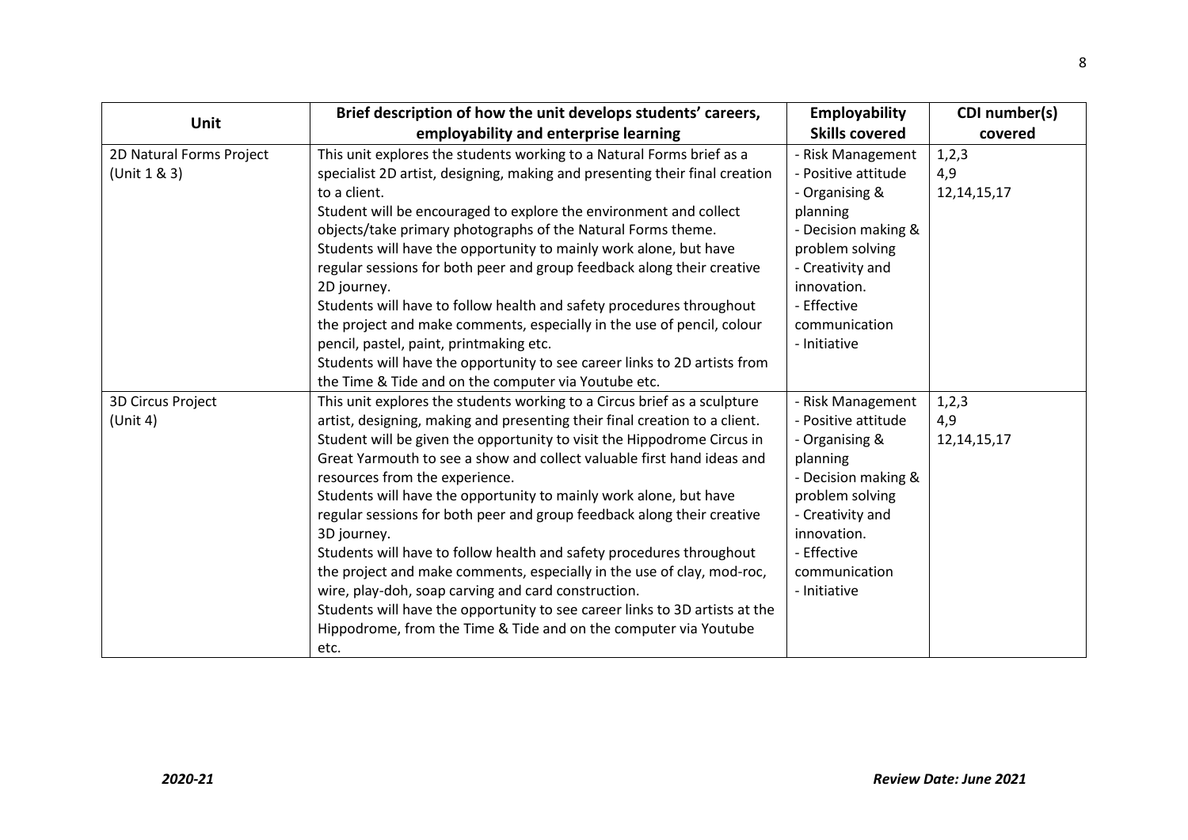| Unit | Brief description of how the unit develops students' careers, employability and enterprise learning | Employability Skills covered | CDI number(s) covered |
|---|---|---|---|
| 2D Natural Forms Project (Unit 1 & 3) | This unit explores the students working to a Natural Forms brief as a specialist 2D artist, designing, making and presenting their final creation to a client.<br>Student will be encouraged to explore the environment and collect objects/take primary photographs of the Natural Forms theme.<br>Students will have the opportunity to mainly work alone, but have regular sessions for both peer and group feedback along their creative 2D journey.<br>Students will have to follow health and safety procedures throughout the project and make comments, especially in the use of pencil, colour pencil, pastel, paint, printmaking etc.<br>Students will have the opportunity to see career links to 2D artists from the Time & Tide and on the computer via Youtube etc. | - Risk Management<br>- Positive attitude<br>- Organising & planning<br>- Decision making & problem solving<br>- Creativity and innovation.<br>- Effective communication<br>- Initiative | 1,2,3<br>4,9<br>12,14,15,17 |
| 3D Circus Project (Unit 4) | This unit explores the students working to a Circus brief as a sculpture artist, designing, making and presenting their final creation to a client.<br>Student will be given the opportunity to visit the Hippodrome Circus in Great Yarmouth to see a show and collect valuable first hand ideas and resources from the experience.<br>Students will have the opportunity to mainly work alone, but have regular sessions for both peer and group feedback along their creative 3D journey.<br>Students will have to follow health and safety procedures throughout the project and make comments, especially in the use of clay, mod-roc, wire, play-doh, soap carving and card construction.<br>Students will have the opportunity to see career links to 3D artists at the Hippodrome, from the Time & Tide and on the computer via Youtube etc. | - Risk Management<br>- Positive attitude<br>- Organising & planning<br>- Decision making & problem solving<br>- Creativity and innovation.<br>- Effective communication<br>- Initiative | 1,2,3<br>4,9<br>12,14,15,17 |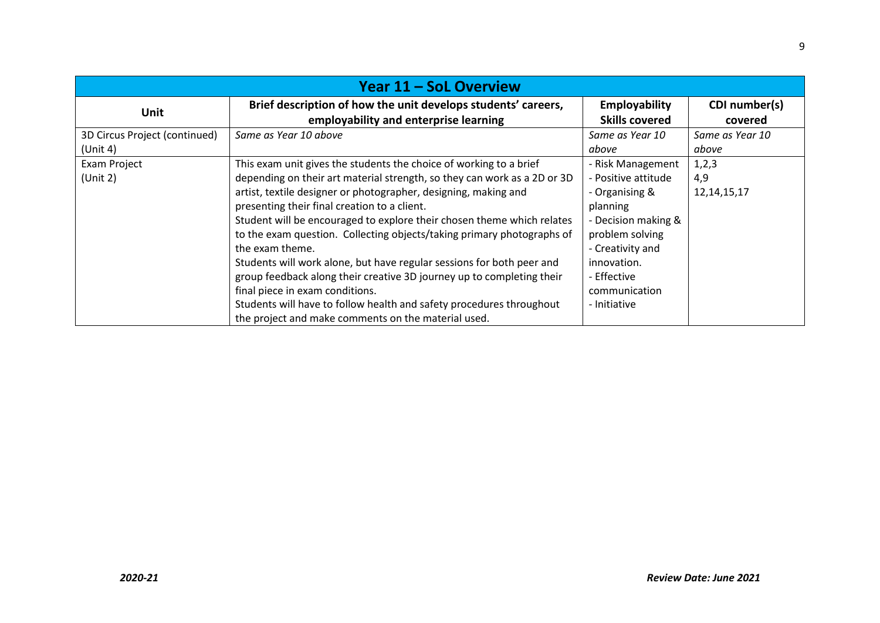| Year 11 – SoL Overview | | | |
|---|---|---|---|
| **Unit** | **Brief description of how the unit develops students' careers, employability and enterprise learning** | **Employability Skills covered** | **CDI number(s) covered** |
| 3D Circus Project (continued) (Unit 4) | *Same as Year 10 above* | *Same as Year 10 above* | *Same as Year 10 above* |
| Exam Project (Unit 2) | This exam unit gives the students the choice of working to a brief depending on their art material strength, so they can work as a 2D or 3D artist, textile designer or photographer, designing, making and presenting their final creation to a client.<br>Student will be encouraged to explore their chosen theme which relates to the exam question. Collecting objects/taking primary photographs of the exam theme.<br>Students will work alone, but have regular sessions for both peer and group feedback along their creative 3D journey up to completing their final piece in exam conditions.<br>Students will have to follow health and safety procedures throughout the project and make comments on the material used. | - Risk Management<br>- Positive attitude<br>- Organising & planning<br>- Decision making & problem solving<br>- Creativity and innovation.<br>- Effective communication<br>- Initiative | 1,2,3<br>4,9<br>12,14,15,17 |

***2020-21*** ***Review Date: June 2021***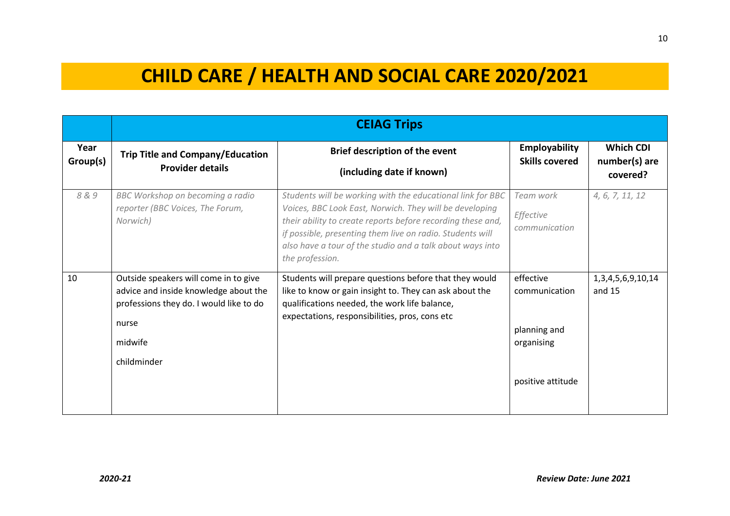# CHILD CARE / HEALTH AND SOCIAL CARE 2020/2021

| | **CEIAG Trips** | | | |
|---|---|---|---|---|
| **Year Group(s)** | **Trip Title and Company/Education Provider details** | **Brief description of the event (including date if known)** | **Employability Skills covered** | **Which CDI number(s) are covered?** |
| *8 & 9* | *BBC Workshop on becoming a radio reporter (BBC Voices, The Forum, Norwich)* | *Students will be working with the educational link for BBC Voices, BBC Look East, Norwich. They will be developing their ability to create reports before recording these and, if possible, presenting them live on radio. Students will also have a tour of the studio and a talk about ways into the profession.* | *Team work*<br>*Effective communication* | *4, 6, 7, 11, 12* |
| 10 | Outside speakers will come in to give advice and inside knowledge about the professions they do. I would like to do<br>nurse<br>midwife<br>childminder | Students will prepare questions before that they would like to know or gain insight to. They can ask about the qualifications needed, the work life balance, expectations, responsibilities, pros, cons etc | effective communication<br>planning and organising<br>positive attitude | 1,3,4,5,6,9,10,14 and 15 |

*2020-21* *Review Date: June 2021*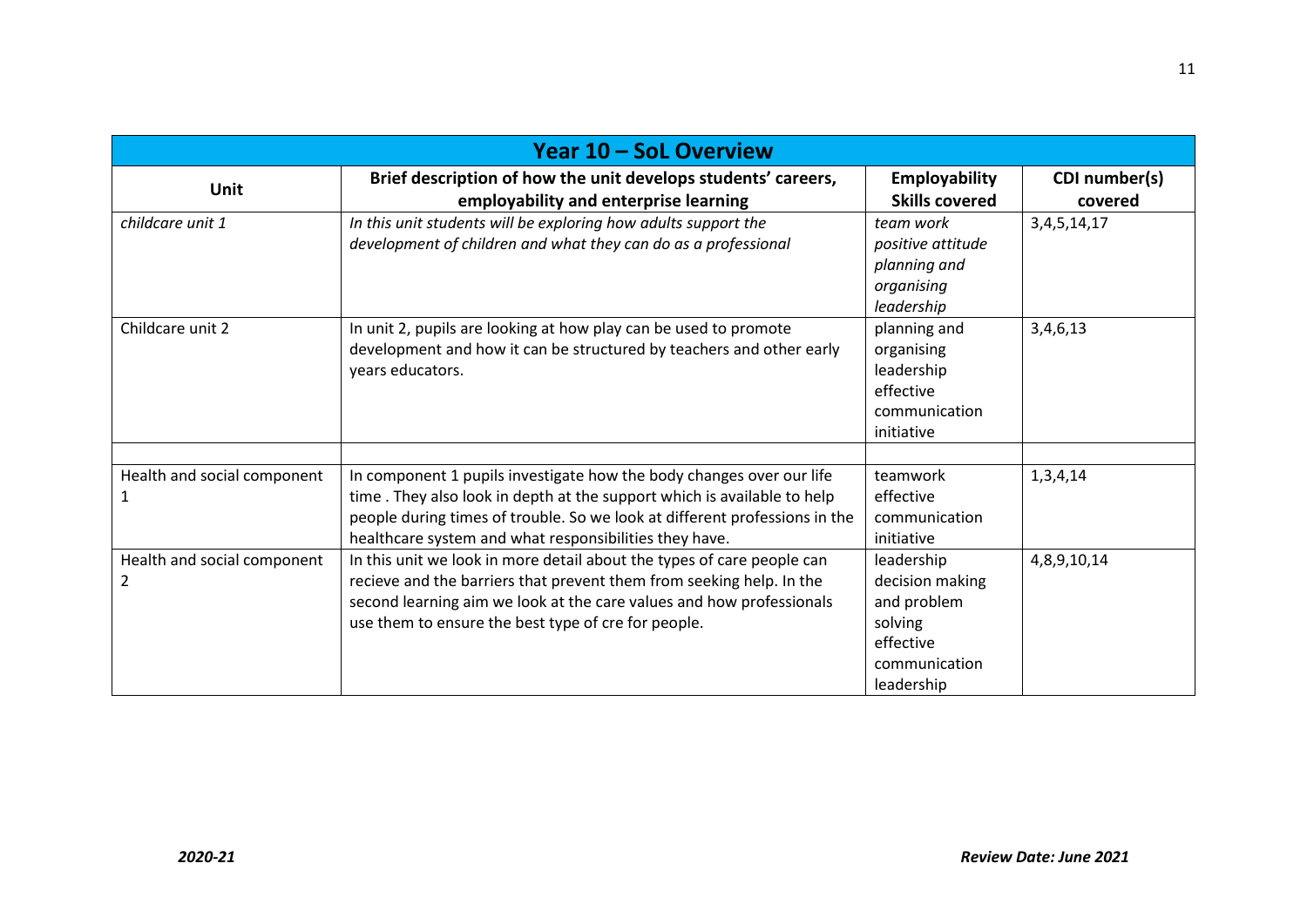| Year 10 – SoL Overview | | | |
|---|---|---|---|
| **Unit** | **Brief description of how the unit develops students' careers, employability and enterprise learning** | **Employability Skills covered** | **CDI number(s) covered** |
| *childcare unit 1* | *In this unit students will be exploring how adults support the development of children and what they can do as a professional* | *team work positive attitude planning and organising leadership* | 3,4,5,14,17 |
| Childcare unit 2 | In unit 2, pupils are looking at how play can be used to promote development and how it can be structured by teachers and other early years educators. | planning and organising leadership effective communication initiative | 3,4,6,13 |
| | | | |
| Health and social component 1 | In component 1 pupils investigate how the body changes over our life time . They also look in depth at the support which is available to help people during times of trouble. So we look at different professions in the healthcare system and what responsibilities they have. | teamwork effective communication initiative | 1,3,4,14 |
| Health and social component 2 | In this unit we look in more detail about the types of care people can recieve and the barriers that prevent them from seeking help. In the second learning aim we look at the care values and how professionals use them to ensure the best type of cre for people. | leadership decision making and problem solving effective communication leadership | 4,8,9,10,14 |

*2020-21* *Review Date: June 2021*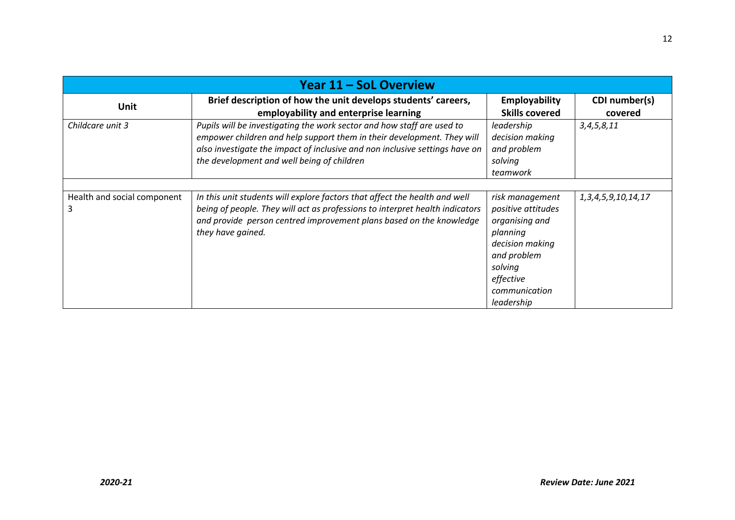| Year 11 – SoL Overview | | | |
|---|---|---|---|
| **Unit** | **Brief description of how the unit develops students' careers, employability and enterprise learning** | **Employability Skills covered** | **CDI number(s) covered** |
| *Childcare unit 3* | *Pupils will be investigating the work sector and how staff are used to empower children and help support them in their development. They will also investigate the impact of inclusive and non inclusive settings have on the development and well being of children* | *leadership decision making and problem solving teamwork* | *3,4,5,8,11* |
| | | | |
| Health and social component 3 | *In this unit students will explore factors that affect the health and well being of people. They will act as professions to interpret health indicators and provide person centred improvement plans based on the knowledge they have gained.* | *risk management positive attitudes organising and planning decision making and problem solving effective communication leadership* | *1,3,4,5,9,10,14,17* |

***2020-21*** ***Review Date: June 2021***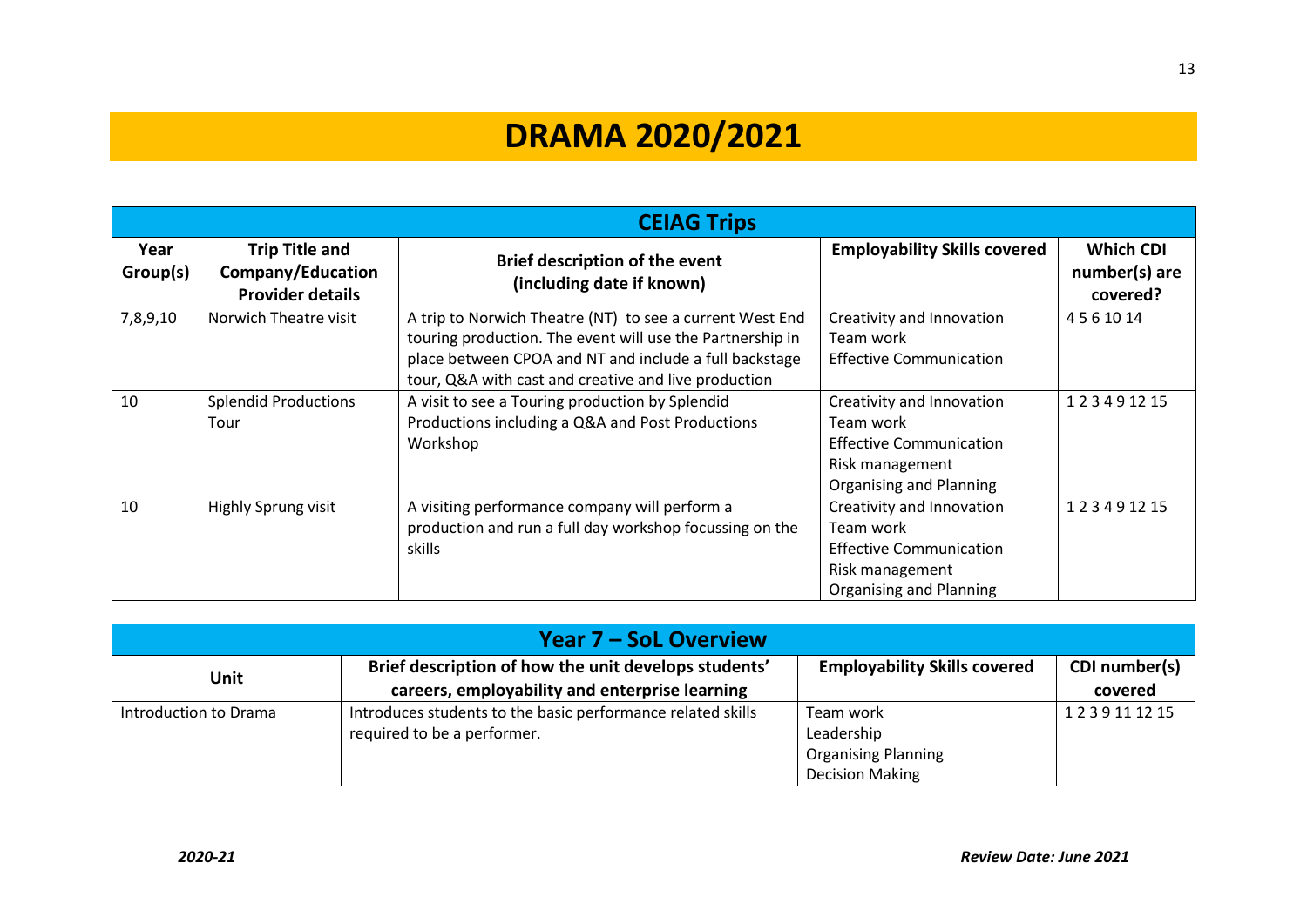# DRAMA 2020/2021

| | CEIAG Trips | | | |
|---|---|---|---|---|
| **Year Group(s)** | **Trip Title and Company/Education Provider details** | **Brief description of the event (including date if known)** | **Employability Skills covered** | **Which CDI number(s) are covered?** |
| 7,8,9,10 | Norwich Theatre visit | A trip to Norwich Theatre (NT) to see a current West End touring production. The event will use the Partnership in place between CPOA and NT and include a full backstage tour, Q&A with cast and creative and live production | Creativity and Innovation<br>Team work<br>Effective Communication | 4 5 6 10 14 |
| 10 | Splendid Productions Tour | A visit to see a Touring production by Splendid Productions including a Q&A and Post Productions Workshop | Creativity and Innovation<br>Team work<br>Effective Communication<br>Risk management<br>Organising and Planning | 1 2 3 4 9 12 15 |
| 10 | Highly Sprung visit | A visiting performance company will perform a production and run a full day workshop focussing on the skills | Creativity and Innovation<br>Team work<br>Effective Communication<br>Risk management<br>Organising and Planning | 1 2 3 4 9 12 15 |

| Year 7 – SoL Overview | | | |
|---|---|---|---|
| **Unit** | **Brief description of how the unit develops students' careers, employability and enterprise learning** | **Employability Skills covered** | **CDI number(s) covered** |
| Introduction to Drama | Introduces students to the basic performance related skills required to be a performer. | Team work<br>Leadership<br>Organising Planning<br>Decision Making | 1 2 3 9 11 12 15 |

*2020-21* | ***Review Date: June 2021***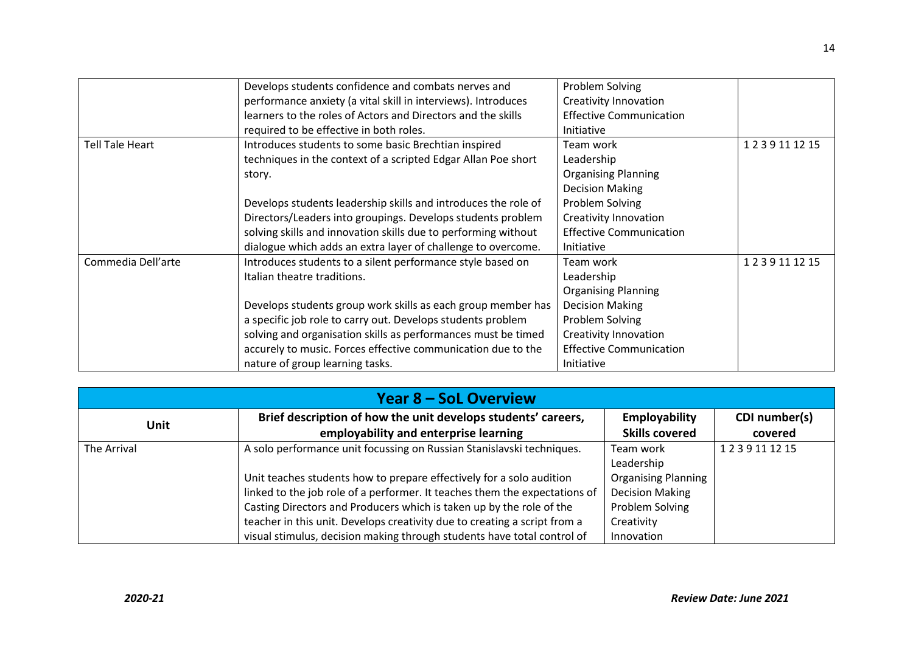| | | | |
|---|---|---|---|
| | Develops students confidence and combats nerves and performance anxiety (a vital skill in interviews). Introduces learners to the roles of Actors and Directors and the skills required to be effective in both roles. | Problem Solving<br>Creativity Innovation<br>Effective Communication<br>Initiative | |
| Tell Tale Heart | Introduces students to some basic Brechtian inspired techniques in the context of a scripted Edgar Allan Poe short story.<br><br>Develops students leadership skills and introduces the role of Directors/Leaders into groupings. Develops students problem solving skills and innovation skills due to performing without dialogue which adds an extra layer of challenge to overcome. | Team work<br>Leadership<br>Organising Planning<br>Decision Making<br>Problem Solving<br>Creativity Innovation<br>Effective Communication<br>Initiative | 1 2 3 9 11 12 15 |
| Commedia Dell'arte | Introduces students to a silent performance style based on Italian theatre traditions.<br><br>Develops students group work skills as each group member has a specific job role to carry out. Develops students problem solving and organisation skills as performances must be timed accurely to music. Forces effective communication due to the nature of group learning tasks. | Team work<br>Leadership<br>Organising Planning<br>Decision Making<br>Problem Solving<br>Creativity Innovation<br>Effective Communication<br>Initiative | 1 2 3 9 11 12 15 |

| Year 8 – SoL Overview | | | |
|---|---|---|---|
| **Unit** | **Brief description of how the unit develops students' careers, employability and enterprise learning** | **Employability Skills covered** | **CDI number(s) covered** |
| The Arrival | A solo performance unit focussing on Russian Stanislavski techniques.<br><br>Unit teaches students how to prepare effectively for a solo audition linked to the job role of a performer. It teaches them the expectations of Casting Directors and Producers which is taken up by the role of the teacher in this unit. Develops creativity due to creating a script from a visual stimulus, decision making through students have total control of | Team work<br>Leadership<br>Organising Planning<br>Decision Making<br>Problem Solving<br>Creativity<br>Innovation | 1 2 3 9 11 12 15 |

*2020-21* *Review Date: June 2021*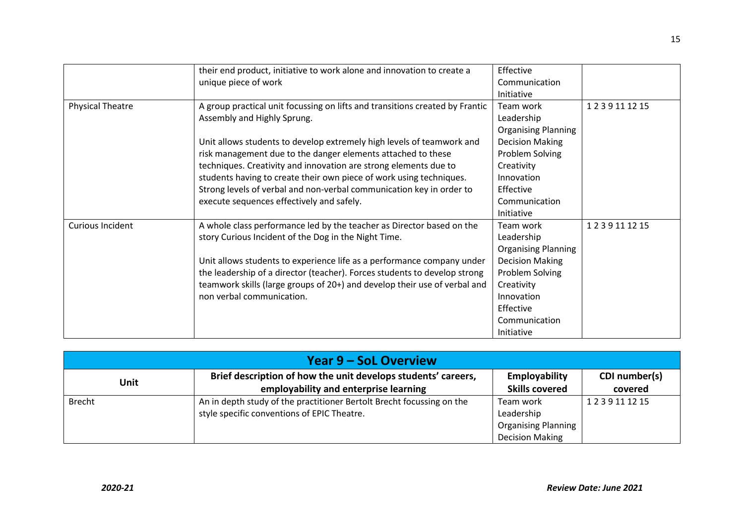| | | | |
|---|---|---|---|
| | their end product, initiative to work alone and innovation to create a unique piece of work | Effective Communication<br>Initiative | |
| Physical Theatre | A group practical unit focussing on lifts and transitions created by Frantic Assembly and Highly Sprung.<br><br>Unit allows students to develop extremely high levels of teamwork and risk management due to the danger elements attached to these techniques. Creativity and innovation are strong elements due to students having to create their own piece of work using techniques. Strong levels of verbal and non-verbal communication key in order to execute sequences effectively and safely. | Team work<br>Leadership<br>Organising Planning<br>Decision Making<br>Problem Solving<br>Creativity<br>Innovation<br>Effective Communication<br>Initiative | 1 2 3 9 11 12 15 |
| Curious Incident | A whole class performance led by the teacher as Director based on the story Curious Incident of the Dog in the Night Time.<br><br>Unit allows students to experience life as a performance company under the leadership of a director (teacher). Forces students to develop strong teamwork skills (large groups of 20+) and develop their use of verbal and non verbal communication. | Team work<br>Leadership<br>Organising Planning<br>Decision Making<br>Problem Solving<br>Creativity<br>Innovation<br>Effective Communication<br>Initiative | 1 2 3 9 11 12 15 |

## Year 9 – SoL Overview

| Unit | Brief description of how the unit develops students' careers, employability and enterprise learning | Employability Skills covered | CDI number(s) covered |
|---|---|---|---|
| Brecht | An in depth study of the practitioner Bertolt Brecht focussing on the style specific conventions of EPIC Theatre. | Team work<br>Leadership<br>Organising Planning<br>Decision Making | 1 2 3 9 11 12 15 |

*2020-21* | ***Review Date: June 2021***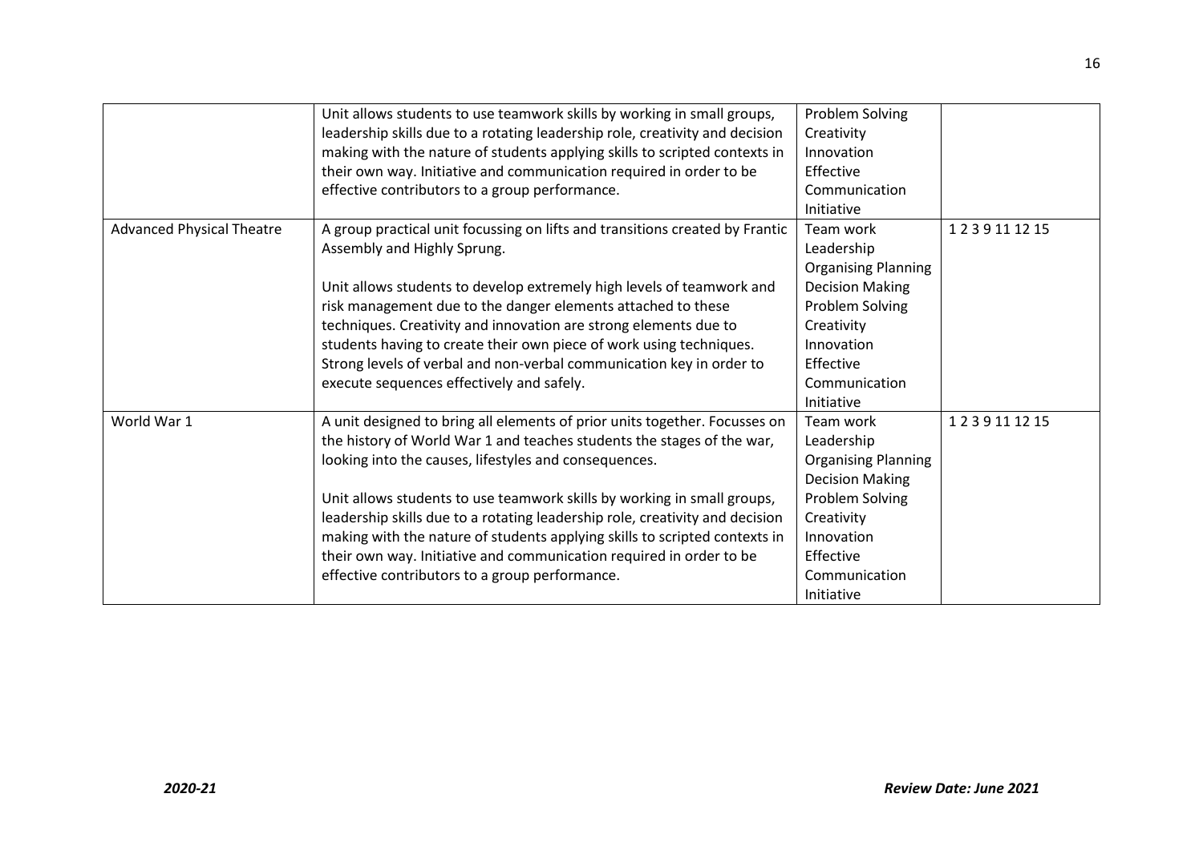| | | | |
|---|---|---|---|
| | Unit allows students to use teamwork skills by working in small groups, leadership skills due to a rotating leadership role, creativity and decision making with the nature of students applying skills to scripted contexts in their own way. Initiative and communication required in order to be effective contributors to a group performance. | Problem Solving<br>Creativity<br>Innovation<br>Effective Communication<br>Initiative | |
| Advanced Physical Theatre | A group practical unit focussing on lifts and transitions created by Frantic Assembly and Highly Sprung.<br><br>Unit allows students to develop extremely high levels of teamwork and risk management due to the danger elements attached to these techniques. Creativity and innovation are strong elements due to students having to create their own piece of work using techniques. Strong levels of verbal and non-verbal communication key in order to execute sequences effectively and safely. | Team work<br>Leadership<br>Organising Planning<br>Decision Making<br>Problem Solving<br>Creativity<br>Innovation<br>Effective Communication<br>Initiative | 1 2 3 9 11 12 15 |
| World War 1 | A unit designed to bring all elements of prior units together. Focusses on the history of World War 1 and teaches students the stages of the war, looking into the causes, lifestyles and consequences.<br><br>Unit allows students to use teamwork skills by working in small groups, leadership skills due to a rotating leadership role, creativity and decision making with the nature of students applying skills to scripted contexts in their own way. Initiative and communication required in order to be effective contributors to a group performance. | Team work<br>Leadership<br>Organising Planning<br>Decision Making<br>Problem Solving<br>Creativity<br>Innovation<br>Effective Communication<br>Initiative | 1 2 3 9 11 12 15 |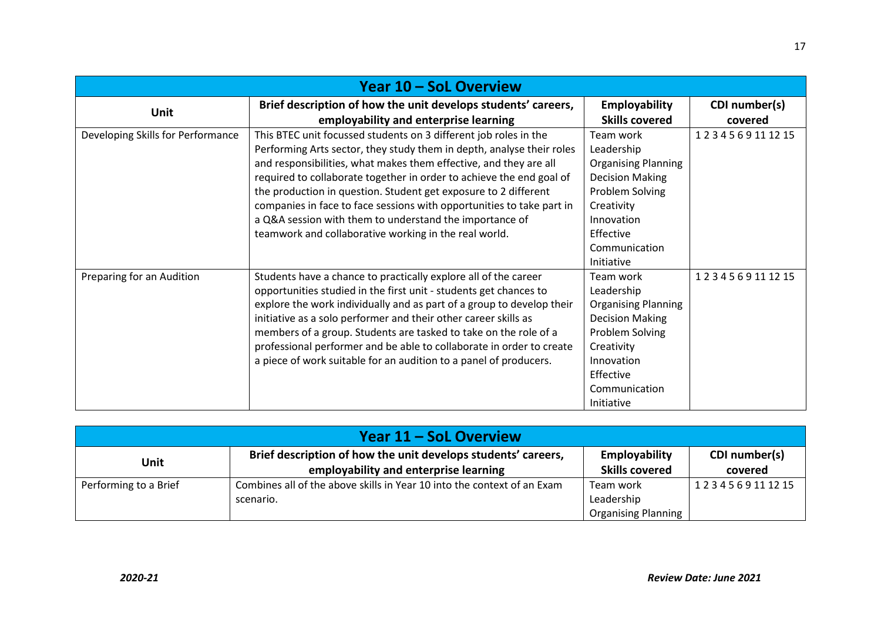| Year 10 – SoL Overview | | | |
|---|---|---|---|
| **Unit** | **Brief description of how the unit develops students' careers, employability and enterprise learning** | **Employability Skills covered** | **CDI number(s) covered** |
| Developing Skills for Performance | This BTEC unit focussed students on 3 different job roles in the Performing Arts sector, they study them in depth, analyse their roles and responsibilities, what makes them effective, and they are all required to collaborate together in order to achieve the end goal of the production in question. Student get exposure to 2 different companies in face to face sessions with opportunities to take part in a Q&A session with them to understand the importance of teamwork and collaborative working in the real world. | Team work<br>Leadership<br>Organising Planning<br>Decision Making<br>Problem Solving<br>Creativity<br>Innovation<br>Effective Communication<br>Initiative | 1 2 3 4 5 6 9 11 12 15 |
| Preparing for an Audition | Students have a chance to practically explore all of the career opportunities studied in the first unit - students get chances to explore the work individually and as part of a group to develop their initiative as a solo performer and their other career skills as members of a group. Students are tasked to take on the role of a professional performer and be able to collaborate in order to create a piece of work suitable for an audition to a panel of producers. | Team work<br>Leadership<br>Organising Planning<br>Decision Making<br>Problem Solving<br>Creativity<br>Innovation<br>Effective Communication<br>Initiative | 1 2 3 4 5 6 9 11 12 15 |

| Year 11 – SoL Overview | | | |
|---|---|---|---|
| **Unit** | **Brief description of how the unit develops students' careers, employability and enterprise learning** | **Employability Skills covered** | **CDI number(s) covered** |
| Performing to a Brief | Combines all of the above skills in Year 10 into the context of an Exam scenario. | Team work<br>Leadership<br>Organising Planning | 1 2 3 4 5 6 9 11 12 15 |

*2020-21* *Review Date: June 2021*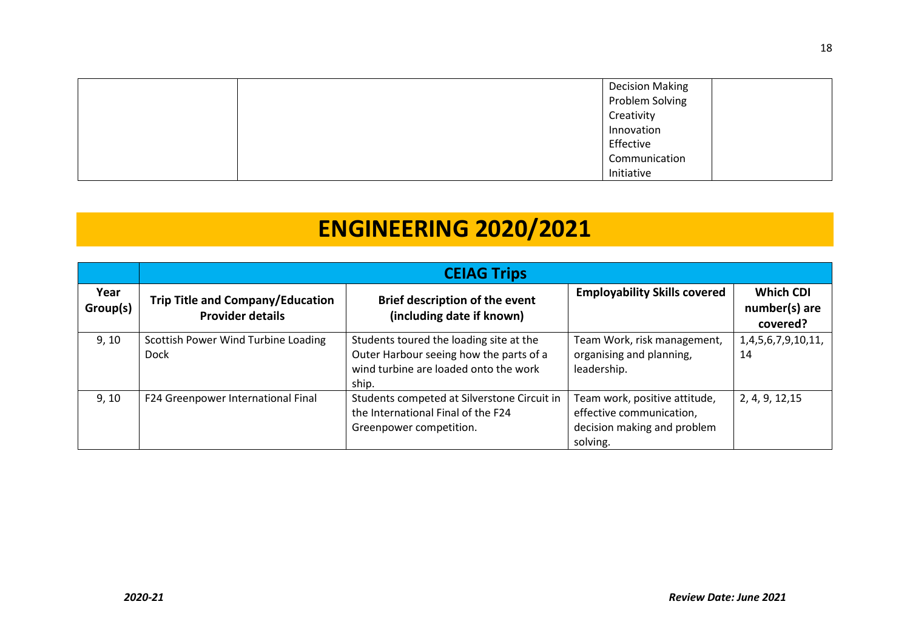| | | Decision Making<br>Problem Solving<br>Creativity<br>Innovation<br>Effective Communication<br>Initiative | |
|---|---|---|---|

# ENGINEERING 2020/2021

| | CEIAG Trips | | | |
|---|---|---|---|---|
| **Year Group(s)** | **Trip Title and Company/Education Provider details** | **Brief description of the event (including date if known)** | **Employability Skills covered** | **Which CDI number(s) are covered?** |
| 9, 10 | Scottish Power Wind Turbine Loading Dock | Students toured the loading site at the Outer Harbour seeing how the parts of a wind turbine are loaded onto the work ship. | Team Work, risk management, organising and planning, leadership. | 1,4,5,6,7,9,10,11, 14 |
| 9, 10 | F24 Greenpower International Final | Students competed at Silverstone Circuit in the International Final of the F24 Greenpower competition. | Team work, positive attitude, effective communication, decision making and problem solving. | 2, 4, 9, 12,15 |

*2020-21* *Review Date: June 2021*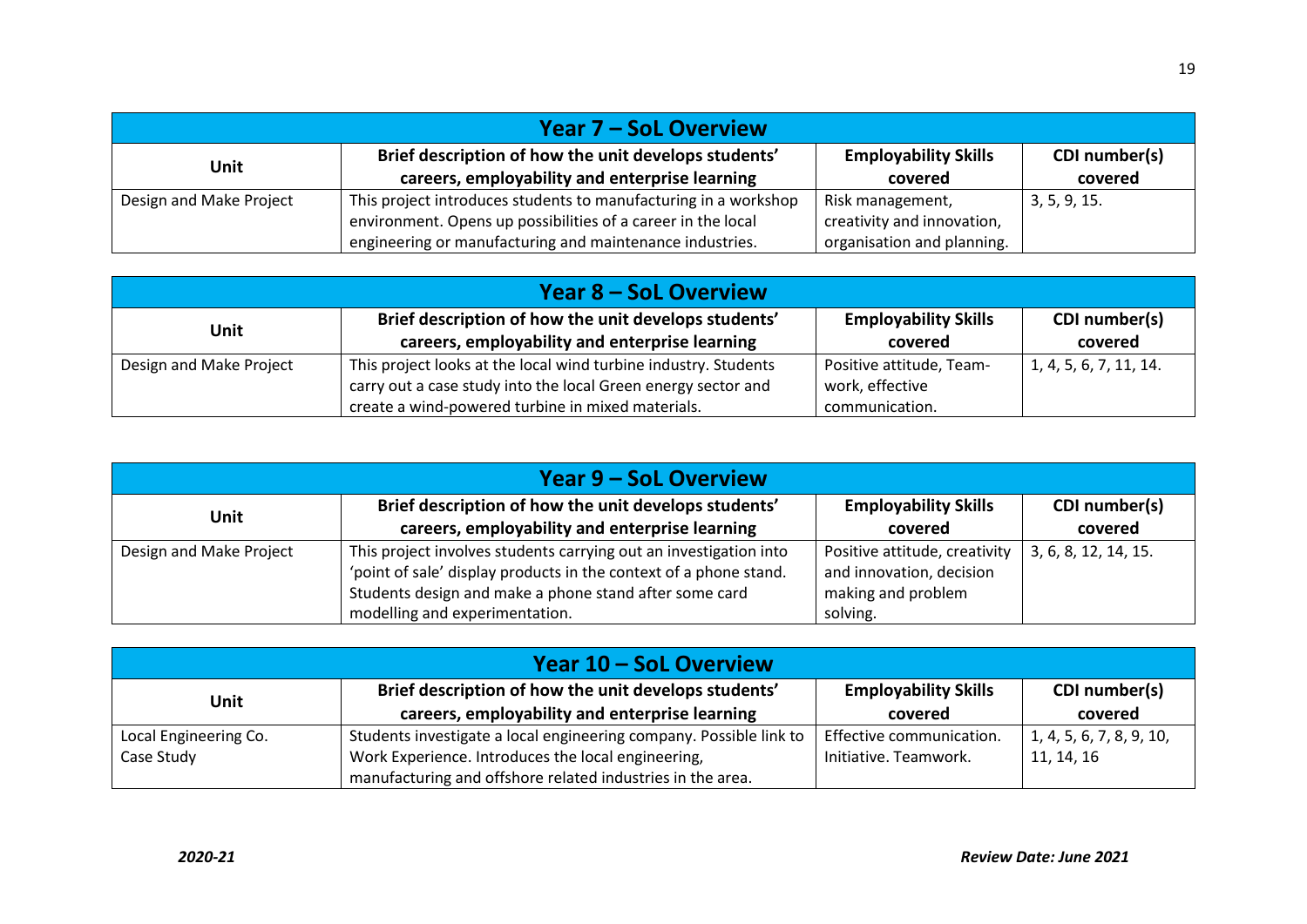## Year 7 – SoL Overview

| Unit | Brief description of how the unit develops students' careers, employability and enterprise learning | Employability Skills covered | CDI number(s) covered |
|---|---|---|---|
| Design and Make Project | This project introduces students to manufacturing in a workshop environment. Opens up possibilities of a career in the local engineering or manufacturing and maintenance industries. | Risk management, creativity and innovation, organisation and planning. | 3, 5, 9, 15. |

## Year 8 – SoL Overview

| Unit | Brief description of how the unit develops students' careers, employability and enterprise learning | Employability Skills covered | CDI number(s) covered |
|---|---|---|---|
| Design and Make Project | This project looks at the local wind turbine industry. Students carry out a case study into the local Green energy sector and create a wind-powered turbine in mixed materials. | Positive attitude, Team-work, effective communication. | 1, 4, 5, 6, 7, 11, 14. |

## Year 9 – SoL Overview

| Unit | Brief description of how the unit develops students' careers, employability and enterprise learning | Employability Skills covered | CDI number(s) covered |
|---|---|---|---|
| Design and Make Project | This project involves students carrying out an investigation into 'point of sale' display products in the context of a phone stand. Students design and make a phone stand after some card modelling and experimentation. | Positive attitude, creativity and innovation, decision making and problem solving. | 3, 6, 8, 12, 14, 15. |

## Year 10 – SoL Overview

| Unit | Brief description of how the unit develops students' careers, employability and enterprise learning | Employability Skills covered | CDI number(s) covered |
|---|---|---|---|
| Local Engineering Co. Case Study | Students investigate a local engineering company. Possible link to Work Experience. Introduces the local engineering, manufacturing and offshore related industries in the area. | Effective communication. Initiative. Teamwork. | 1, 4, 5, 6, 7, 8, 9, 10, 11, 14, 16 |

*2020-21* *Review Date: June 2021*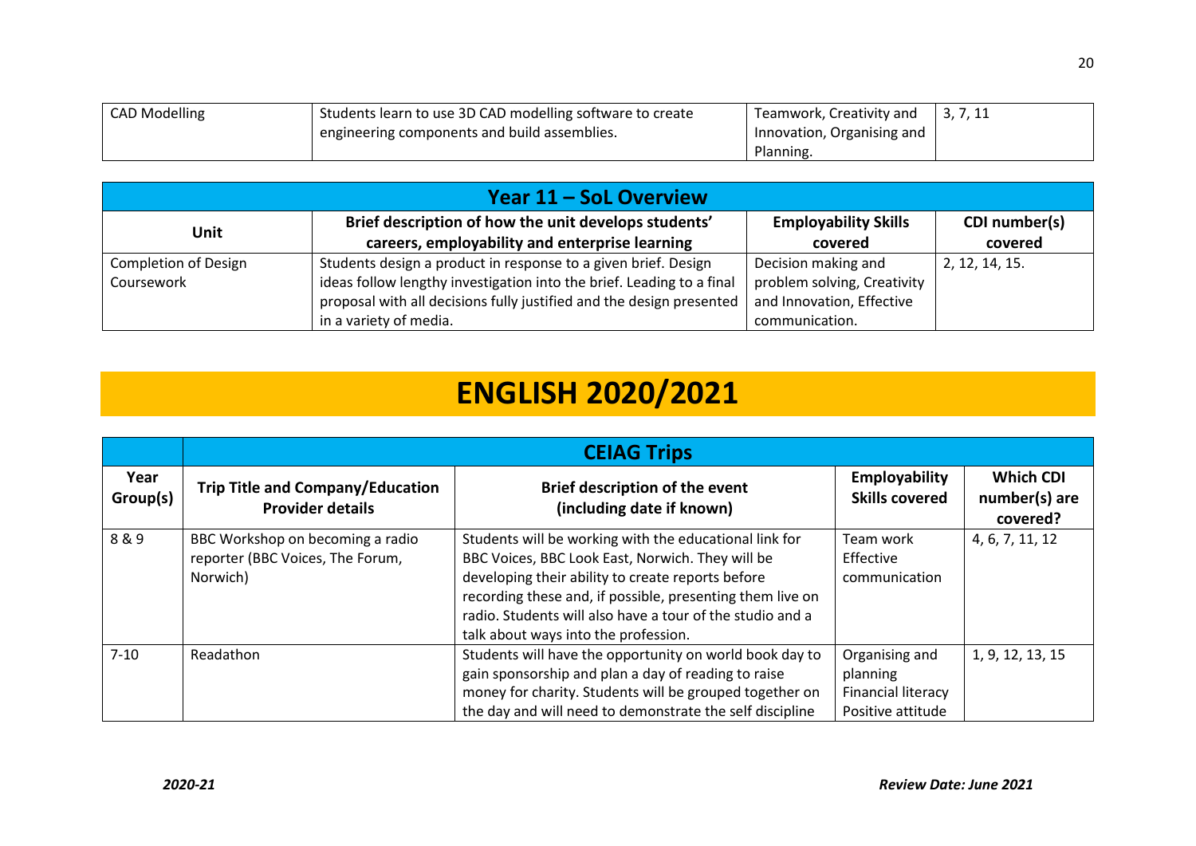| CAD Modelling | Students learn to use 3D CAD modelling software to create engineering components and build assemblies. | Teamwork, Creativity and Innovation, Organising and Planning. | 3, 7, 11 |
|---|---|---|---|

| Year 11 – SoL Overview | | | |
|---|---|---|---|
| **Unit** | **Brief description of how the unit develops students' careers, employability and enterprise learning** | **Employability Skills covered** | **CDI number(s) covered** |
| Completion of Design Coursework | Students design a product in response to a given brief. Design ideas follow lengthy investigation into the brief. Leading to a final proposal with all decisions fully justified and the design presented in a variety of media. | Decision making and problem solving, Creativity and Innovation, Effective communication. | 2, 12, 14, 15. |

# ENGLISH 2020/2021

| | CEIAG Trips | | | |
|---|---|---|---|---|
| **Year Group(s)** | **Trip Title and Company/Education Provider details** | **Brief description of the event (including date if known)** | **Employability Skills covered** | **Which CDI number(s) are covered?** |
| 8 & 9 | BBC Workshop on becoming a radio reporter (BBC Voices, The Forum, Norwich) | Students will be working with the educational link for BBC Voices, BBC Look East, Norwich. They will be developing their ability to create reports before recording these and, if possible, presenting them live on radio. Students will also have a tour of the studio and a talk about ways into the profession. | Team work<br>Effective communication | 4, 6, 7, 11, 12 |
| 7-10 | Readathon | Students will have the opportunity on world book day to gain sponsorship and plan a day of reading to raise money for charity. Students will be grouped together on the day and will need to demonstrate the self discipline | Organising and planning<br>Financial literacy<br>Positive attitude | 1, 9, 12, 13, 15 |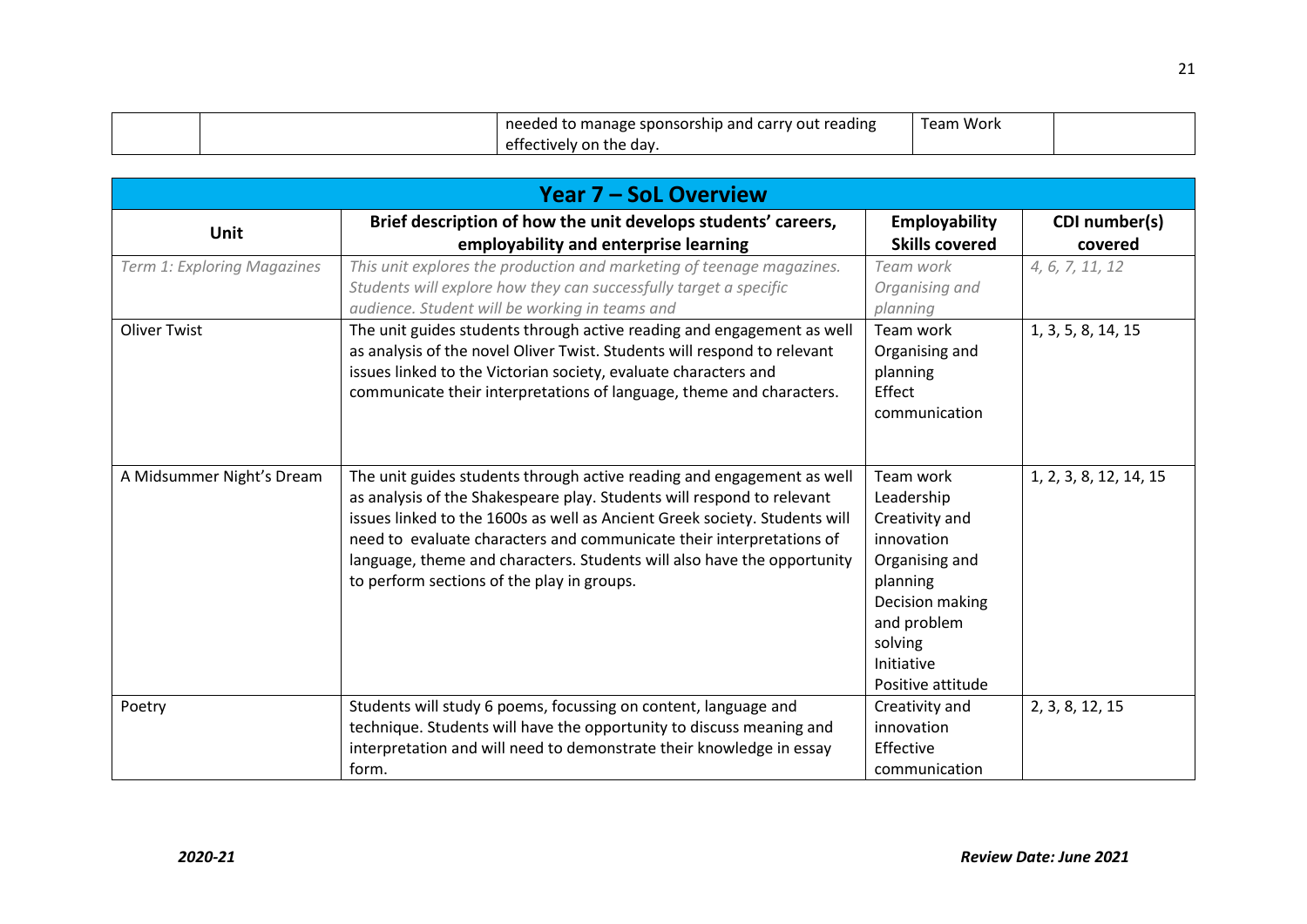| | | needed to manage sponsorship and carry out reading effectively on the day. | Team Work | |
|---|---|---|---|---|

| **Year 7 – SoL Overview** | | | |
|---|---|---|---|
| **Unit** | **Brief description of how the unit develops students' careers, employability and enterprise learning** | **Employability Skills covered** | **CDI number(s) covered** |
| *Term 1: Exploring Magazines* | *This unit explores the production and marketing of teenage magazines. Students will explore how they can successfully target a specific audience. Student will be working in teams and* | *Team work Organising and planning* | *4, 6, 7, 11, 12* |
| Oliver Twist | The unit guides students through active reading and engagement as well as analysis of the novel Oliver Twist. Students will respond to relevant issues linked to the Victorian society, evaluate characters and communicate their interpretations of language, theme and characters. | Team work Organising and planning Effect communication | 1, 3, 5, 8, 14, 15 |
| A Midsummer Night's Dream | The unit guides students through active reading and engagement as well as analysis of the Shakespeare play. Students will respond to relevant issues linked to the 1600s as well as Ancient Greek society. Students will need to evaluate characters and communicate their interpretations of language, theme and characters. Students will also have the opportunity to perform sections of the play in groups. | Team work Leadership Creativity and innovation Organising and planning Decision making and problem solving Initiative Positive attitude | 1, 2, 3, 8, 12, 14, 15 |
| Poetry | Students will study 6 poems, focussing on content, language and technique. Students will have the opportunity to discuss meaning and interpretation and will need to demonstrate their knowledge in essay form. | Creativity and innovation Effective communication | 2, 3, 8, 12, 15 |

*2020-21* *Review Date: June 2021*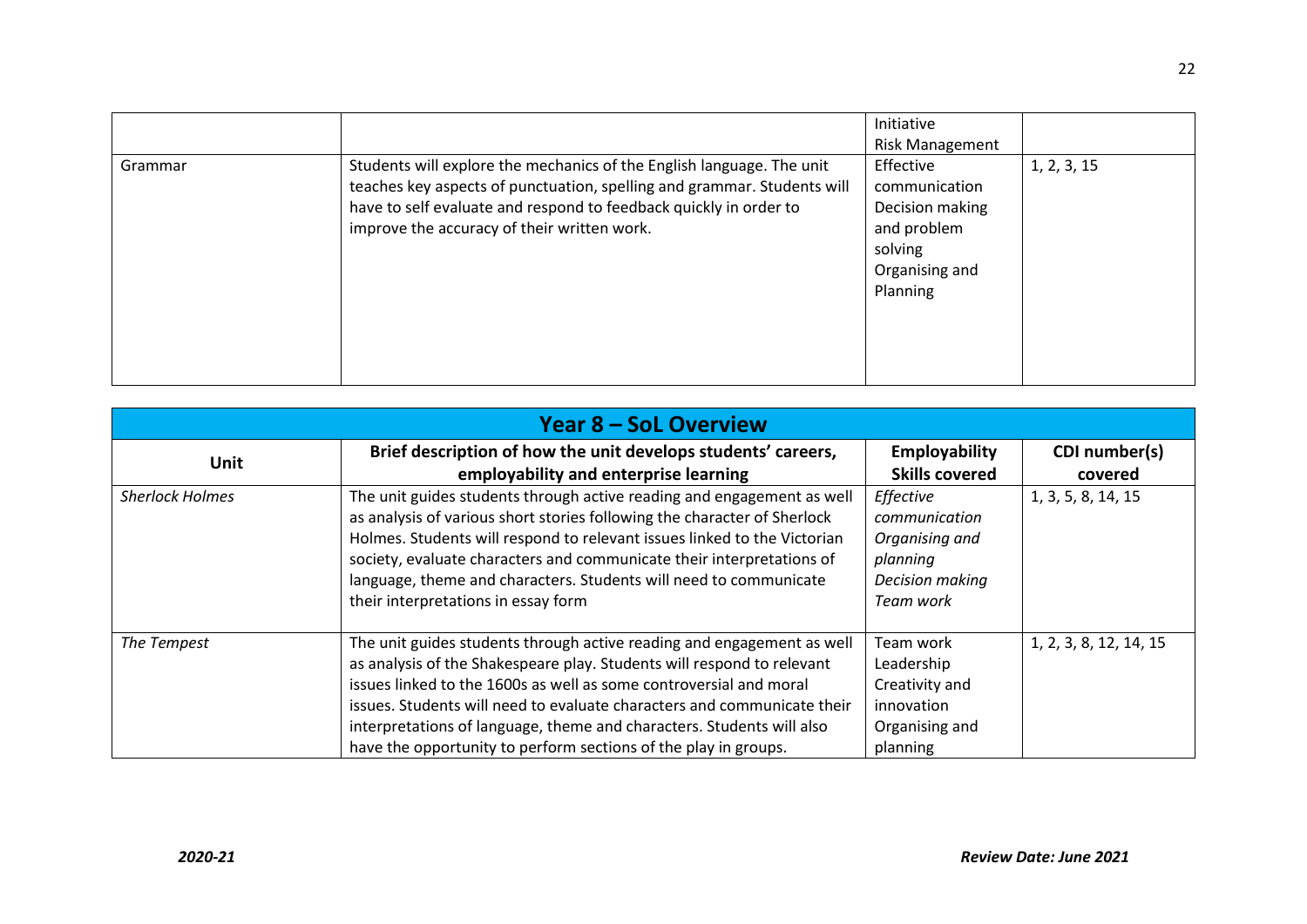| | | Initiative<br>Risk Management | |
|---|---|---|---|
| Grammar | Students will explore the mechanics of the English language. The unit teaches key aspects of punctuation, spelling and grammar. Students will have to self evaluate and respond to feedback quickly in order to improve the accuracy of their written work. | Effective communication<br>Decision making and problem solving<br>Organising and Planning | 1, 2, 3, 15 |

## Year 8 – SoL Overview

| Unit | Brief description of how the unit develops students' careers, employability and enterprise learning | Employability Skills covered | CDI number(s) covered |
|---|---|---|---|
| *Sherlock Holmes* | The unit guides students through active reading and engagement as well as analysis of various short stories following the character of Sherlock Holmes. Students will respond to relevant issues linked to the Victorian society, evaluate characters and communicate their interpretations of language, theme and characters. Students will need to communicate their interpretations in essay form | *Effective communication*<br>*Organising and planning*<br>*Decision making*<br>*Team work* | 1, 3, 5, 8, 14, 15 |
| *The Tempest* | The unit guides students through active reading and engagement as well as analysis of the Shakespeare play. Students will respond to relevant issues linked to the 1600s as well as some controversial and moral issues. Students will need to evaluate characters and communicate their interpretations of language, theme and characters. Students will also have the opportunity to perform sections of the play in groups. | Team work<br>Leadership<br>Creativity and innovation<br>Organising and planning | 1, 2, 3, 8, 12, 14, 15 |

*2020-21* | ***Review Date: June 2021***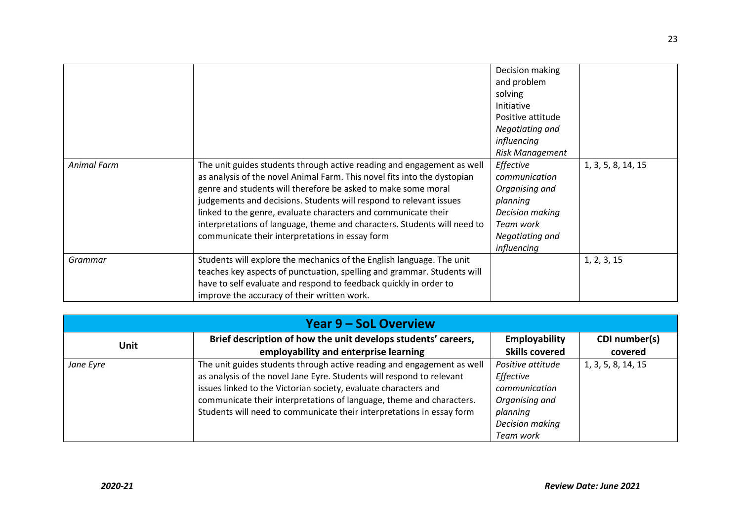| | | | |
|---|---|---|---|
| | | Decision making and problem solving<br>Initiative<br>Positive attitude<br>*Negotiating and influencing*<br>*Risk Management* | |
| *Animal Farm* | The unit guides students through active reading and engagement as well as analysis of the novel Animal Farm. This novel fits into the dystopian genre and students will therefore be asked to make some moral judgements and decisions. Students will respond to relevant issues linked to the genre, evaluate characters and communicate their interpretations of language, theme and characters. Students will need to communicate their interpretations in essay form | *Effective communication*<br>*Organising and planning*<br>*Decision making*<br>*Team work*<br>*Negotiating and influencing* | 1, 3, 5, 8, 14, 15 |
| *Grammar* | Students will explore the mechanics of the English language. The unit teaches key aspects of punctuation, spelling and grammar. Students will have to self evaluate and respond to feedback quickly in order to improve the accuracy of their written work. | | 1, 2, 3, 15 |

## Year 9 – SoL Overview

| Unit | Brief description of how the unit develops students' careers, employability and enterprise learning | Employability Skills covered | CDI number(s) covered |
|---|---|---|---|
| *Jane Eyre* | The unit guides students through active reading and engagement as well as analysis of the novel Jane Eyre. Students will respond to relevant issues linked to the Victorian society, evaluate characters and communicate their interpretations of language, theme and characters. Students will need to communicate their interpretations in essay form | *Positive attitude*<br>*Effective communication*<br>*Organising and planning*<br>*Decision making*<br>*Team work* | 1, 3, 5, 8, 14, 15 |

*2020-21* *Review Date: June 2021*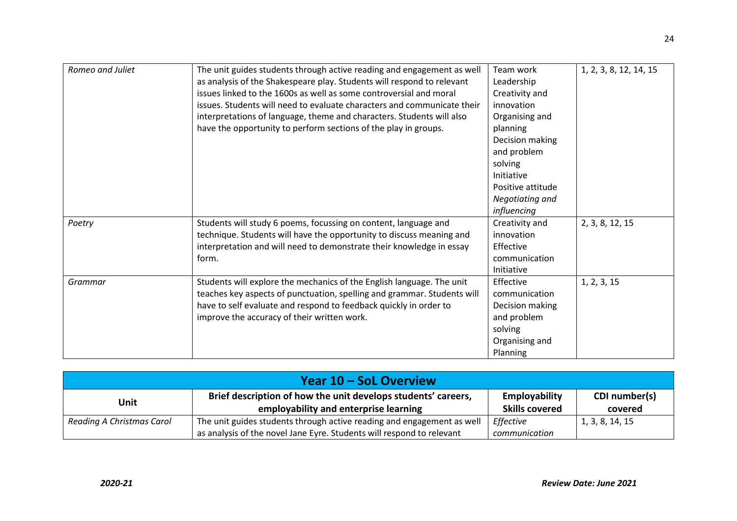| | | | |
|---|---|---|---|
| *Romeo and Juliet* | The unit guides students through active reading and engagement as well as analysis of the Shakespeare play. Students will respond to relevant issues linked to the 1600s as well as some controversial and moral issues. Students will need to evaluate characters and communicate their interpretations of language, theme and characters. Students will also have the opportunity to perform sections of the play in groups. | Team work<br>Leadership<br>Creativity and innovation<br>Organising and planning<br>Decision making and problem solving<br>Initiative<br>Positive attitude<br>*Negotiating and influencing* | 1, 2, 3, 8, 12, 14, 15 |
| *Poetry* | Students will study 6 poems, focussing on content, language and technique. Students will have the opportunity to discuss meaning and interpretation and will need to demonstrate their knowledge in essay form. | Creativity and innovation<br>Effective communication<br>Initiative | 2, 3, 8, 12, 15 |
| *Grammar* | Students will explore the mechanics of the English language. The unit teaches key aspects of punctuation, spelling and grammar. Students will have to self evaluate and respond to feedback quickly in order to improve the accuracy of their written work. | Effective communication<br>Decision making and problem solving<br>Organising and Planning | 1, 2, 3, 15 |

## Year 10 – SoL Overview

| Unit | Brief description of how the unit develops students' careers, employability and enterprise learning | Employability Skills covered | CDI number(s) covered |
|---|---|---|---|
| *Reading A Christmas Carol* | The unit guides students through active reading and engagement as well as analysis of the novel Jane Eyre. Students will respond to relevant | *Effective communication* | 1, 3, 8, 14, 15 |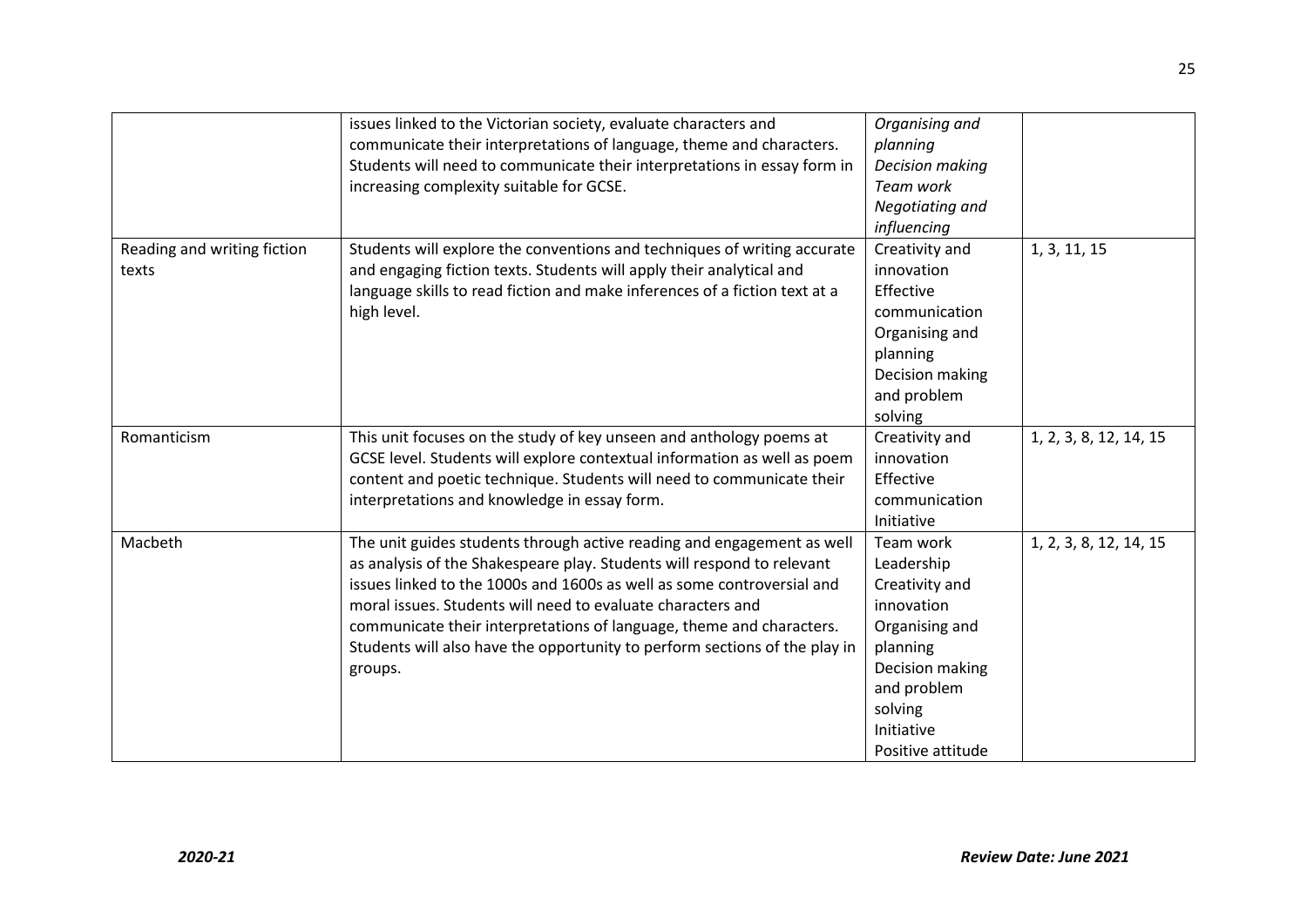| | | | |
|---|---|---|---|
| | issues linked to the Victorian society, evaluate characters and communicate their interpretations of language, theme and characters. Students will need to communicate their interpretations in essay form in increasing complexity suitable for GCSE. | *Organising and planning* *Decision making* *Team work* *Negotiating and influencing* | |
| Reading and writing fiction texts | Students will explore the conventions and techniques of writing accurate and engaging fiction texts. Students will apply their analytical and language skills to read fiction and make inferences of a fiction text at a high level. | Creativity and innovation Effective communication Organising and planning Decision making and problem solving | 1, 3, 11, 15 |
| Romanticism | This unit focuses on the study of key unseen and anthology poems at GCSE level. Students will explore contextual information as well as poem content and poetic technique. Students will need to communicate their interpretations and knowledge in essay form. | Creativity and innovation Effective communication Initiative | 1, 2, 3, 8, 12, 14, 15 |
| Macbeth | The unit guides students through active reading and engagement as well as analysis of the Shakespeare play. Students will respond to relevant issues linked to the 1000s and 1600s as well as some controversial and moral issues. Students will need to evaluate characters and communicate their interpretations of language, theme and characters. Students will also have the opportunity to perform sections of the play in groups. | Team work Leadership Creativity and innovation Organising and planning Decision making and problem solving Initiative Positive attitude | 1, 2, 3, 8, 12, 14, 15 |

***2020-21*** ***Review Date: June 2021***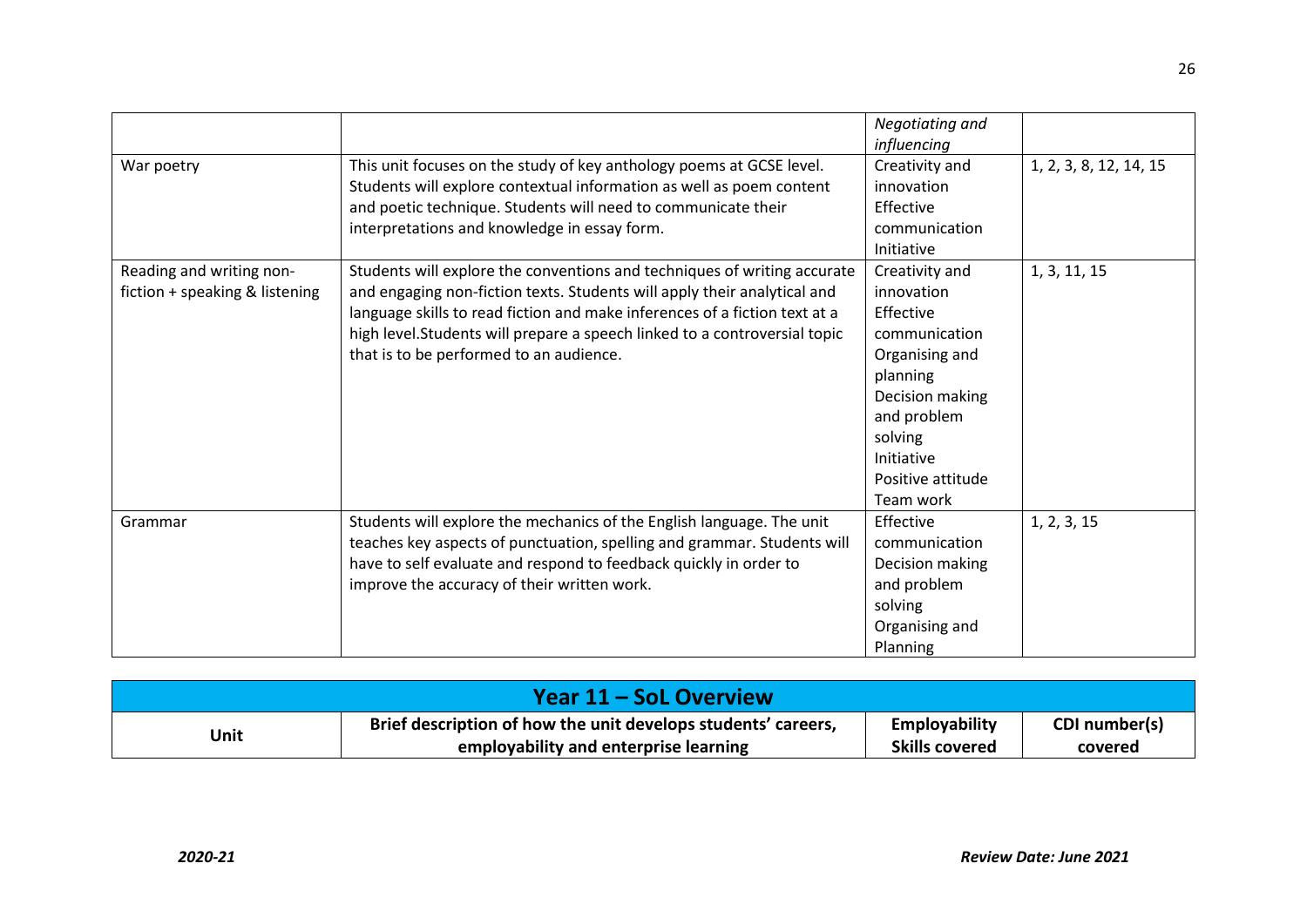| | | Employability Skills covered | CDI number(s) covered |
|---|---|---|---|
| | | *Negotiating and influencing* | |
| War poetry | This unit focuses on the study of key anthology poems at GCSE level. Students will explore contextual information as well as poem content and poetic technique. Students will need to communicate their interpretations and knowledge in essay form. | Creativity and innovation<br>Effective communication<br>Initiative | 1, 2, 3, 8, 12, 14, 15 |
| Reading and writing non-fiction + speaking & listening | Students will explore the conventions and techniques of writing accurate and engaging non-fiction texts. Students will apply their analytical and language skills to read fiction and make inferences of a fiction text at a high level.Students will prepare a speech linked to a controversial topic that is to be performed to an audience. | Creativity and innovation<br>Effective communication<br>Organising and planning<br>Decision making and problem solving<br>Initiative<br>Positive attitude<br>Team work | 1, 3, 11, 15 |
| Grammar | Students will explore the mechanics of the English language. The unit teaches key aspects of punctuation, spelling and grammar. Students will have to self evaluate and respond to feedback quickly in order to improve the accuracy of their written work. | Effective communication<br>Decision making and problem solving<br>Organising and Planning | 1, 2, 3, 15 |

| **Year 11 – SoL Overview** | | | |
|---|---|---|---|
| **Unit** | **Brief description of how the unit develops students' careers, employability and enterprise learning** | **Employability Skills covered** | **CDI number(s) covered** |

*2020-21* &nbsp;&nbsp;&nbsp;&nbsp; ***Review Date: June 2021***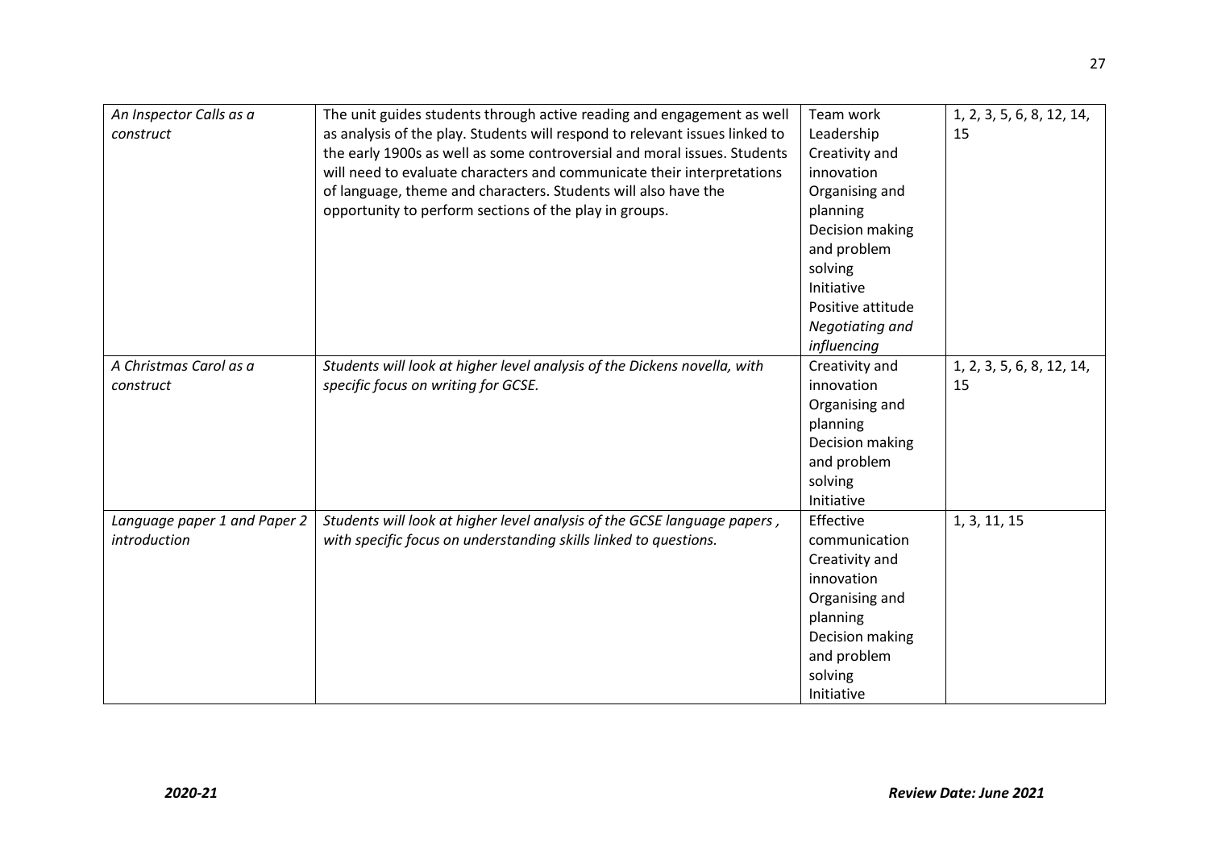| | | | |
|---|---|---|---|
| *An Inspector Calls as a construct* | The unit guides students through active reading and engagement as well as analysis of the play. Students will respond to relevant issues linked to the early 1900s as well as some controversial and moral issues. Students will need to evaluate characters and communicate their interpretations of language, theme and characters. Students will also have the opportunity to perform sections of the play in groups. | Team work<br>Leadership<br>Creativity and innovation<br>Organising and planning<br>Decision making and problem solving<br>Initiative<br>Positive attitude<br>*Negotiating and influencing* | 1, 2, 3, 5, 6, 8, 12, 14, 15 |
| *A Christmas Carol as a construct* | *Students will look at higher level analysis of the Dickens novella, with specific focus on writing for GCSE.* | Creativity and innovation<br>Organising and planning<br>Decision making and problem solving<br>Initiative | 1, 2, 3, 5, 6, 8, 12, 14, 15 |
| *Language paper 1 and Paper 2 introduction* | *Students will look at higher level analysis of the GCSE language papers , with specific focus on understanding skills linked to questions.* | Effective communication<br>Creativity and innovation<br>Organising and planning<br>Decision making and problem solving<br>Initiative | 1, 3, 11, 15 |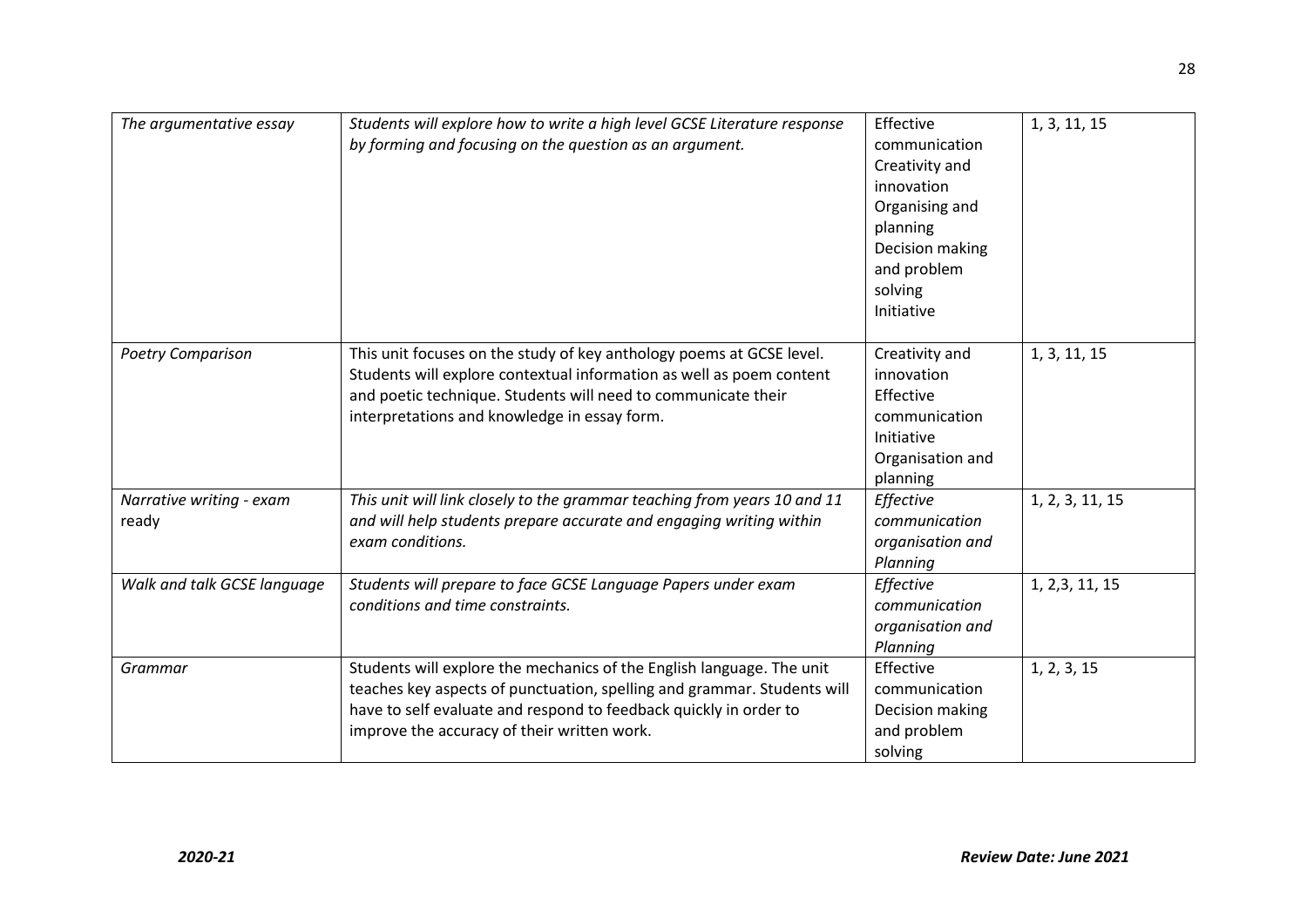| *The argumentative essay* | *Students will explore how to write a high level GCSE Literature response by forming and focusing on the question as an argument.* | Effective communication Creativity and innovation Organising and planning Decision making and problem solving Initiative | 1, 3, 11, 15 |
|---|---|---|---|
| *Poetry Comparison* | This unit focuses on the study of key anthology poems at GCSE level. Students will explore contextual information as well as poem content and poetic technique. Students will need to communicate their interpretations and knowledge in essay form. | Creativity and innovation Effective communication Initiative Organisation and planning | 1, 3, 11, 15 |
| *Narrative writing - exam ready* | *This unit will link closely to the grammar teaching from years 10 and 11 and will help students prepare accurate and engaging writing within exam conditions.* | *Effective communication organisation and Planning* | 1, 2, 3, 11, 15 |
| *Walk and talk GCSE language* | *Students will prepare to face GCSE Language Papers under exam conditions and time constraints.* | *Effective communication organisation and Planning* | 1, 2,3, 11, 15 |
| *Grammar* | Students will explore the mechanics of the English language. The unit teaches key aspects of punctuation, spelling and grammar. Students will have to self evaluate and respond to feedback quickly in order to improve the accuracy of their written work. | Effective communication Decision making and problem solving | 1, 2, 3, 15 |

***2020-21*** ***Review Date: June 2021***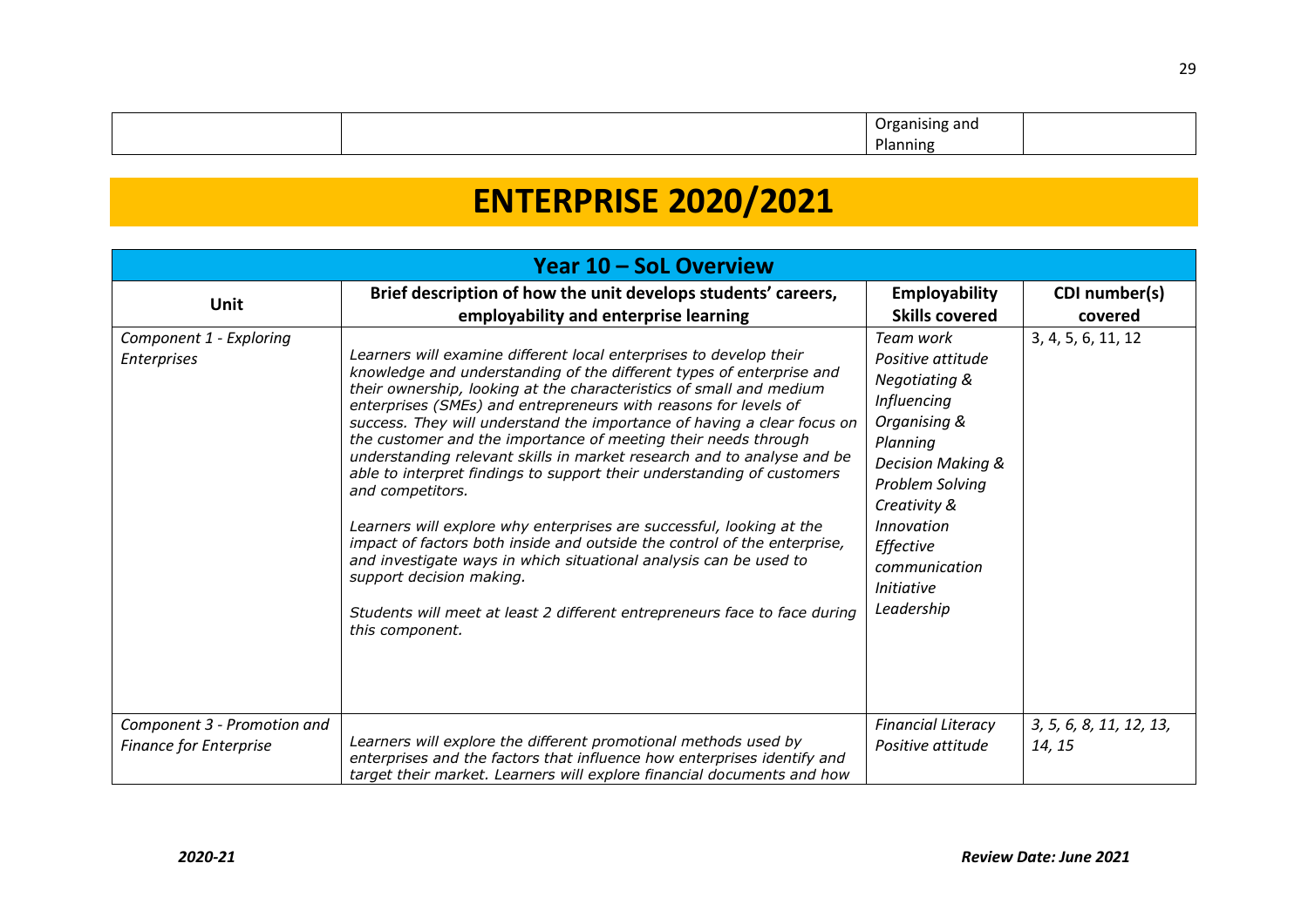| | | Organising and Planning | |
|---|---|---|---|

# ENTERPRISE 2020/2021

| Year 10 – SoL Overview | | | |
|---|---|---|---|
| **Unit** | **Brief description of how the unit develops students' careers, employability and enterprise learning** | **Employability Skills covered** | **CDI number(s) covered** |
| *Component 1 - Exploring Enterprises* | *Learners will examine different local enterprises to develop their knowledge and understanding of the different types of enterprise and their ownership, looking at the characteristics of small and medium enterprises (SMEs) and entrepreneurs with reasons for levels of success. They will understand the importance of having a clear focus on the customer and the importance of meeting their needs through understanding relevant skills in market research and to analyse and be able to interpret findings to support their understanding of customers and competitors.*<br><br>*Learners will explore why enterprises are successful, looking at the impact of factors both inside and outside the control of the enterprise, and investigate ways in which situational analysis can be used to support decision making.*<br><br>*Students will meet at least 2 different entrepreneurs face to face during this component.* | *Team work*<br>*Positive attitude*<br>*Negotiating & Influencing*<br>*Organising & Planning*<br>*Decision Making & Problem Solving*<br>*Creativity & Innovation*<br>*Effective communication*<br>*Initiative*<br>*Leadership* | 3, 4, 5, 6, 11, 12 |
| *Component 3 - Promotion and Finance for Enterprise* | *Learners will explore the different promotional methods used by enterprises and the factors that influence how enterprises identify and target their market. Learners will explore financial documents and how* | *Financial Literacy*<br>*Positive attitude* | *3, 5, 6, 8, 11, 12, 13, 14, 15* |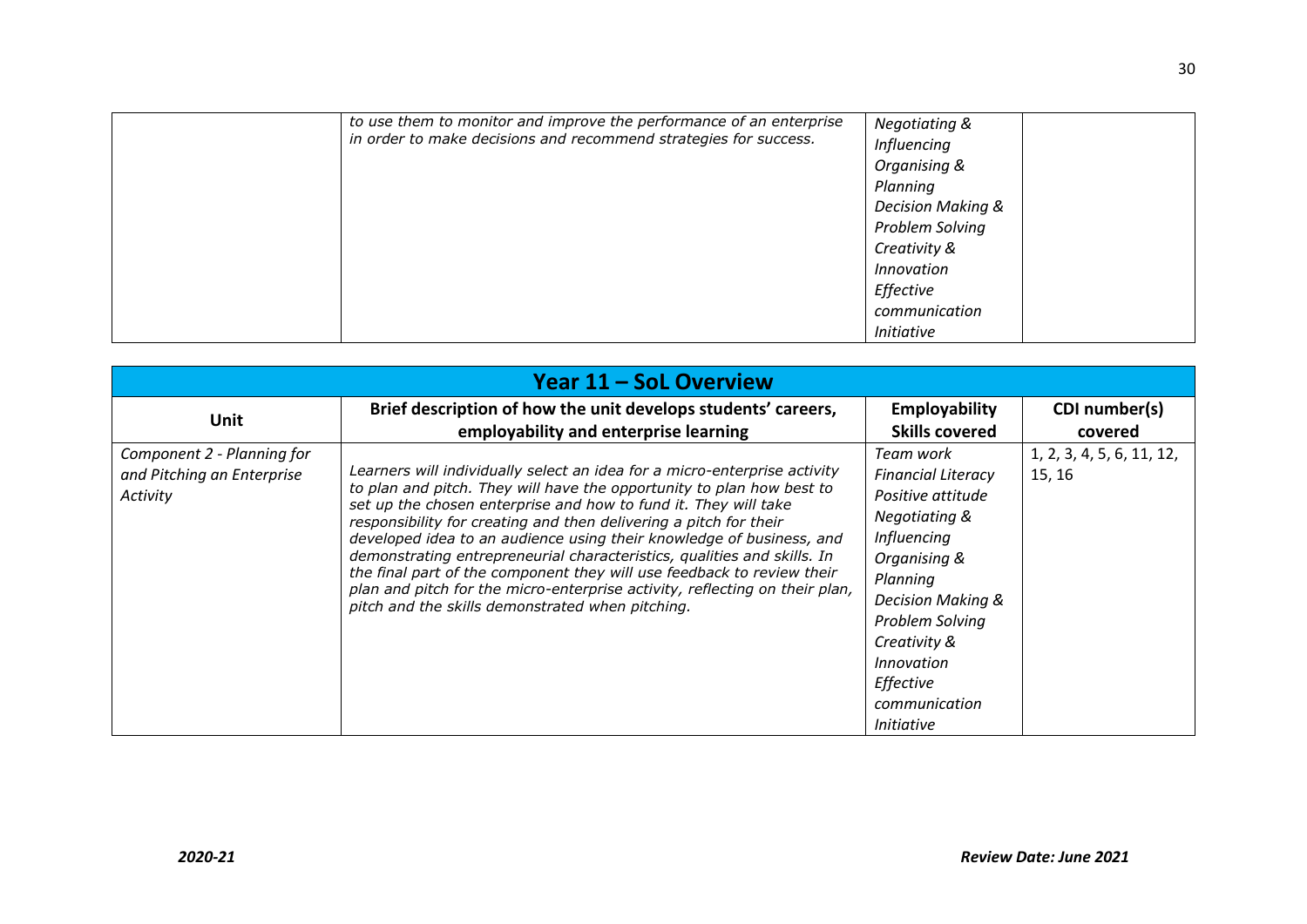| | *to use them to monitor and improve the performance of an enterprise in order to make decisions and recommend strategies for success.* | *Negotiating & Influencing*<br>*Organising & Planning*<br>*Decision Making & Problem Solving*<br>*Creativity & Innovation*<br>*Effective communication*<br>*Initiative* | |
|---|---|---|---|

| **Year 11 – SoL Overview** | | | |
|---|---|---|---|
| **Unit** | **Brief description of how the unit develops students' careers, employability and enterprise learning** | **Employability Skills covered** | **CDI number(s) covered** |
| *Component 2 - Planning for and Pitching an Enterprise Activity* | *Learners will individually select an idea for a micro-enterprise activity to plan and pitch. They will have the opportunity to plan how best to set up the chosen enterprise and how to fund it. They will take responsibility for creating and then delivering a pitch for their developed idea to an audience using their knowledge of business, and demonstrating entrepreneurial characteristics, qualities and skills. In the final part of the component they will use feedback to review their plan and pitch for the micro-enterprise activity, reflecting on their plan, pitch and the skills demonstrated when pitching.* | *Team work*<br>*Financial Literacy*<br>*Positive attitude*<br>*Negotiating & Influencing*<br>*Organising & Planning*<br>*Decision Making & Problem Solving*<br>*Creativity & Innovation*<br>*Effective communication*<br>*Initiative* | 1, 2, 3, 4, 5, 6, 11, 12, 15, 16 |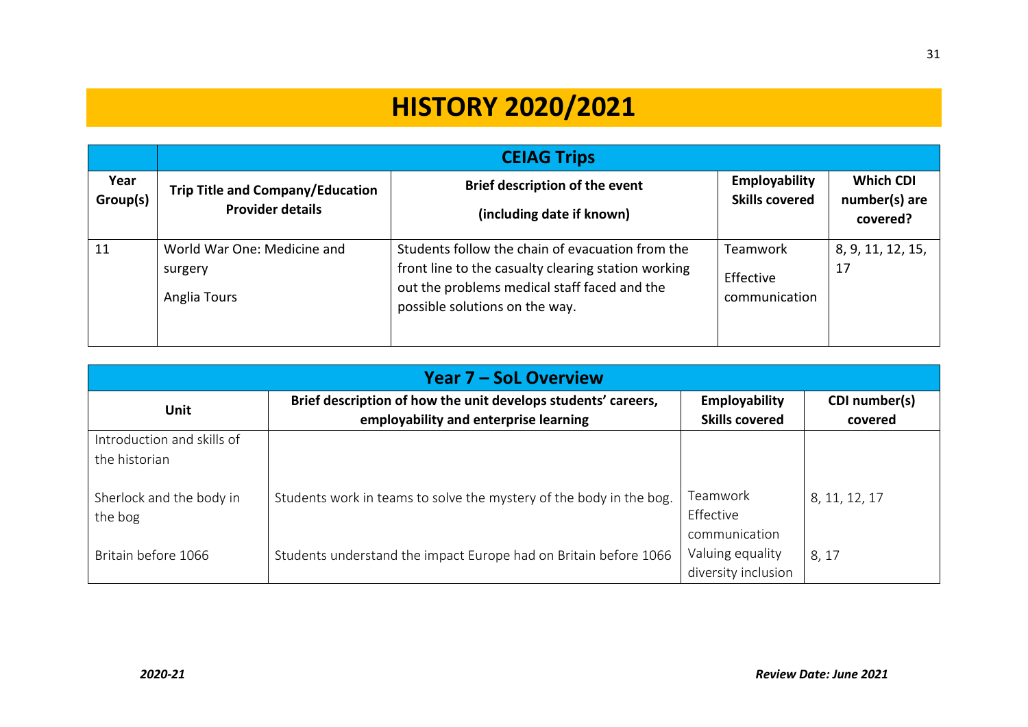# HISTORY 2020/2021

| | CEIAG Trips | | | |
|---|---|---|---|---|
| **Year Group(s)** | **Trip Title and Company/Education Provider details** | **Brief description of the event (including date if known)** | **Employability Skills covered** | **Which CDI number(s) are covered?** |
| 11 | World War One: Medicine and surgery<br>Anglia Tours | Students follow the chain of evacuation from the front line to the casualty clearing station working out the problems medical staff faced and the possible solutions on the way. | Teamwork<br>Effective communication | 8, 9, 11, 12, 15, 17 |

| Year 7 – SoL Overview | | | |
|---|---|---|---|
| **Unit** | **Brief description of how the unit develops students' careers, employability and enterprise learning** | **Employability Skills covered** | **CDI number(s) covered** |
| Introduction and skills of the historian | | | |
| Sherlock and the body in the bog | Students work in teams to solve the mystery of the body in the bog. | Teamwork<br>Effective communication | 8, 11, 12, 17 |
| Britain before 1066 | Students understand the impact Europe had on Britain before 1066 | Valuing equality diversity inclusion | 8, 17 |

*2020-21* ***Review Date: June 2021***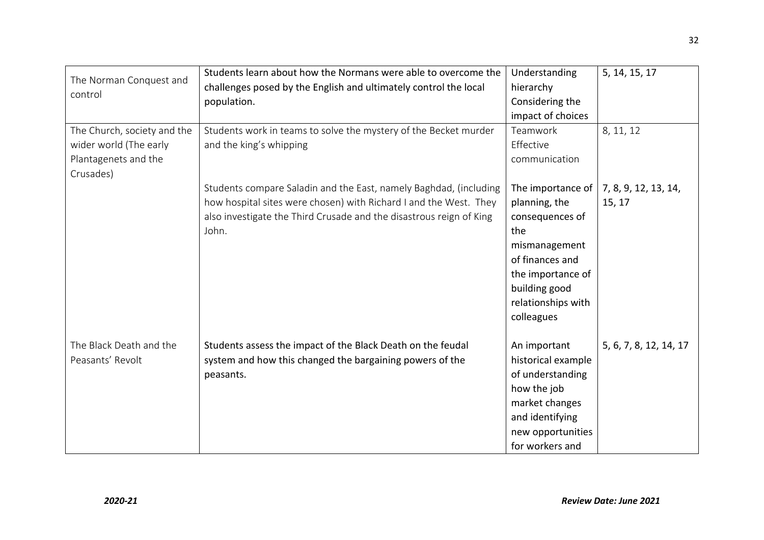| The Norman Conquest and control | Students learn about how the Normans were able to overcome the challenges posed by the English and ultimately control the local population. | Understanding hierarchy Considering the impact of choices | 5, 14, 15, 17 |
|---|---|---|---|
| The Church, society and the wider world (The early Plantagenets and the Crusades) | Students work in teams to solve the mystery of the Becket murder and the king's whipping | Teamwork Effective communication | 8, 11, 12 |
| | Students compare Saladin and the East, namely Baghdad, (including how hospital sites were chosen) with Richard I and the West. They also investigate the Third Crusade and the disastrous reign of King John. | The importance of planning, the consequences of the mismanagement of finances and the importance of building good relationships with colleagues | 7, 8, 9, 12, 13, 14, 15, 17 |
| The Black Death and the Peasants' Revolt | Students assess the impact of the Black Death on the feudal system and how this changed the bargaining powers of the peasants. | An important historical example of understanding how the job market changes and identifying new opportunities for workers and | 5, 6, 7, 8, 12, 14, 17 |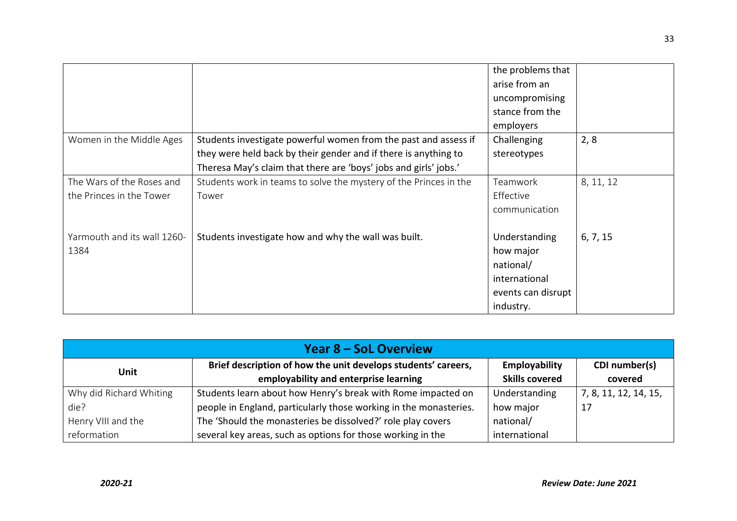| | | | |
|---|---|---|---|
| | | the problems that arise from an uncompromising stance from the employers | |
| Women in the Middle Ages | Students investigate powerful women from the past and assess if they were held back by their gender and if there is anything to Theresa May's claim that there are 'boys' jobs and girls' jobs.' | Challenging stereotypes | 2, 8 |
| The Wars of the Roses and the Princes in the Tower | Students work in teams to solve the mystery of the Princes in the Tower | Teamwork<br>Effective communication | 8, 11, 12 |
| Yarmouth and its wall 1260-1384 | Students investigate how and why the wall was built. | Understanding how major national/ international events can disrupt industry. | 6, 7, 15 |

| **Year 8 – SoL Overview** | | | |
|---|---|---|---|
| **Unit** | **Brief description of how the unit develops students' careers, employability and enterprise learning** | **Employability Skills covered** | **CDI number(s) covered** |
| Why did Richard Whiting die?<br>Henry VIII and the reformation | Students learn about how Henry's break with Rome impacted on people in England, particularly those working in the monasteries. The 'Should the monasteries be dissolved?' role play covers several key areas, such as options for those working in the | Understanding how major national/ international | 7, 8, 11, 12, 14, 15, 17 |

*2020-21* *Review Date: June 2021*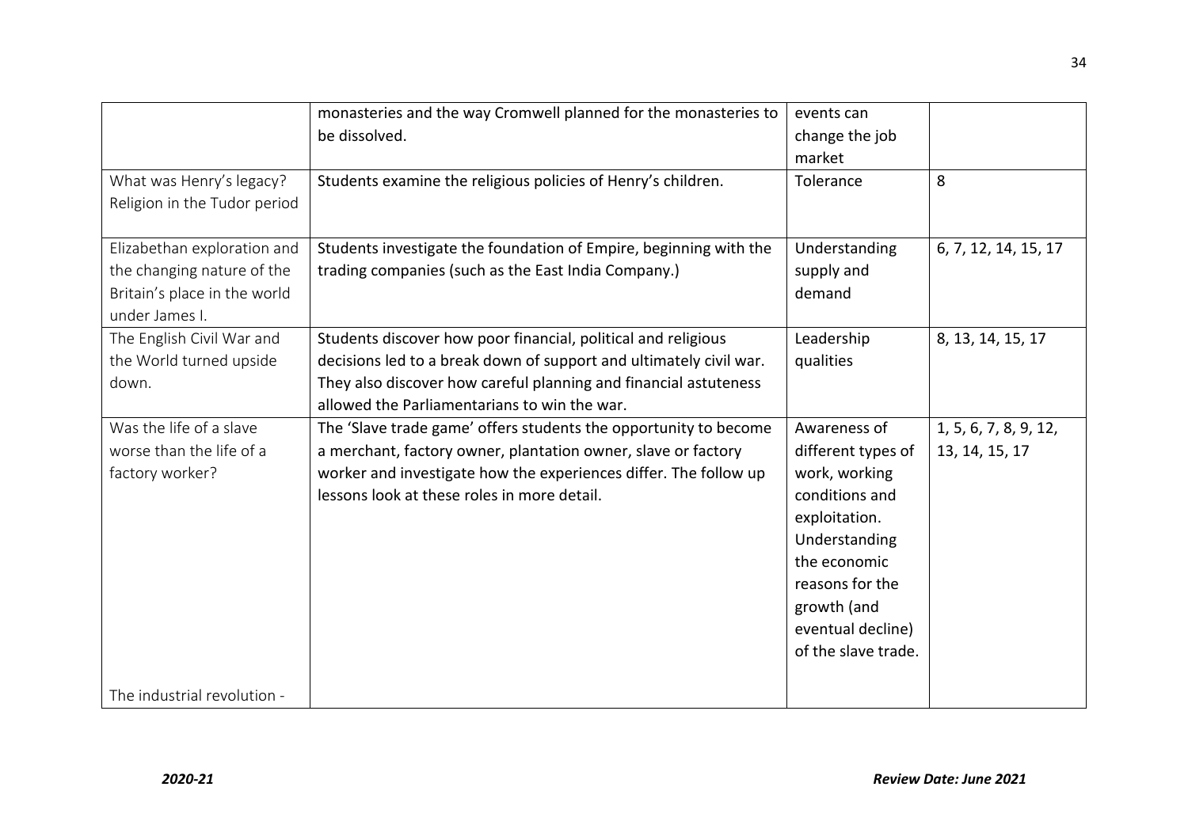| | | | |
|---|---|---|---|
| | monasteries and the way Cromwell planned for the monasteries to be dissolved. | events can change the job market | |
| What was Henry's legacy? Religion in the Tudor period | Students examine the religious policies of Henry's children. | Tolerance | 8 |
| Elizabethan exploration and the changing nature of the Britain's place in the world under James I. | Students investigate the foundation of Empire, beginning with the trading companies (such as the East India Company.) | Understanding supply and demand | 6, 7, 12, 14, 15, 17 |
| The English Civil War and the World turned upside down. | Students discover how poor financial, political and religious decisions led to a break down of support and ultimately civil war. They also discover how careful planning and financial astuteness allowed the Parliamentarians to win the war. | Leadership qualities | 8, 13, 14, 15, 17 |
| Was the life of a slave worse than the life of a factory worker?<br><br>The industrial revolution - | The 'Slave trade game' offers students the opportunity to become a merchant, factory owner, plantation owner, slave or factory worker and investigate how the experiences differ. The follow up lessons look at these roles in more detail. | Awareness of different types of work, working conditions and exploitation. Understanding the economic reasons for the growth (and eventual decline) of the slave trade. | 1, 5, 6, 7, 8, 9, 12, 13, 14, 15, 17 |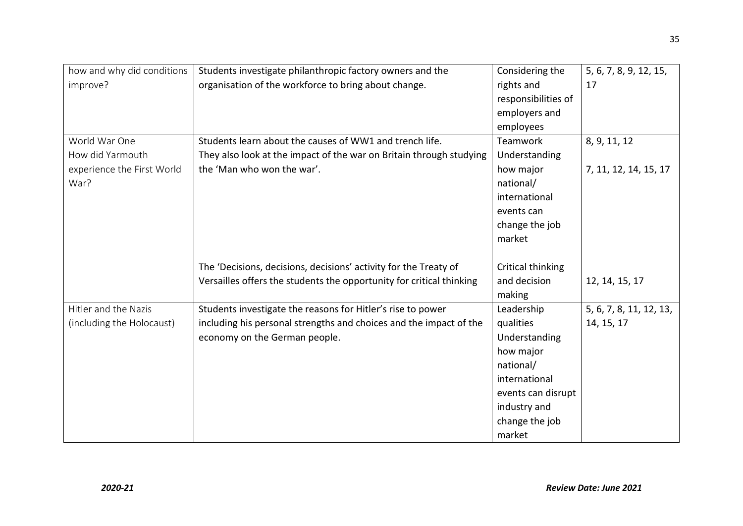| | | | |
|---|---|---|---|
| how and why did conditions improve? | Students investigate philanthropic factory owners and the organisation of the workforce to bring about change. | Considering the rights and responsibilities of employers and employees | 5, 6, 7, 8, 9, 12, 15, 17 |
| World War One<br>How did Yarmouth experience the First World War? | Students learn about the causes of WW1 and trench life.<br>They also look at the impact of the war on Britain through studying the 'Man who won the war'. | Teamwork<br>Understanding how major national/ international events can change the job market | 8, 9, 11, 12<br><br>7, 11, 12, 14, 15, 17 |
| | The 'Decisions, decisions, decisions' activity for the Treaty of Versailles offers the students the opportunity for critical thinking | Critical thinking and decision making | 12, 14, 15, 17 |
| Hitler and the Nazis (including the Holocaust) | Students investigate the reasons for Hitler's rise to power including his personal strengths and choices and the impact of the economy on the German people. | Leadership qualities<br>Understanding how major national/ international events can disrupt industry and change the job market | 5, 6, 7, 8, 11, 12, 13, 14, 15, 17 |

*2020-21* **Review Date: June 2021**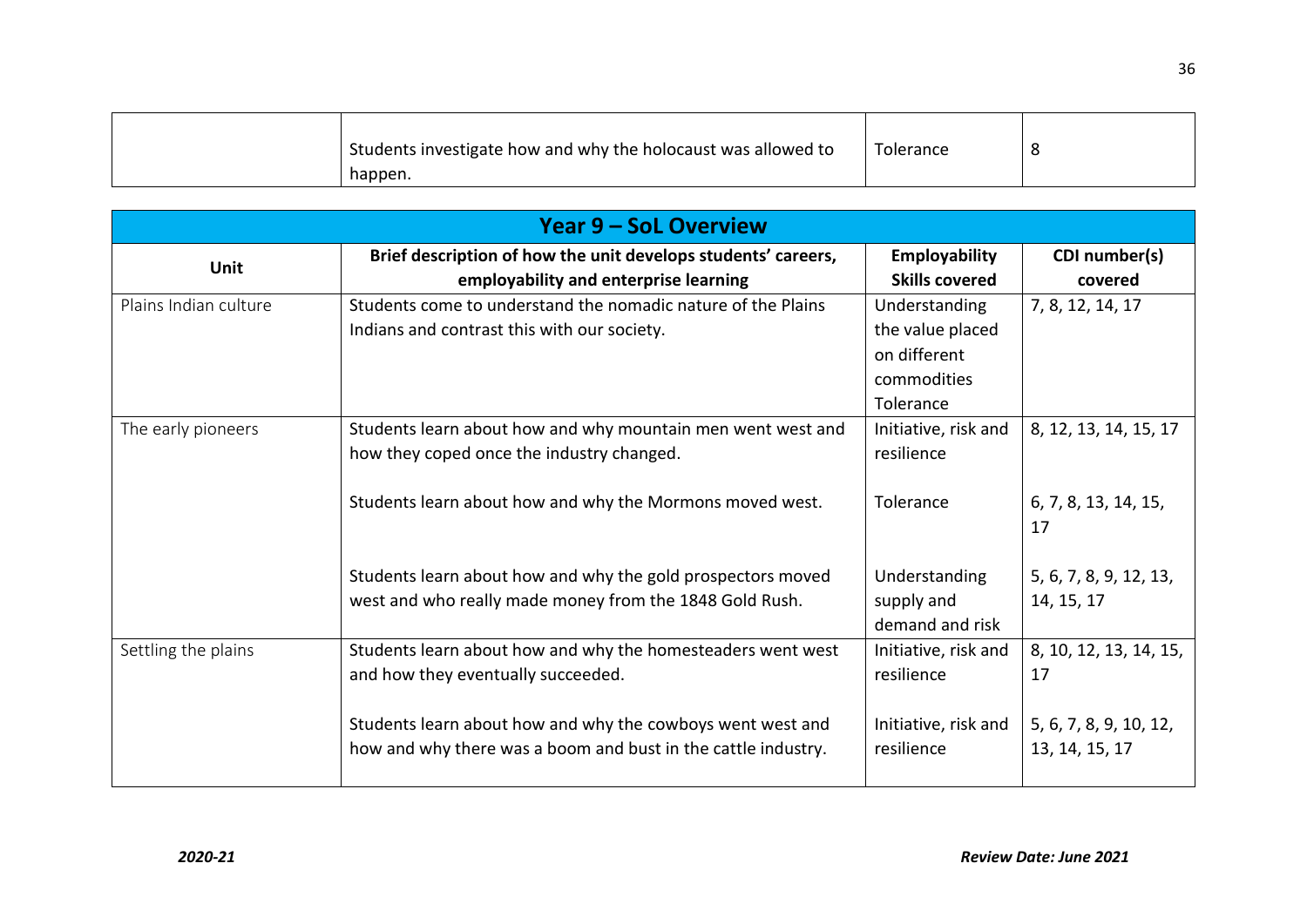| | | | |
|---|---|---|---|
| | Students investigate how and why the holocaust was allowed to happen. | Tolerance | 8 |

| **Year 9 – SoL Overview** | | | |
|---|---|---|---|
| **Unit** | **Brief description of how the unit develops students' careers, employability and enterprise learning** | **Employability Skills covered** | **CDI number(s) covered** |
| Plains Indian culture | Students come to understand the nomadic nature of the Plains Indians and contrast this with our society. | Understanding the value placed on different commodities<br>Tolerance | 7, 8, 12, 14, 17 |
| The early pioneers | Students learn about how and why mountain men went west and how they coped once the industry changed. | Initiative, risk and resilience | 8, 12, 13, 14, 15, 17 |
| | Students learn about how and why the Mormons moved west. | Tolerance | 6, 7, 8, 13, 14, 15, 17 |
| | Students learn about how and why the gold prospectors moved west and who really made money from the 1848 Gold Rush. | Understanding supply and demand and risk | 5, 6, 7, 8, 9, 12, 13, 14, 15, 17 |
| Settling the plains | Students learn about how and why the homesteaders went west and how they eventually succeeded. | Initiative, risk and resilience | 8, 10, 12, 13, 14, 15, 17 |
| | Students learn about how and why the cowboys went west and how and why there was a boom and bust in the cattle industry. | Initiative, risk and resilience | 5, 6, 7, 8, 9, 10, 12, 13, 14, 15, 17 |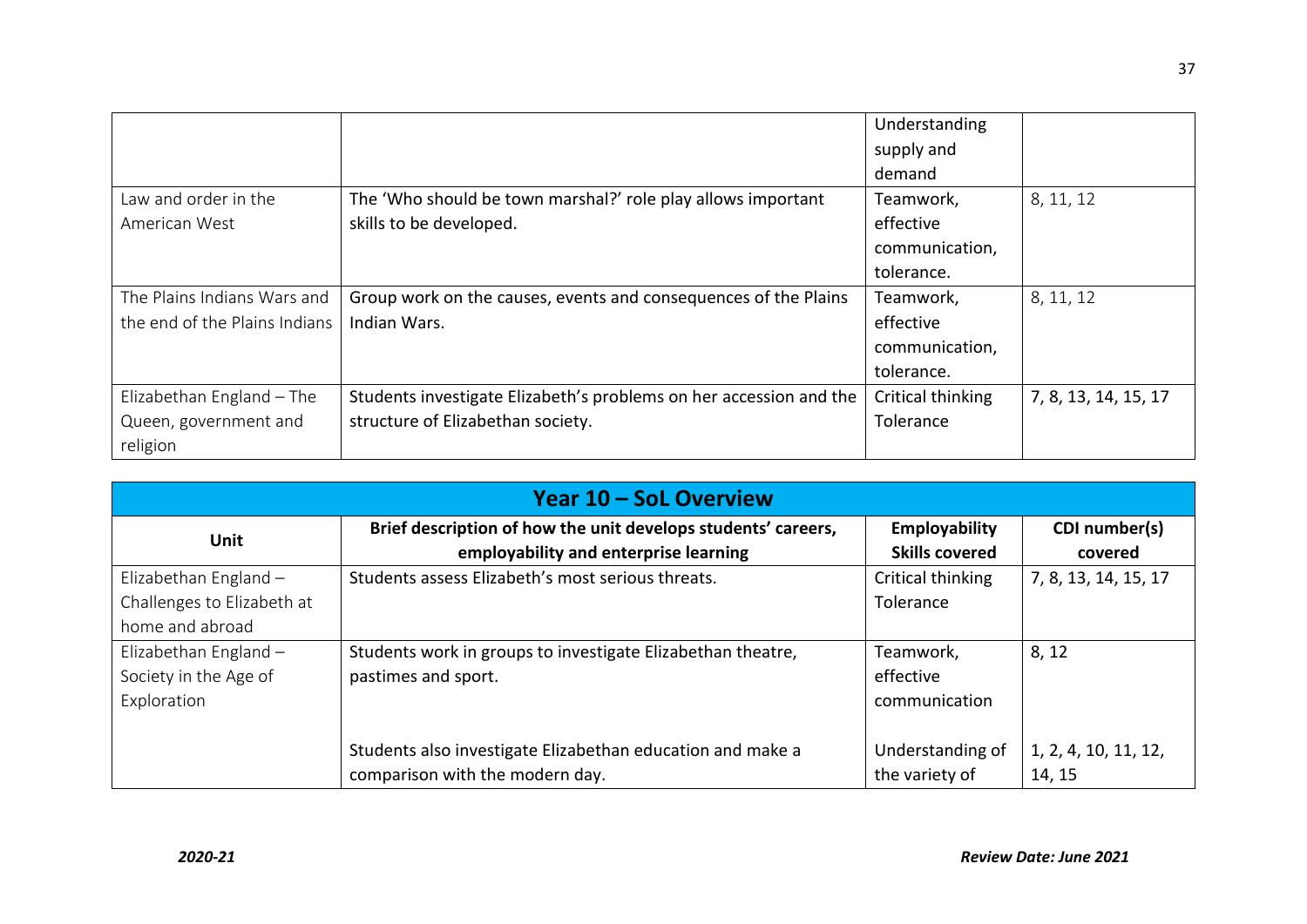| | | | |
|---|---|---|---|
| | | Understanding supply and demand | |
| Law and order in the American West | The 'Who should be town marshal?' role play allows important skills to be developed. | Teamwork, effective communication, tolerance. | 8, 11, 12 |
| The Plains Indians Wars and the end of the Plains Indians | Group work on the causes, events and consequences of the Plains Indian Wars. | Teamwork, effective communication, tolerance. | 8, 11, 12 |
| Elizabethan England – The Queen, government and religion | Students investigate Elizabeth's problems on her accession and the structure of Elizabethan society. | Critical thinking Tolerance | 7, 8, 13, 14, 15, 17 |

**Year 10 – SoL Overview**

| Unit | Brief description of how the unit develops students' careers, employability and enterprise learning | Employability Skills covered | CDI number(s) covered |
|---|---|---|---|
| Elizabethan England – Challenges to Elizabeth at home and abroad | Students assess Elizabeth's most serious threats. | Critical thinking Tolerance | 7, 8, 13, 14, 15, 17 |
| Elizabethan England – Society in the Age of Exploration | Students work in groups to investigate Elizabethan theatre, pastimes and sport. | Teamwork, effective communication | 8, 12 |
| | Students also investigate Elizabethan education and make a comparison with the modern day. | Understanding of the variety of | 1, 2, 4, 10, 11, 12, 14, 15 |

*2020-21* **Review Date: June 2021**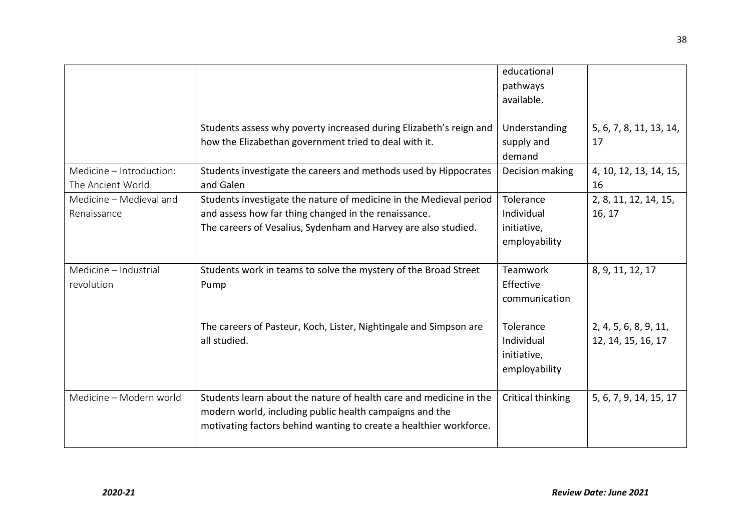| | | | |
|---|---|---|---|
| | | educational pathways available. | |
| | Students assess why poverty increased during Elizabeth's reign and how the Elizabethan government tried to deal with it. | Understanding supply and demand | 5, 6, 7, 8, 11, 13, 14, 17 |
| Medicine – Introduction: The Ancient World | Students investigate the careers and methods used by Hippocrates and Galen | Decision making | 4, 10, 12, 13, 14, 15, 16 |
| Medicine – Medieval and Renaissance | Students investigate the nature of medicine in the Medieval period and assess how far thing changed in the renaissance. The careers of Vesalius, Sydenham and Harvey are also studied. | Tolerance Individual initiative, employability | 2, 8, 11, 12, 14, 15, 16, 17 |
| Medicine – Industrial revolution | Students work in teams to solve the mystery of the Broad Street Pump | Teamwork Effective communication | 8, 9, 11, 12, 17 |
| | The careers of Pasteur, Koch, Lister, Nightingale and Simpson are all studied. | Tolerance Individual initiative, employability | 2, 4, 5, 6, 8, 9, 11, 12, 14, 15, 16, 17 |
| Medicine – Modern world | Students learn about the nature of health care and medicine in the modern world, including public health campaigns and the motivating factors behind wanting to create a healthier workforce. | Critical thinking | 5, 6, 7, 9, 14, 15, 17 |

*2020-21* *Review Date: June 2021*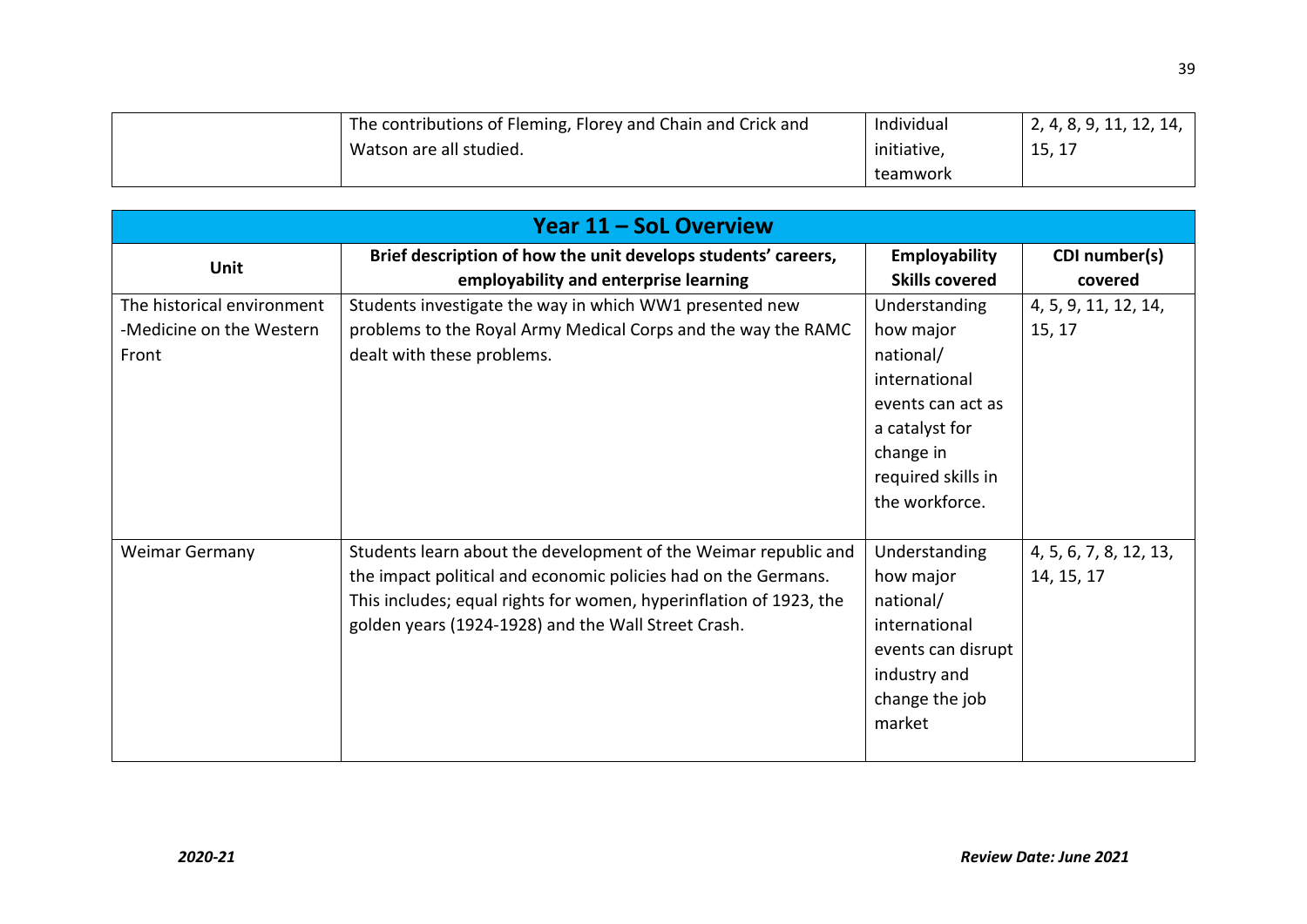| | | | |
|---|---|---|---|
| | The contributions of Fleming, Florey and Chain and Crick and Watson are all studied. | Individual initiative, teamwork | 2, 4, 8, 9, 11, 12, 14, 15, 17 |

| Year 11 – SoL Overview | | | |
|---|---|---|---|
| **Unit** | **Brief description of how the unit develops students' careers, employability and enterprise learning** | **Employability Skills covered** | **CDI number(s) covered** |
| The historical environment -Medicine on the Western Front | Students investigate the way in which WW1 presented new problems to the Royal Army Medical Corps and the way the RAMC dealt with these problems. | Understanding how major national/ international events can act as a catalyst for change in required skills in the workforce. | 4, 5, 9, 11, 12, 14, 15, 17 |
| Weimar Germany | Students learn about the development of the Weimar republic and the impact political and economic policies had on the Germans. This includes; equal rights for women, hyperinflation of 1923, the golden years (1924-1928) and the Wall Street Crash. | Understanding how major national/ international events can disrupt industry and change the job market | 4, 5, 6, 7, 8, 12, 13, 14, 15, 17 |

*2020-21* *Review Date: June 2021*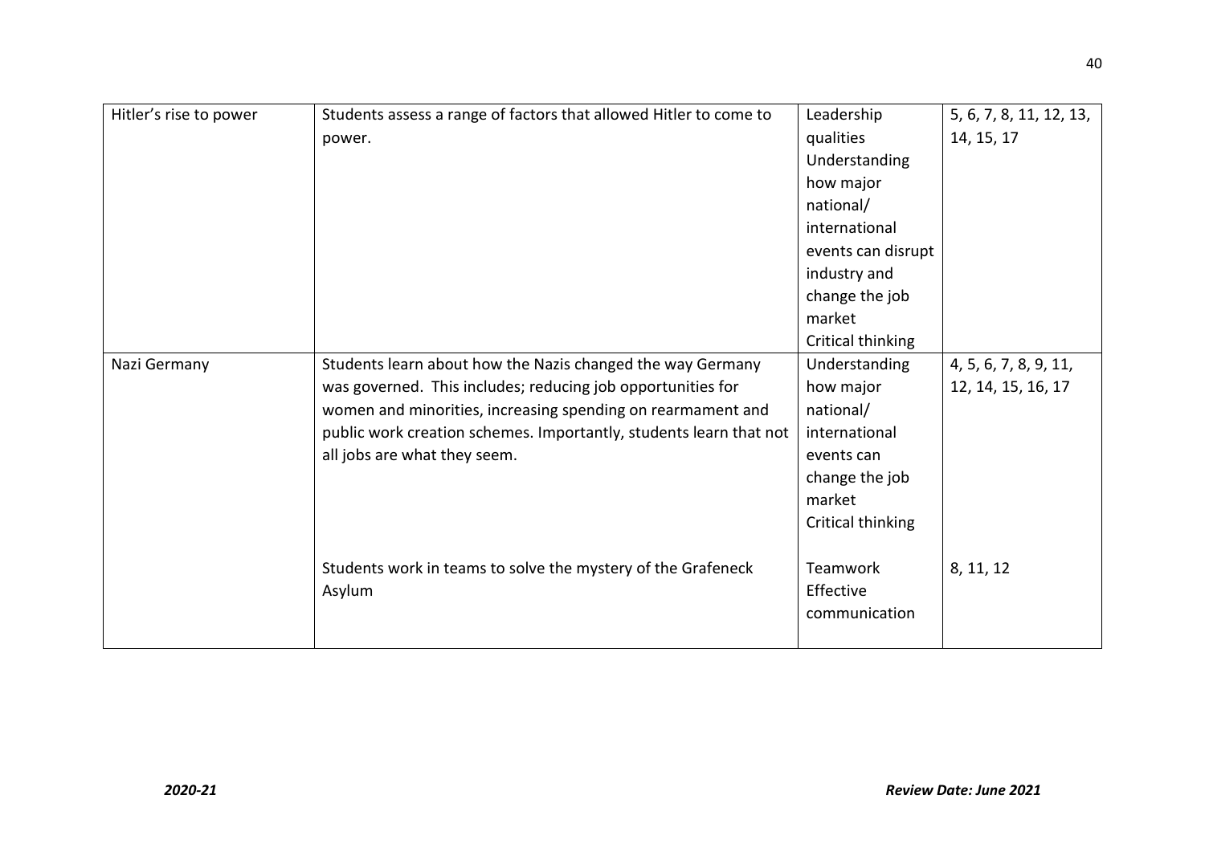| | | | |
|---|---|---|---|
| Hitler's rise to power | Students assess a range of factors that allowed Hitler to come to power. | Leadership qualities<br>Understanding how major national/ international events can disrupt industry and change the job market<br>Critical thinking | 5, 6, 7, 8, 11, 12, 13, 14, 15, 17 |
| Nazi Germany | Students learn about how the Nazis changed the way Germany was governed. This includes; reducing job opportunities for women and minorities, increasing spending on rearmament and public work creation schemes. Importantly, students learn that not all jobs are what they seem. | Understanding how major national/ international events can change the job market<br>Critical thinking | 4, 5, 6, 7, 8, 9, 11, 12, 14, 15, 16, 17 |
| | Students work in teams to solve the mystery of the Grafeneck Asylum | Teamwork<br>Effective communication | 8, 11, 12 |

*2020-21* **Review Date: June 2021**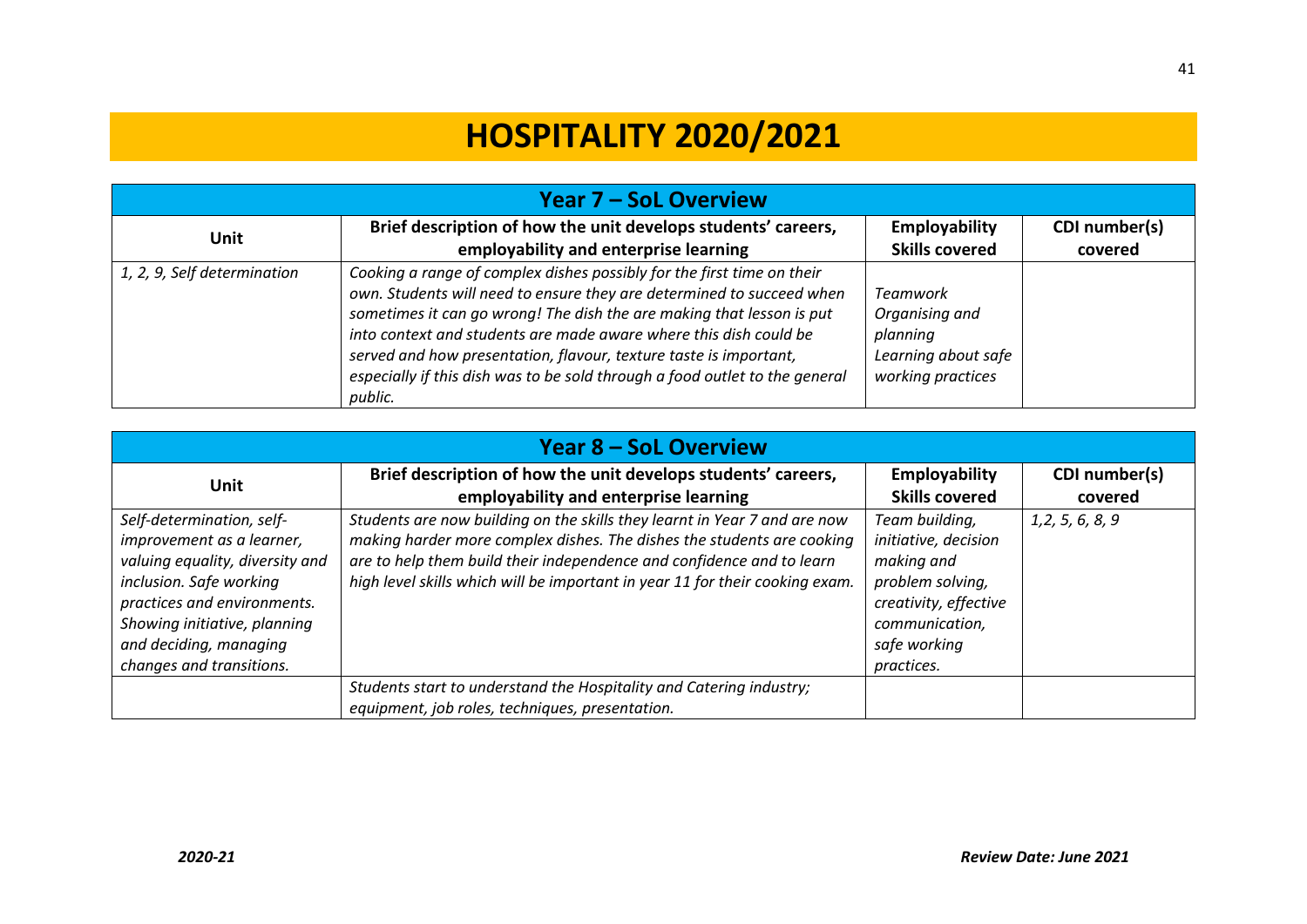# HOSPITALITY 2020/2021

| Year 7 – SoL Overview | | | |
|---|---|---|---|
| **Unit** | **Brief description of how the unit develops students' careers, employability and enterprise learning** | **Employability Skills covered** | **CDI number(s) covered** |
| *1, 2, 9, Self determination* | *Cooking a range of complex dishes possibly for the first time on their own. Students will need to ensure they are determined to succeed when sometimes it can go wrong! The dish the are making that lesson is put into context and students are made aware where this dish could be served and how presentation, flavour, texture taste is important, especially if this dish was to be sold through a food outlet to the general public.* | *Teamwork Organising and planning Learning about safe working practices* | |

| Year 8 – SoL Overview | | | |
|---|---|---|---|
| **Unit** | **Brief description of how the unit develops students' careers, employability and enterprise learning** | **Employability Skills covered** | **CDI number(s) covered** |
| *Self-determination, self-improvement as a learner, valuing equality, diversity and inclusion. Safe working practices and environments. Showing initiative, planning and deciding, managing changes and transitions.* | *Students are now building on the skills they learnt in Year 7 and are now making harder more complex dishes. The dishes the students are cooking are to help them build their independence and confidence and to learn high level skills which will be important in year 11 for their cooking exam.* | *Team building, initiative, decision making and problem solving, creativity, effective communication, safe working practices.* | *1,2, 5, 6, 8, 9* |
| | *Students start to understand the Hospitality and Catering industry; equipment, job roles, techniques, presentation.* | | |

*2020-21* *Review Date: June 2021*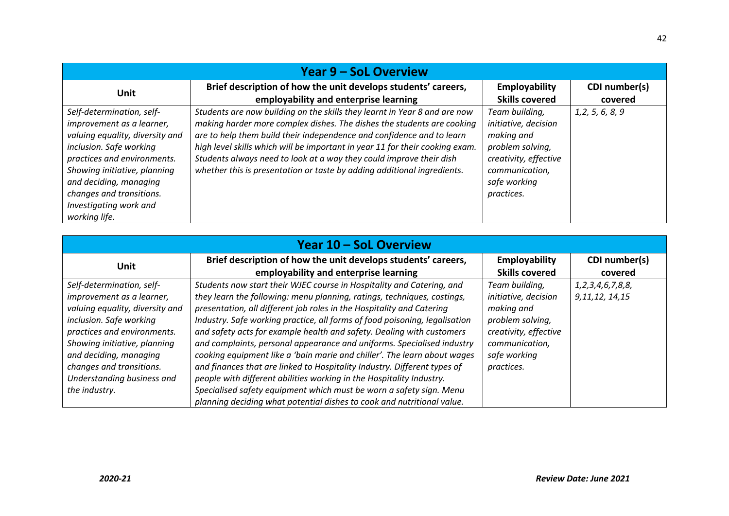| **Year 9 – SoL Overview** | | | |
|---|---|---|---|
| **Unit** | **Brief description of how the unit develops students' careers, employability and enterprise learning** | **Employability Skills covered** | **CDI number(s) covered** |
| *Self-determination, self-improvement as a learner, valuing equality, diversity and inclusion. Safe working practices and environments. Showing initiative, planning and deciding, managing changes and transitions. Investigating work and working life.* | *Students are now building on the skills they learnt in Year 8 and are now making harder more complex dishes. The dishes the students are cooking are to help them build their independence and confidence and to learn high level skills which will be important in year 11 for their cooking exam. Students always need to look at a way they could improve their dish whether this is presentation or taste by adding additional ingredients.* | *Team building, initiative, decision making and problem solving, creativity, effective communication, safe working practices.* | *1,2, 5, 6, 8, 9* |

| **Year 10 – SoL Overview** | | | |
|---|---|---|---|
| **Unit** | **Brief description of how the unit develops students' careers, employability and enterprise learning** | **Employability Skills covered** | **CDI number(s) covered** |
| *Self-determination, self-improvement as a learner, valuing equality, diversity and inclusion. Safe working practices and environments. Showing initiative, planning and deciding, managing changes and transitions. Understanding business and the industry.* | *Students now start their WJEC course in Hospitality and Catering, and they learn the following: menu planning, ratings, techniques, costings, presentation, all different job roles in the Hospitality and Catering Industry. Safe working practice, all forms of food poisoning, legalisation and safety acts for example health and safety. Dealing with customers and complaints, personal appearance and uniforms. Specialised industry cooking equipment like a 'bain marie and chiller'. The learn about wages and finances that are linked to Hospitality Industry. Different types of people with different abilities working in the Hospitality Industry. Specialised safety equipment which must be worn a safety sign. Menu planning deciding what potential dishes to cook and nutritional value.* | *Team building, initiative, decision making and problem solving, creativity, effective communication, safe working practices.* | *1,2,3,4,6,7,8,8, 9,11,12, 14,15* |

***2020-21*** ***Review Date: June 2021***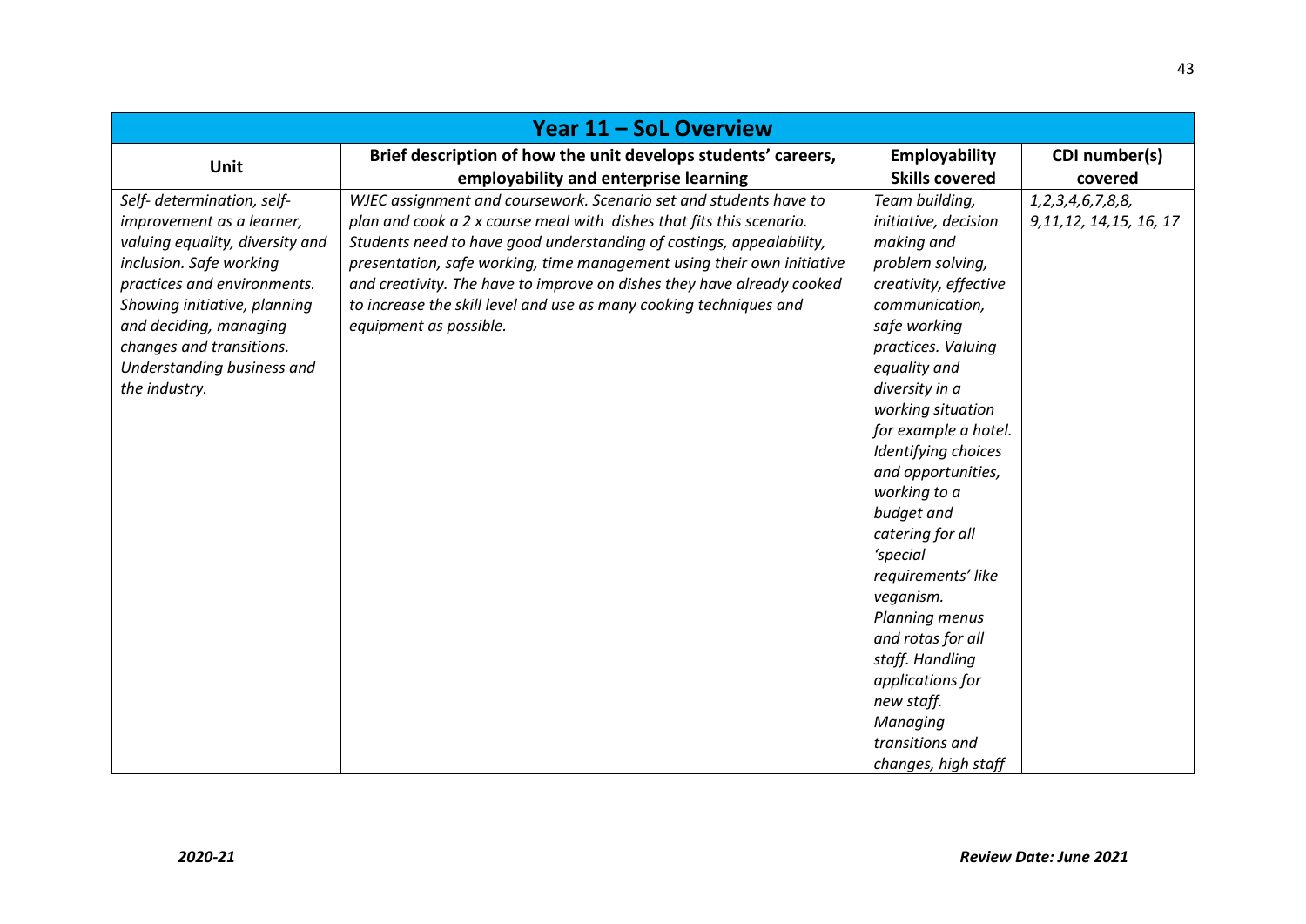| Year 11 – SoL Overview | | | |
|---|---|---|---|
| **Unit** | **Brief description of how the unit develops students' careers, employability and enterprise learning** | **Employability Skills covered** | **CDI number(s) covered** |
| *Self- determination, self-improvement as a learner, valuing equality, diversity and inclusion. Safe working practices and environments. Showing initiative, planning and deciding, managing changes and transitions. Understanding business and the industry.* | *WJEC assignment and coursework. Scenario set and students have to plan and cook a 2 x course meal with dishes that fits this scenario. Students need to have good understanding of costings, appealability, presentation, safe working, time management using their own initiative and creativity. The have to improve on dishes they have already cooked to increase the skill level and use as many cooking techniques and equipment as possible.* | *Team building, initiative, decision making and problem solving, creativity, effective communication, safe working practices. Valuing equality and diversity in a working situation for example a hotel. Identifying choices and opportunities, working to a budget and catering for all 'special requirements' like veganism. Planning menus and rotas for all staff. Handling applications for new staff. Managing transitions and changes, high staff* | *1,2,3,4,6,7,8,8, 9,11,12, 14,15, 16, 17* |

***2020-21*** ***Review Date: June 2021***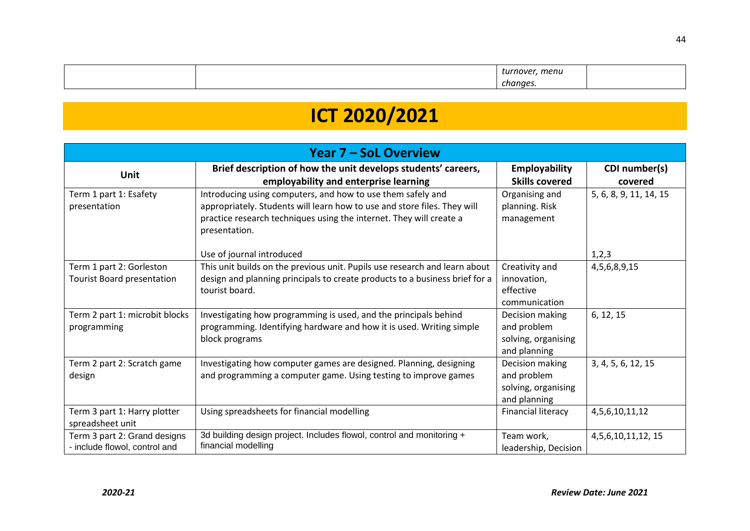| | | turnover, menu changes. | |
|---|---|---|---|

# ICT 2020/2021

| Year 7 – SoL Overview | | | |
|---|---|---|---|
| **Unit** | **Brief description of how the unit develops students' careers, employability and enterprise learning** | **Employability Skills covered** | **CDI number(s) covered** |
| Term 1 part 1: Esafety presentation | Introducing using computers, and how to use them safely and appropriately. Students will learn how to use and store files. They will practice research techniques using the internet. They will create a presentation.<br><br>Use of journal introduced | Organising and planning. Risk management | 5, 6, 8, 9, 11, 14, 15<br><br>1,2,3 |
| Term 1 part 2: Gorleston Tourist Board presentation | This unit builds on the previous unit. Pupils use research and learn about design and planning principals to create products to a business brief for a tourist board. | Creativity and innovation, effective communication | 4,5,6,8,9,15 |
| Term 2 part 1: microbit blocks programming | Investigating how programming is used, and the principals behind programming. Identifying hardware and how it is used. Writing simple block programs | Decision making and problem solving, organising and planning | 6, 12, 15 |
| Term 2 part 2: Scratch game design | Investigating how computer games are designed. Planning, designing and programming a computer game. Using testing to improve games | Decision making and problem solving, organising and planning | 3, 4, 5, 6, 12, 15 |
| Term 3 part 1: Harry plotter spreadsheet unit | Using spreadsheets for financial modelling | Financial literacy | 4,5,6,10,11,12 |
| Term 3 part 2: Grand designs - include flowol, control and | 3d building design project. Includes flowol, control and monitoring + financial modelling | Team work, leadership, Decision | 4,5,6,10,11,12, 15 |

*2020-21* *Review Date: June 2021*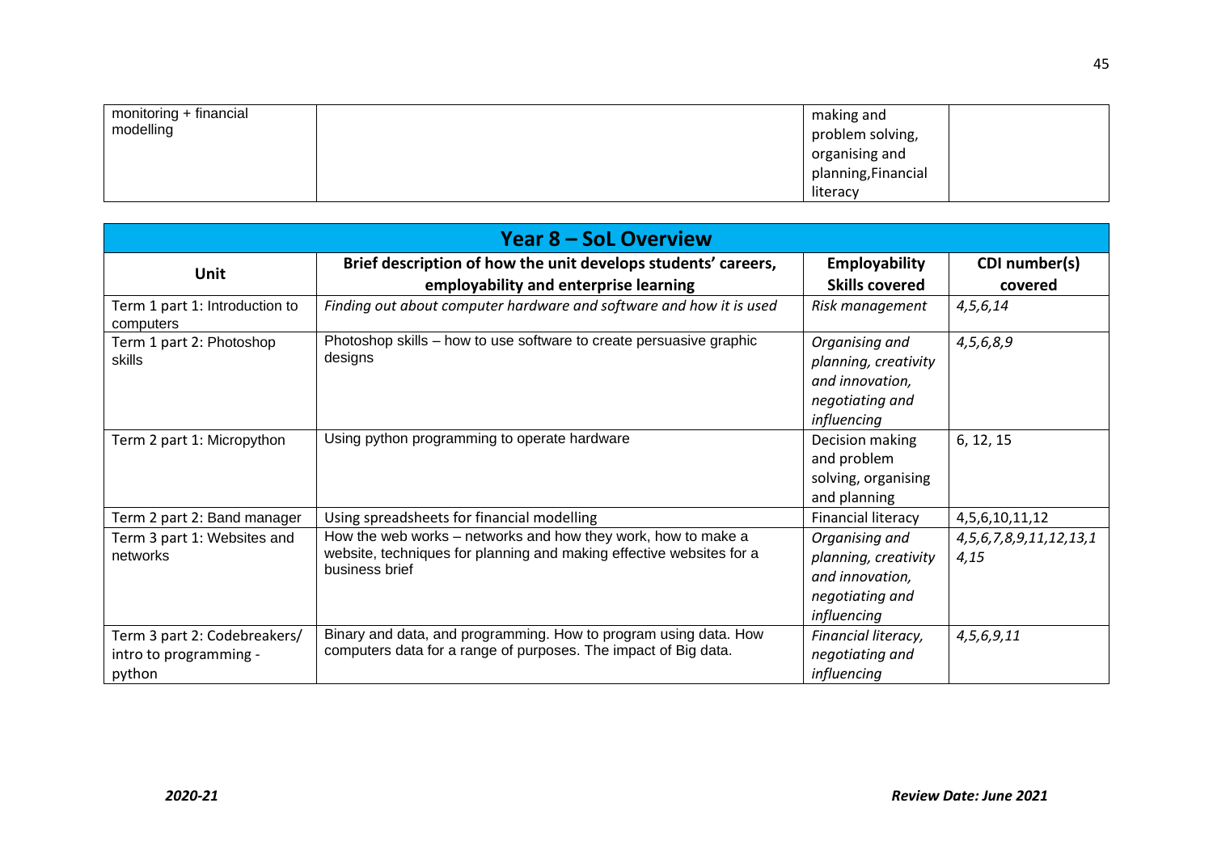| monitoring + financial modelling | | making and problem solving, organising and planning,Financial literacy | |
|---|---|---|---|

| Year 8 – SoL Overview | | | |
|---|---|---|---|
| **Unit** | **Brief description of how the unit develops students' careers, employability and enterprise learning** | **Employability Skills covered** | **CDI number(s) covered** |
| Term 1 part 1: Introduction to computers | *Finding out about computer hardware and software and how it is used* | *Risk management* | *4,5,6,14* |
| Term 1 part 2: Photoshop skills | Photoshop skills – how to use software to create persuasive graphic designs | *Organising and planning, creativity and innovation, negotiating and influencing* | *4,5,6,8,9* |
| Term 2 part 1: Micropython | Using python programming to operate hardware | Decision making and problem solving, organising and planning | 6, 12, 15 |
| Term 2 part 2: Band manager | Using spreadsheets for financial modelling | Financial literacy | 4,5,6,10,11,12 |
| Term 3 part 1: Websites and networks | How the web works – networks and how they work, how to make a website, techniques for planning and making effective websites for a business brief | *Organising and planning, creativity and innovation, negotiating and influencing* | *4,5,6,7,8,9,11,12,13,14,15* |
| Term 3 part 2: Codebreakers/ intro to programming - python | Binary and data, and programming. How to program using data. How computers data for a range of purposes. The impact of Big data. | *Financial literacy, negotiating and influencing* | *4,5,6,9,11* |

*2020-21* | ***Review Date: June 2021***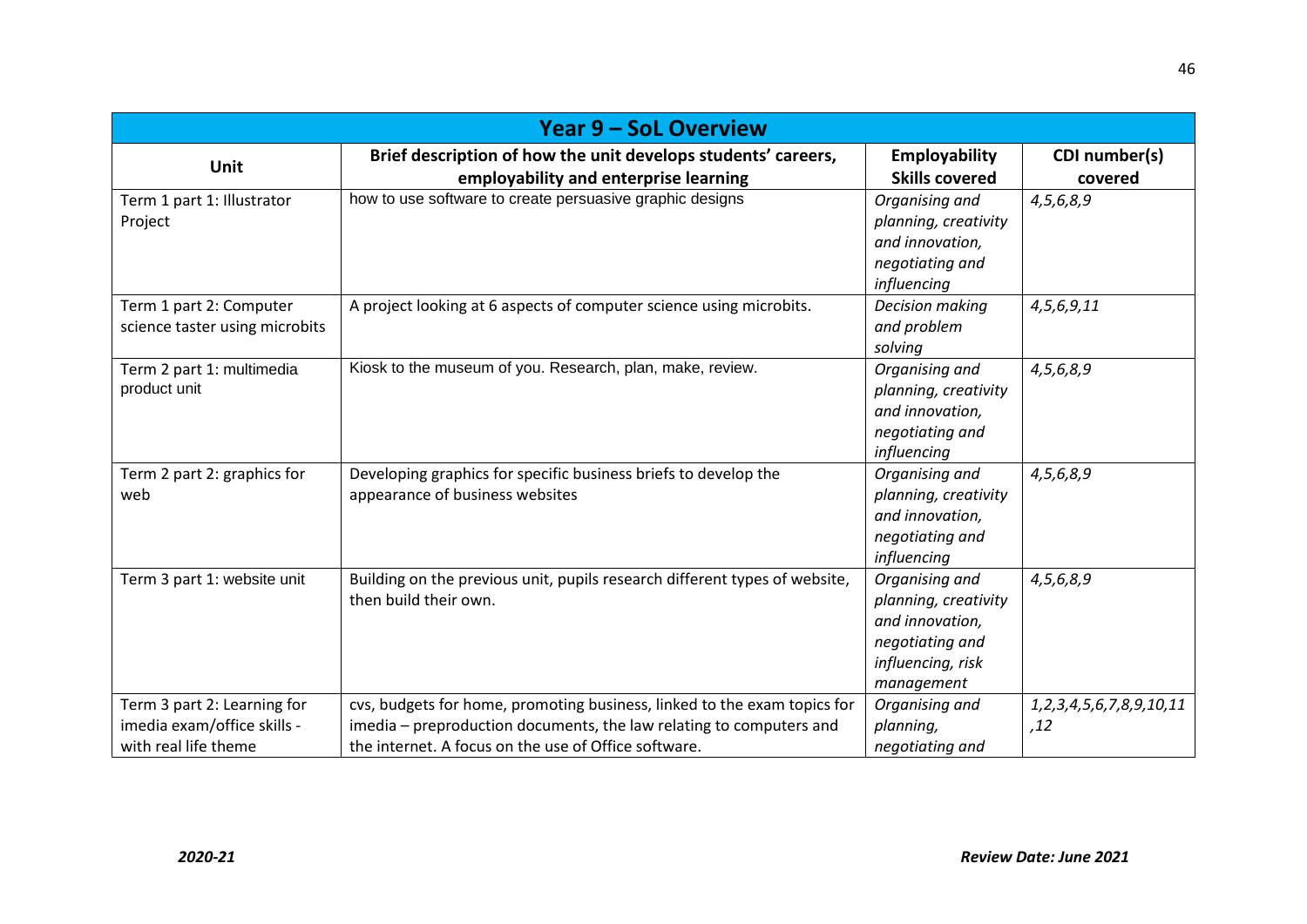| Year 9 – SoL Overview | | | |
|---|---|---|---|
| **Unit** | **Brief description of how the unit develops students' careers, employability and enterprise learning** | **Employability Skills covered** | **CDI number(s) covered** |
| Term 1 part 1: Illustrator Project | how to use software to create persuasive graphic designs | *Organising and planning, creativity and innovation, negotiating and influencing* | *4,5,6,8,9* |
| Term 1 part 2: Computer science taster using microbits | A project looking at 6 aspects of computer science using microbits. | *Decision making and problem solving* | *4,5,6,9,11* |
| Term 2 part 1: multimedia product unit | Kiosk to the museum of you. Research, plan, make, review. | *Organising and planning, creativity and innovation, negotiating and influencing* | *4,5,6,8,9* |
| Term 2 part 2: graphics for web | Developing graphics for specific business briefs to develop the appearance of business websites | *Organising and planning, creativity and innovation, negotiating and influencing* | *4,5,6,8,9* |
| Term 3 part 1: website unit | Building on the previous unit, pupils research different types of website, then build their own. | *Organising and planning, creativity and innovation, negotiating and influencing, risk management* | *4,5,6,8,9* |
| Term 3 part 2: Learning for imedia exam/office skills - with real life theme | cvs, budgets for home, promoting business, linked to the exam topics for imedia – preproduction documents, the law relating to computers and the internet. A focus on the use of Office software. | *Organising and planning, negotiating and* | *1,2,3,4,5,6,7,8,9,10,11,12* |

***2020-21*** ***Review Date: June 2021***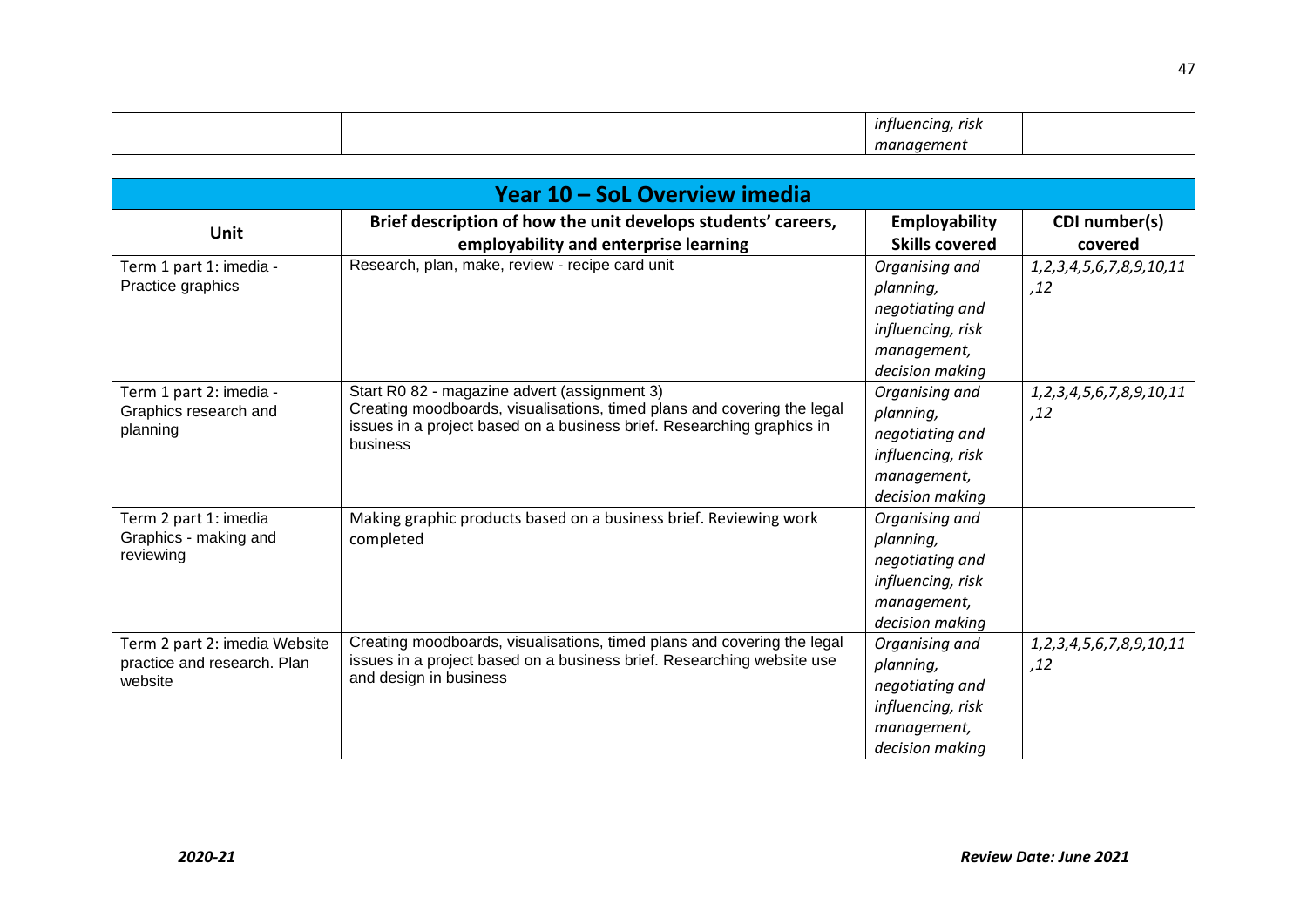| | | *influencing, risk management* | |
|---|---|---|---|

| **Year 10 – SoL Overview imedia** | | | |
|---|---|---|---|
| **Unit** | **Brief description of how the unit develops students' careers, employability and enterprise learning** | **Employability Skills covered** | **CDI number(s) covered** |
| Term 1 part 1: imedia - Practice graphics | Research, plan, make, review - recipe card unit | *Organising and planning, negotiating and influencing, risk management, decision making* | *1,2,3,4,5,6,7,8,9,10,11,12* |
| Term 1 part 2: imedia - Graphics research and planning | Start R0 82 - magazine advert (assignment 3)<br>Creating moodboards, visualisations, timed plans and covering the legal issues in a project based on a business brief. Researching graphics in business | *Organising and planning, negotiating and influencing, risk management, decision making* | *1,2,3,4,5,6,7,8,9,10,11,12* |
| Term 2 part 1: imedia Graphics - making and reviewing | Making graphic products based on a business brief. Reviewing work completed | *Organising and planning, negotiating and influencing, risk management, decision making* | |
| Term 2 part 2: imedia Website practice and research. Plan website | Creating moodboards, visualisations, timed plans and covering the legal issues in a project based on a business brief. Researching website use and design in business | *Organising and planning, negotiating and influencing, risk management, decision making* | *1,2,3,4,5,6,7,8,9,10,11,12* |

***2020-21*** ***Review Date: June 2021***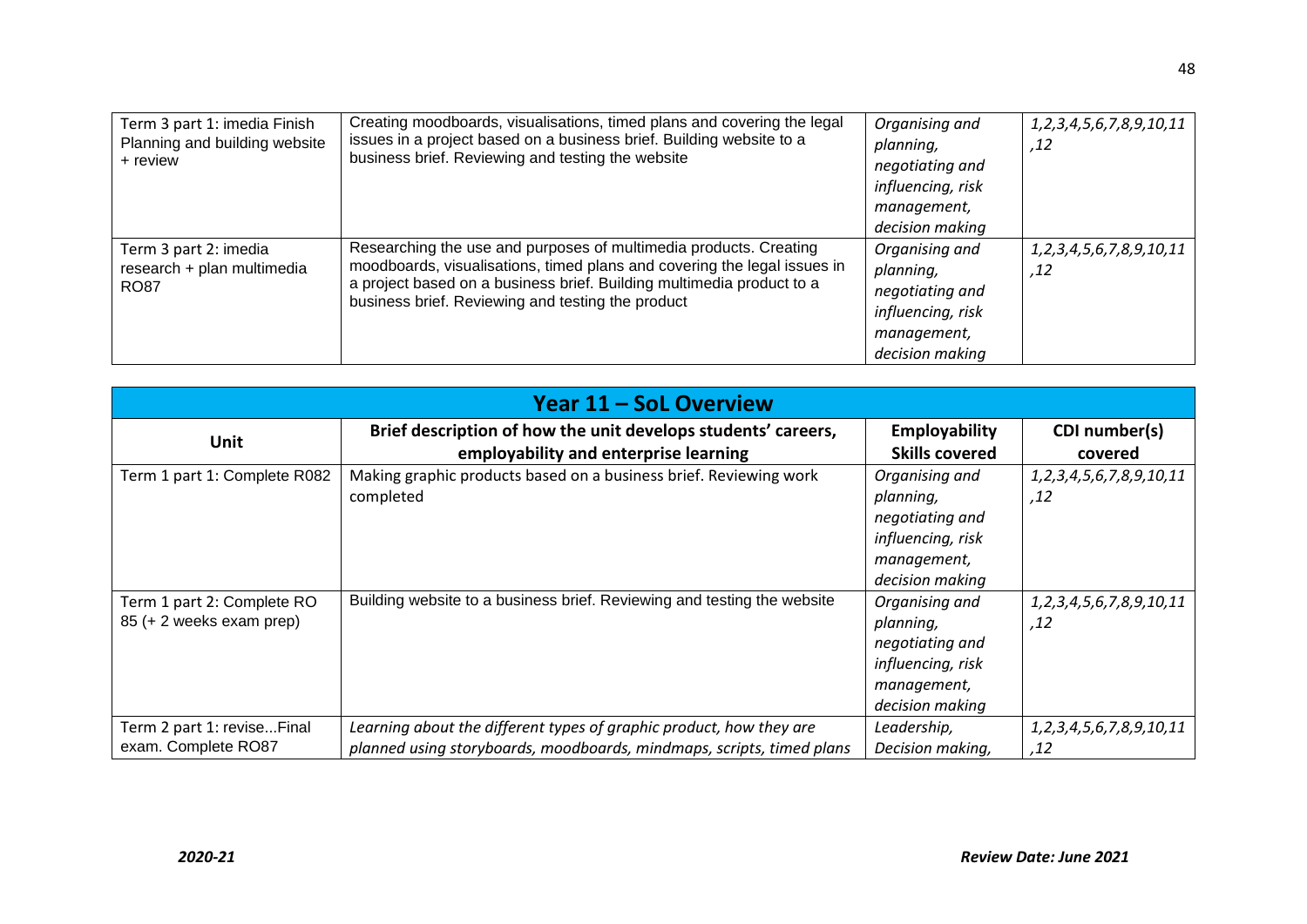| Term 3 part 1: imedia Finish Planning and building website + review | Creating moodboards, visualisations, timed plans and covering the legal issues in a project based on a business brief. Building website to a business brief. Reviewing and testing the website | *Organising and planning, negotiating and influencing, risk management, decision making* | *1,2,3,4,5,6,7,8,9,10,11,12* |
|---|---|---|---|
| Term 3 part 2: imedia research + plan multimedia RO87 | Researching the use and purposes of multimedia products. Creating moodboards, visualisations, timed plans and covering the legal issues in a project based on a business brief. Building multimedia product to a business brief. Reviewing and testing the product | *Organising and planning, negotiating and influencing, risk management, decision making* | *1,2,3,4,5,6,7,8,9,10,11,12* |

## Year 11 – SoL Overview

| Unit | Brief description of how the unit develops students' careers, employability and enterprise learning | Employability Skills covered | CDI number(s) covered |
|---|---|---|---|
| Term 1 part 1: Complete R082 | Making graphic products based on a business brief. Reviewing work completed | *Organising and planning, negotiating and influencing, risk management, decision making* | *1,2,3,4,5,6,7,8,9,10,11,12* |
| Term 1 part 2: Complete RO 85 (+ 2 weeks exam prep) | Building website to a business brief. Reviewing and testing the website | *Organising and planning, negotiating and influencing, risk management, decision making* | *1,2,3,4,5,6,7,8,9,10,11,12* |
| Term 2 part 1: revise...Final exam. Complete RO87 | *Learning about the different types of graphic product, how they are planned using storyboards, moodboards, mindmaps, scripts, timed plans* | *Leadership, Decision making,* | *1,2,3,4,5,6,7,8,9,10,11,12* |

*2020-21* | ***Review Date: June 2021***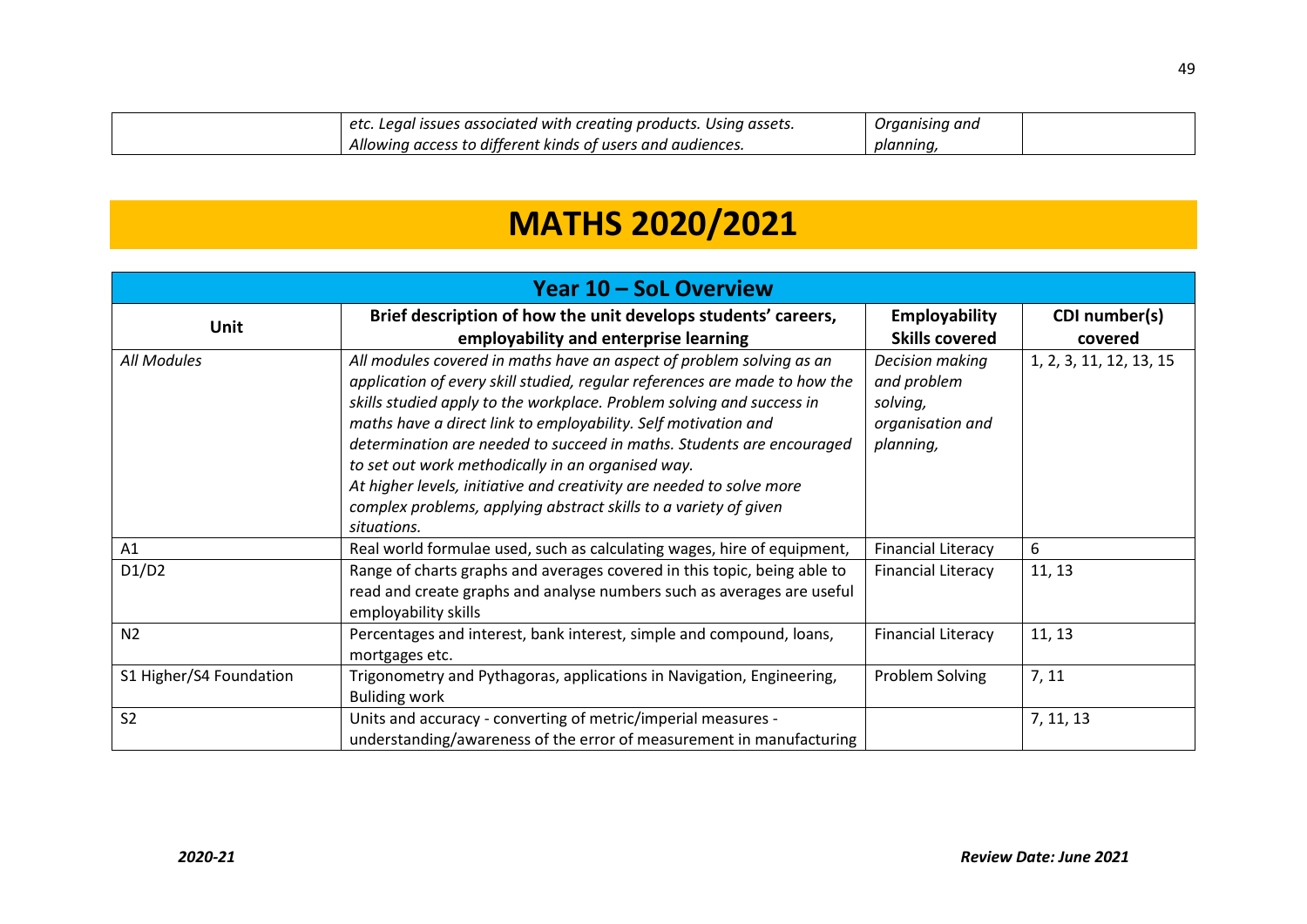| | *etc. Legal issues associated with creating products. Using assets. Allowing access to different kinds of users and audiences.* | *Organising and planning,* | |
|---|---|---|---|

# MATHS 2020/2021

| Year 10 – SoL Overview | | | |
|---|---|---|---|
| **Unit** | **Brief description of how the unit develops students' careers, employability and enterprise learning** | **Employability Skills covered** | **CDI number(s) covered** |
| *All Modules* | *All modules covered in maths have an aspect of problem solving as an application of every skill studied, regular references are made to how the skills studied apply to the workplace. Problem solving and success in maths have a direct link to employability. Self motivation and determination are needed to succeed in maths. Students are encouraged to set out work methodically in an organised way. At higher levels, initiative and creativity are needed to solve more complex problems, applying abstract skills to a variety of given situations.* | *Decision making and problem solving, organisation and planning,* | 1, 2, 3, 11, 12, 13, 15 |
| A1 | Real world formulae used, such as calculating wages, hire of equipment, | Financial Literacy | 6 |
| D1/D2 | Range of charts graphs and averages covered in this topic, being able to read and create graphs and analyse numbers such as averages are useful employability skills | Financial Literacy | 11, 13 |
| N2 | Percentages and interest, bank interest, simple and compound, loans, mortgages etc. | Financial Literacy | 11, 13 |
| S1 Higher/S4 Foundation | Trigonometry and Pythagoras, applications in Navigation, Engineering, Buliding work | Problem Solving | 7, 11 |
| S2 | Units and accuracy - converting of metric/imperial measures - understanding/awareness of the error of measurement in manufacturing | | 7, 11, 13 |

*2020-21* | *Review Date: June 2021*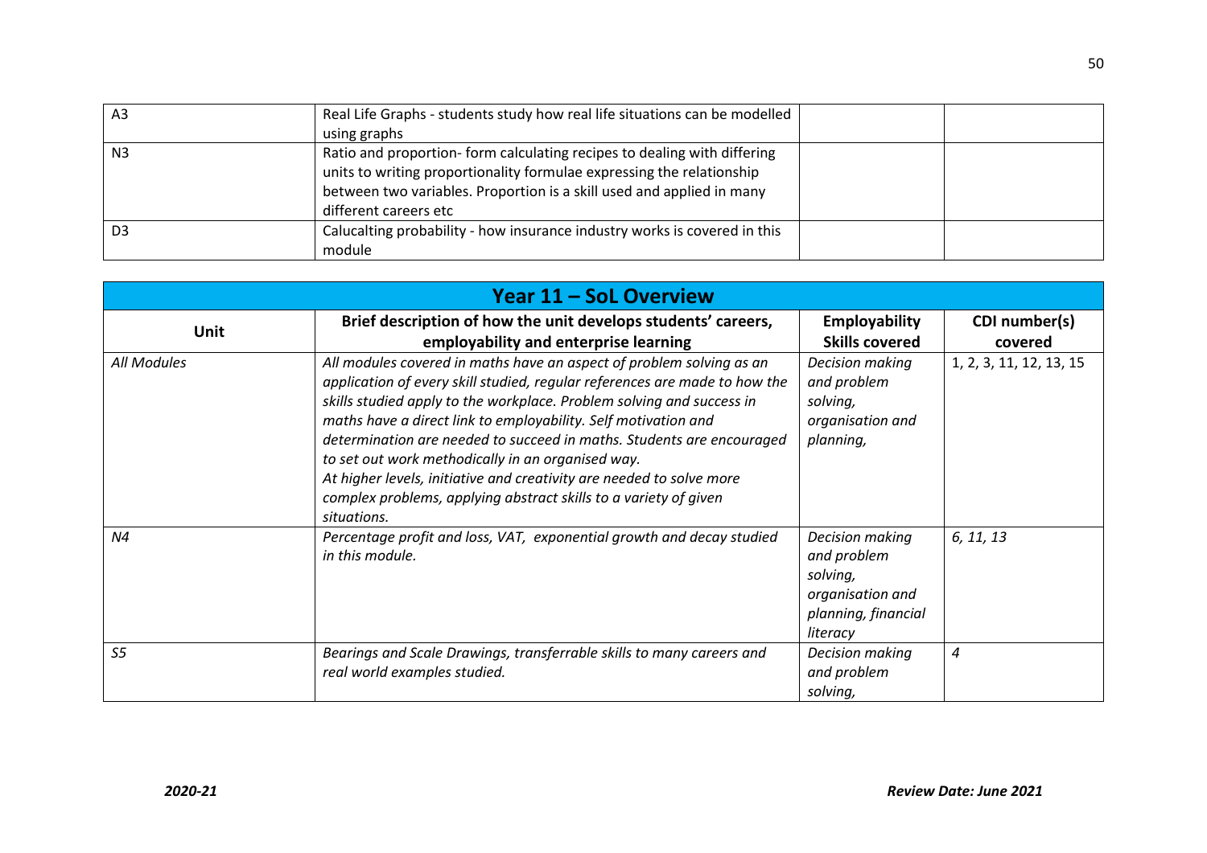| | | | |
|---|---|---|---|
| A3 | Real Life Graphs - students study how real life situations can be modelled using graphs | | |
| N3 | Ratio and proportion- form calculating recipes to dealing with differing units to writing proportionality formulae expressing the relationship between two variables. Proportion is a skill used and applied in many different careers etc | | |
| D3 | Calucalting probability - how insurance industry works is covered in this module | | |

| **Year 11 – SoL Overview** | | | |
|---|---|---|---|
| **Unit** | **Brief description of how the unit develops students' careers, employability and enterprise learning** | **Employability Skills covered** | **CDI number(s) covered** |
| *All Modules* | *All modules covered in maths have an aspect of problem solving as an application of every skill studied, regular references are made to how the skills studied apply to the workplace. Problem solving and success in maths have a direct link to employability. Self motivation and determination are needed to succeed in maths. Students are encouraged to set out work methodically in an organised way. At higher levels, initiative and creativity are needed to solve more complex problems, applying abstract skills to a variety of given situations.* | *Decision making and problem solving, organisation and planning,* | 1, 2, 3, 11, 12, 13, 15 |
| *N4* | *Percentage profit and loss, VAT, exponential growth and decay studied in this module.* | *Decision making and problem solving, organisation and planning, financial literacy* | *6, 11, 13* |
| *S5* | *Bearings and Scale Drawings, transferrable skills to many careers and real world examples studied.* | *Decision making and problem solving,* | *4* |

***2020-21*** ***Review Date: June 2021***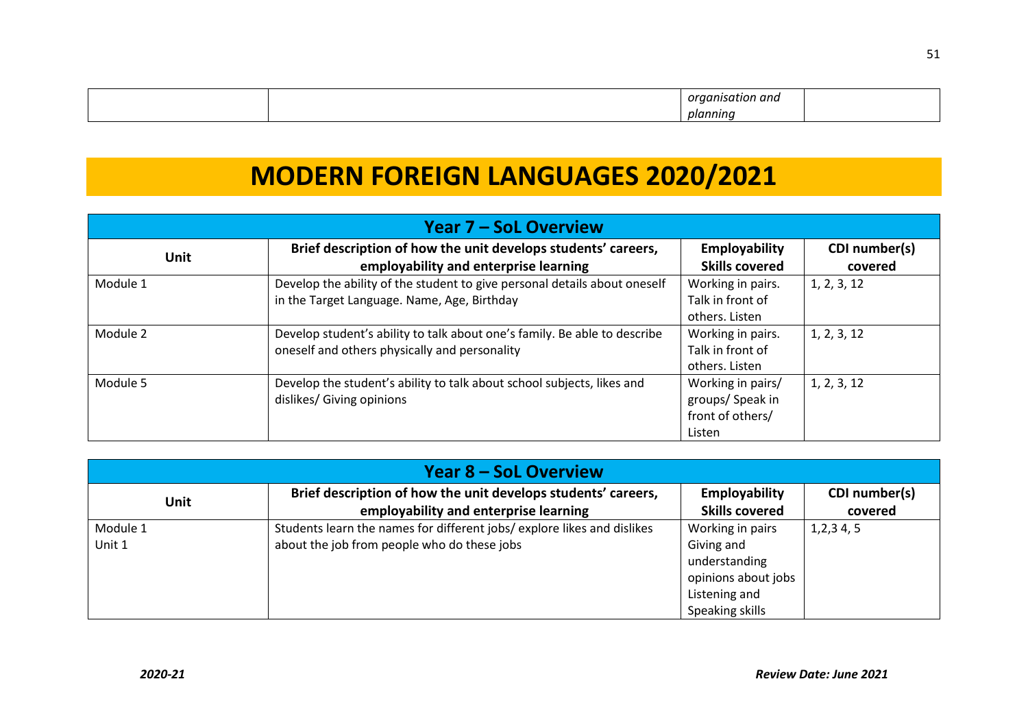| | | *organisation and planning* | |
|---|---|---|---|

# MODERN FOREIGN LANGUAGES 2020/2021

| Year 7 – SoL Overview | | | |
|---|---|---|---|
| **Unit** | **Brief description of how the unit develops students' careers, employability and enterprise learning** | **Employability Skills covered** | **CDI number(s) covered** |
| Module 1 | Develop the ability of the student to give personal details about oneself in the Target Language. Name, Age, Birthday | Working in pairs. Talk in front of others. Listen | 1, 2, 3, 12 |
| Module 2 | Develop student's ability to talk about one's family. Be able to describe oneself and others physically and personality | Working in pairs. Talk in front of others. Listen | 1, 2, 3, 12 |
| Module 5 | Develop the student's ability to talk about school subjects, likes and dislikes/ Giving opinions | Working in pairs/ groups/ Speak in front of others/ Listen | 1, 2, 3, 12 |

| Year 8 – SoL Overview | | | |
|---|---|---|---|
| **Unit** | **Brief description of how the unit develops students' careers, employability and enterprise learning** | **Employability Skills covered** | **CDI number(s) covered** |
| Module 1 Unit 1 | Students learn the names for different jobs/ explore likes and dislikes about the job from people who do these jobs | Working in pairs Giving and understanding opinions about jobs Listening and Speaking skills | 1,2,3 4, 5 |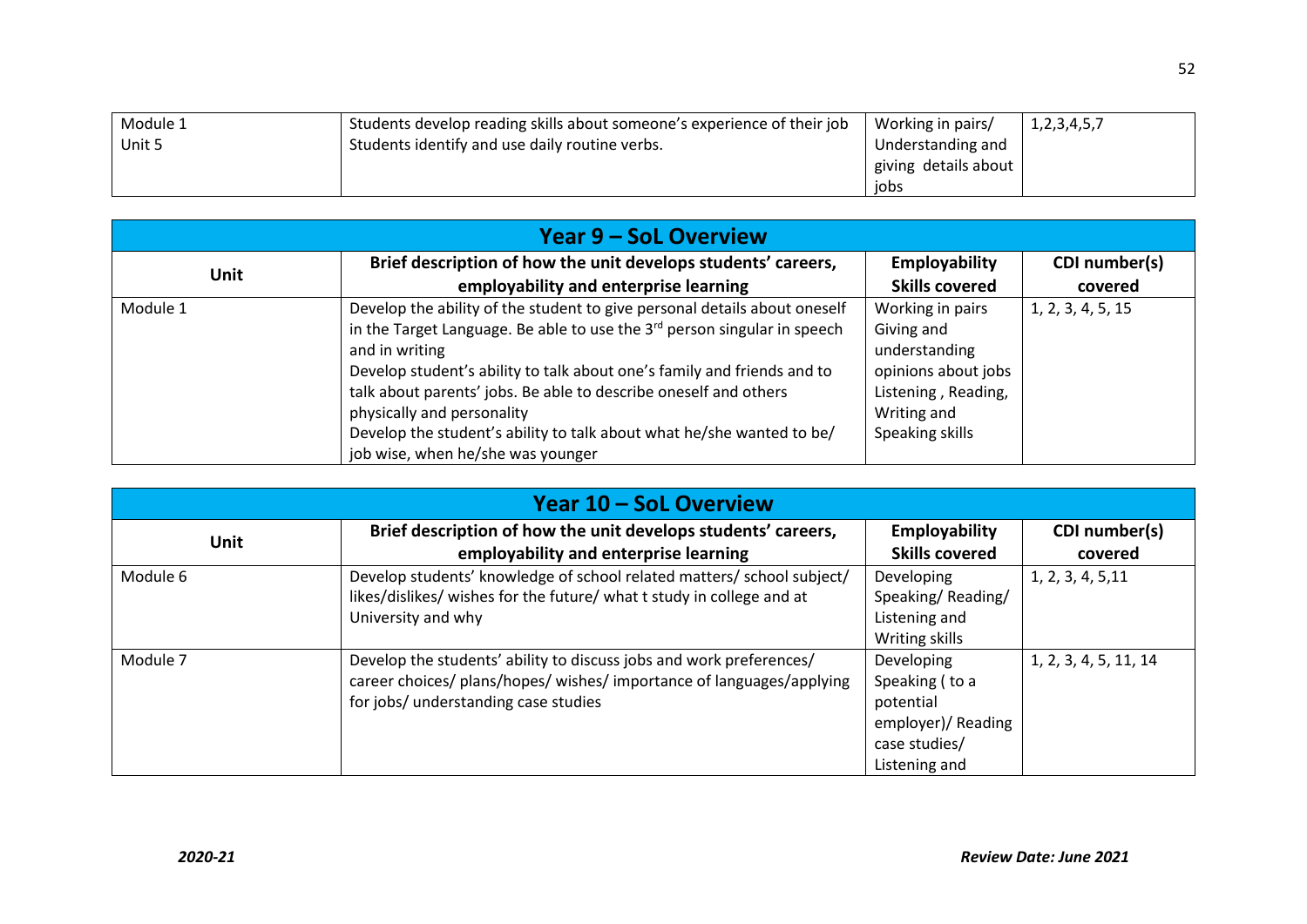| | | | |
|---|---|---|---|
| Module 1<br>Unit 5 | Students develop reading skills about someone's experience of their job<br>Students identify and use daily routine verbs. | Working in pairs/ Understanding and giving details about jobs | 1,2,3,4,5,7 |

## Year 9 – SoL Overview

| Unit | Brief description of how the unit develops students' careers, employability and enterprise learning | Employability Skills covered | CDI number(s) covered |
|---|---|---|---|
| Module 1 | Develop the ability of the student to give personal details about oneself in the Target Language. Be able to use the 3rd person singular in speech and in writing<br>Develop student's ability to talk about one's family and friends and to talk about parents' jobs. Be able to describe oneself and others physically and personality<br>Develop the student's ability to talk about what he/she wanted to be/ job wise, when he/she was younger | Working in pairs<br>Giving and understanding opinions about jobs<br>Listening , Reading, Writing and Speaking skills | 1, 2, 3, 4, 5, 15 |

## Year 10 – SoL Overview

| Unit | Brief description of how the unit develops students' careers, employability and enterprise learning | Employability Skills covered | CDI number(s) covered |
|---|---|---|---|
| Module 6 | Develop students' knowledge of school related matters/ school subject/ likes/dislikes/ wishes for the future/ what t study in college and at University and why | Developing Speaking/ Reading/ Listening and Writing skills | 1, 2, 3, 4, 5,11 |
| Module 7 | Develop the students' ability to discuss jobs and work preferences/ career choices/ plans/hopes/ wishes/ importance of languages/applying for jobs/ understanding case studies | Developing Speaking ( to a potential employer)/ Reading case studies/ Listening and | 1, 2, 3, 4, 5, 11, 14 |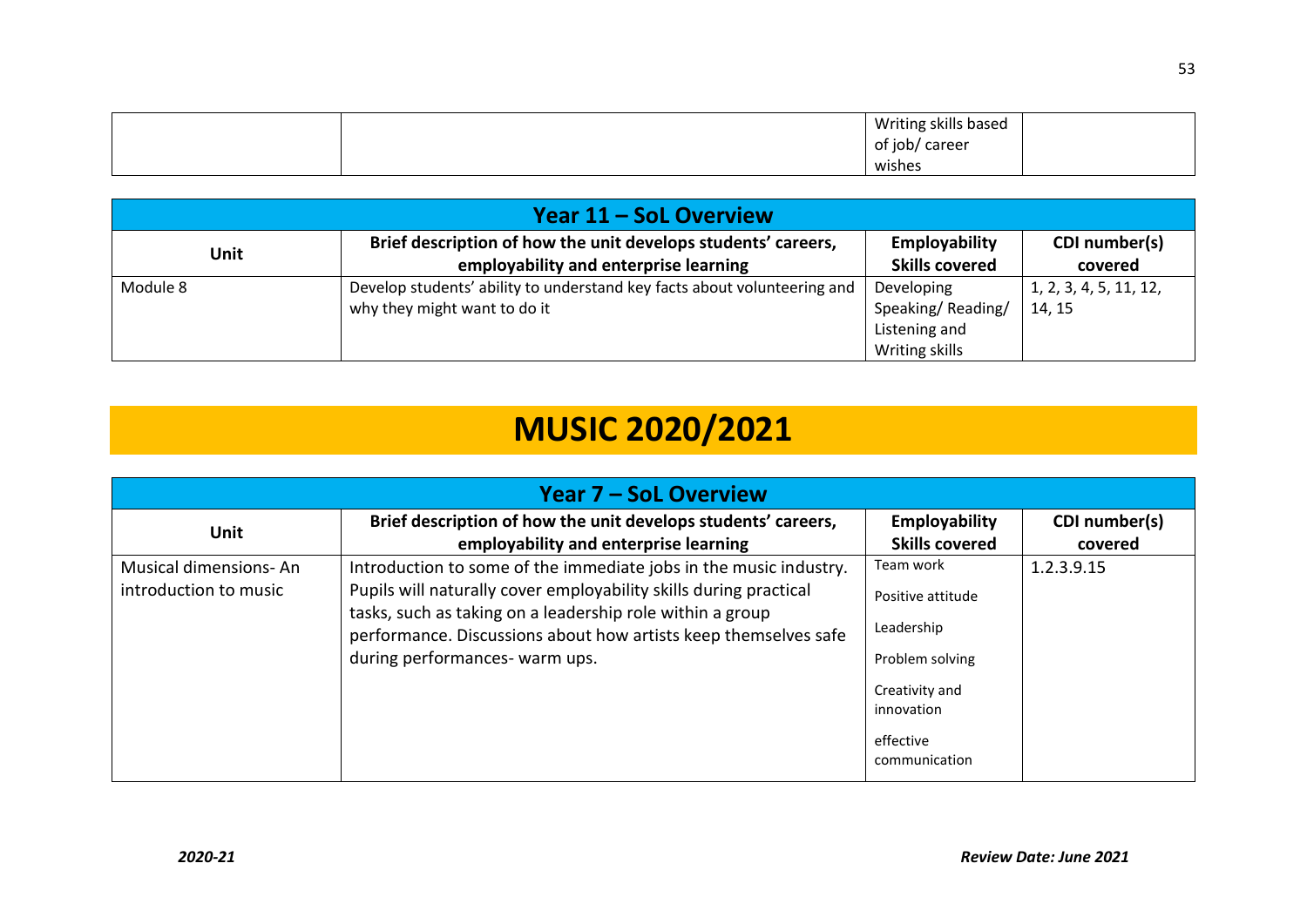| | | Writing skills based of job/ career wishes | |
|---|---|---|---|

| Year 11 – SoL Overview | | | |
|---|---|---|---|
| **Unit** | **Brief description of how the unit develops students' careers, employability and enterprise learning** | **Employability Skills covered** | **CDI number(s) covered** |
| Module 8 | Develop students' ability to understand key facts about volunteering and why they might want to do it | Developing Speaking/ Reading/ Listening and Writing skills | 1, 2, 3, 4, 5, 11, 12, 14, 15 |

# MUSIC 2020/2021

| Year 7 – SoL Overview | | | |
|---|---|---|---|
| **Unit** | **Brief description of how the unit develops students' careers, employability and enterprise learning** | **Employability Skills covered** | **CDI number(s) covered** |
| Musical dimensions- An introduction to music | Introduction to some of the immediate jobs in the music industry. Pupils will naturally cover employability skills during practical tasks, such as taking on a leadership role within a group performance. Discussions about how artists keep themselves safe during performances- warm ups. | Team work<br>Positive attitude<br>Leadership<br>Problem solving<br>Creativity and innovation<br>effective communication | 1.2.3.9.15 |

*2020-21* *Review Date: June 2021*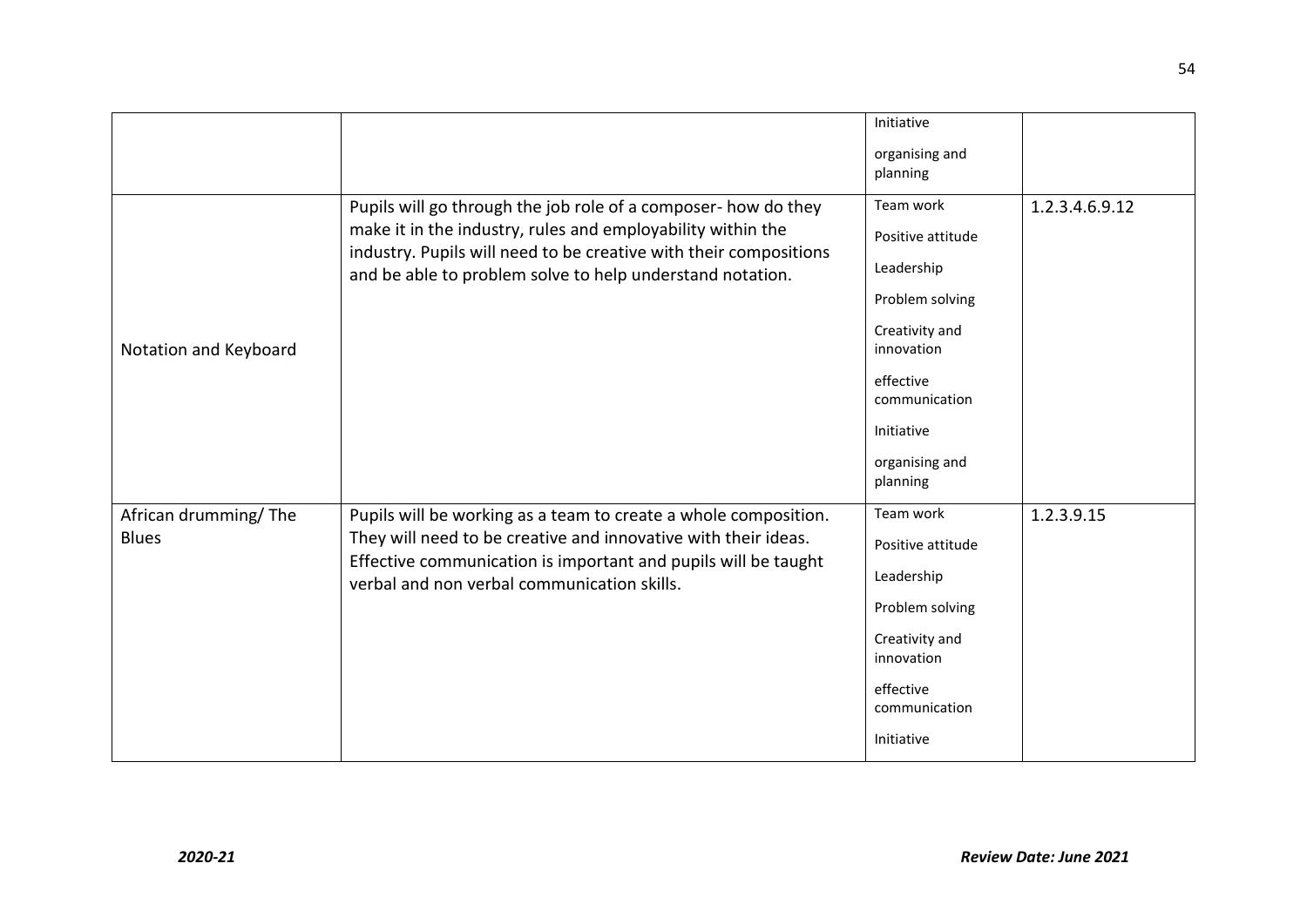| | | | |
|---|---|---|---|
| | | Initiative<br>organising and planning | |
| Notation and Keyboard | Pupils will go through the job role of a composer- how do they make it in the industry, rules and employability within the industry. Pupils will need to be creative with their compositions and be able to problem solve to help understand notation. | Team work<br>Positive attitude<br>Leadership<br>Problem solving<br>Creativity and innovation<br>effective communication<br>Initiative<br>organising and planning | 1.2.3.4.6.9.12 |
| African drumming/ The Blues | Pupils will be working as a team to create a whole composition. They will need to be creative and innovative with their ideas. Effective communication is important and pupils will be taught verbal and non verbal communication skills. | Team work<br>Positive attitude<br>Leadership<br>Problem solving<br>Creativity and innovation<br>effective communication<br>Initiative | 1.2.3.9.15 |

***2020-21*** ***Review Date: June 2021***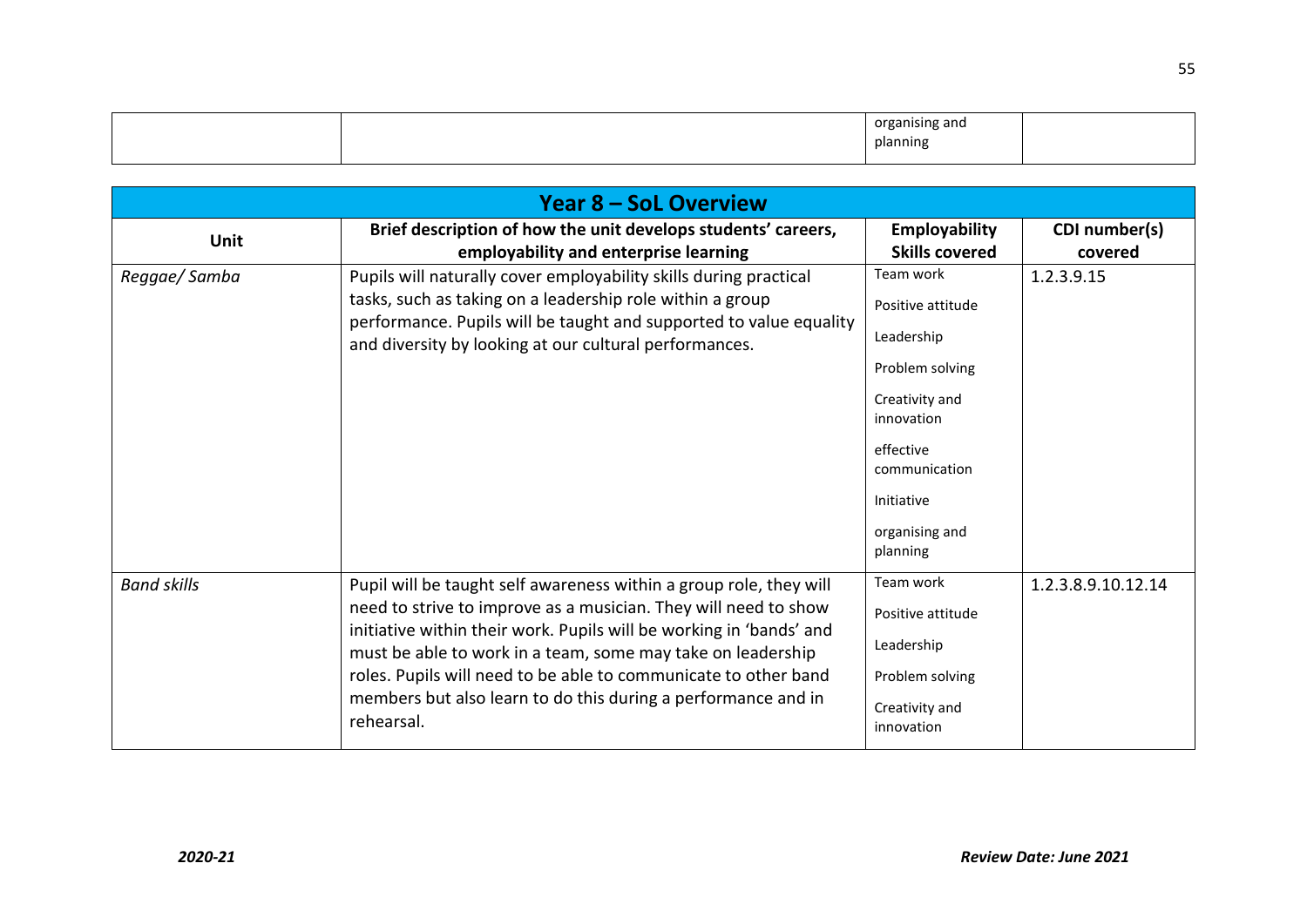| | | organising and planning | |
|---|---|---|---|

| Year 8 – SoL Overview | | | |
|---|---|---|---|
| **Unit** | **Brief description of how the unit develops students' careers, employability and enterprise learning** | **Employability Skills covered** | **CDI number(s) covered** |
| *Reggae/ Samba* | Pupils will naturally cover employability skills during practical tasks, such as taking on a leadership role within a group performance. Pupils will be taught and supported to value equality and diversity by looking at our cultural performances. | Team work<br>Positive attitude<br>Leadership<br>Problem solving<br>Creativity and innovation<br>effective communication<br>Initiative<br>organising and planning | 1.2.3.9.15 |
| *Band skills* | Pupil will be taught self awareness within a group role, they will need to strive to improve as a musician. They will need to show initiative within their work. Pupils will be working in 'bands' and must be able to work in a team, some may take on leadership roles. Pupils will need to be able to communicate to other band members but also learn to do this during a performance and in rehearsal. | Team work<br>Positive attitude<br>Leadership<br>Problem solving<br>Creativity and innovation | 1.2.3.8.9.10.12.14 |

***2020-21*** ***Review Date: June 2021***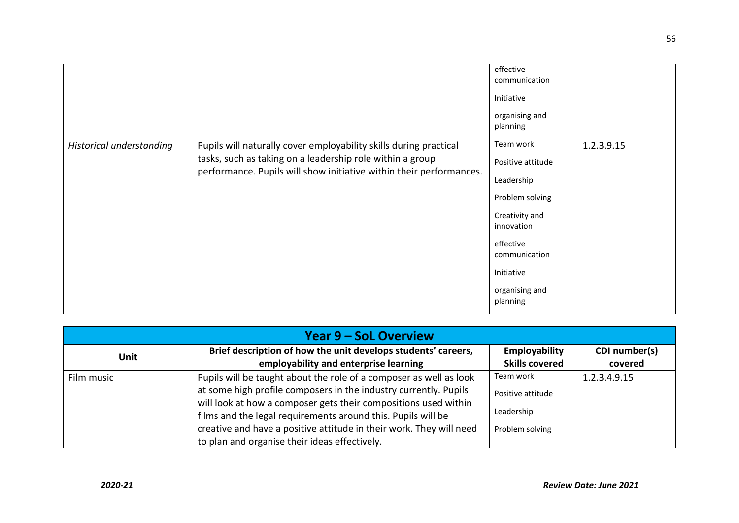| | | | |
|---|---|---|---|
| | | effective communication<br><br>Initiative<br><br>organising and planning | |
| *Historical understanding* | Pupils will naturally cover employability skills during practical tasks, such as taking on a leadership role within a group performance. Pupils will show initiative within their performances. | Team work<br><br>Positive attitude<br><br>Leadership<br><br>Problem solving<br><br>Creativity and innovation<br><br>effective communication<br><br>Initiative<br><br>organising and planning | 1.2.3.9.15 |

| **Year 9 – SoL Overview** | | | |
|---|---|---|---|
| **Unit** | **Brief description of how the unit develops students' careers, employability and enterprise learning** | **Employability Skills covered** | **CDI number(s) covered** |
| Film music | Pupils will be taught about the role of a composer as well as look at some high profile composers in the industry currently. Pupils will look at how a composer gets their compositions used within films and the legal requirements around this. Pupils will be creative and have a positive attitude in their work. They will need to plan and organise their ideas effectively. | Team work<br><br>Positive attitude<br><br>Leadership<br><br>Problem solving | 1.2.3.4.9.15 |

***2020-21*** ***Review Date: June 2021***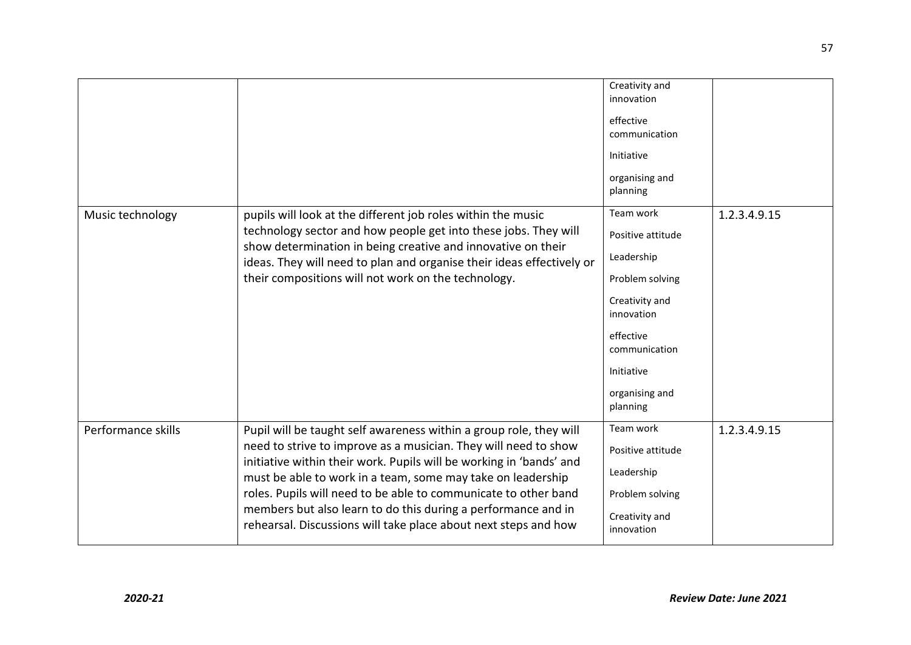| | | | |
|---|---|---|---|
| | | Creativity and innovation<br><br>effective communication<br><br>Initiative<br><br>organising and planning | |
| Music technology | pupils will look at the different job roles within the music technology sector and how people get into these jobs. They will show determination in being creative and innovative on their ideas. They will need to plan and organise their ideas effectively or their compositions will not work on the technology. | Team work<br><br>Positive attitude<br><br>Leadership<br><br>Problem solving<br><br>Creativity and innovation<br><br>effective communication<br><br>Initiative<br><br>organising and planning | 1.2.3.4.9.15 |
| Performance skills | Pupil will be taught self awareness within a group role, they will need to strive to improve as a musician. They will need to show initiative within their work. Pupils will be working in 'bands' and must be able to work in a team, some may take on leadership roles. Pupils will need to be able to communicate to other band members but also learn to do this during a performance and in rehearsal. Discussions will take place about next steps and how | Team work<br><br>Positive attitude<br><br>Leadership<br><br>Problem solving<br><br>Creativity and innovation | 1.2.3.4.9.15 |

*2020-21* **Review Date: June 2021**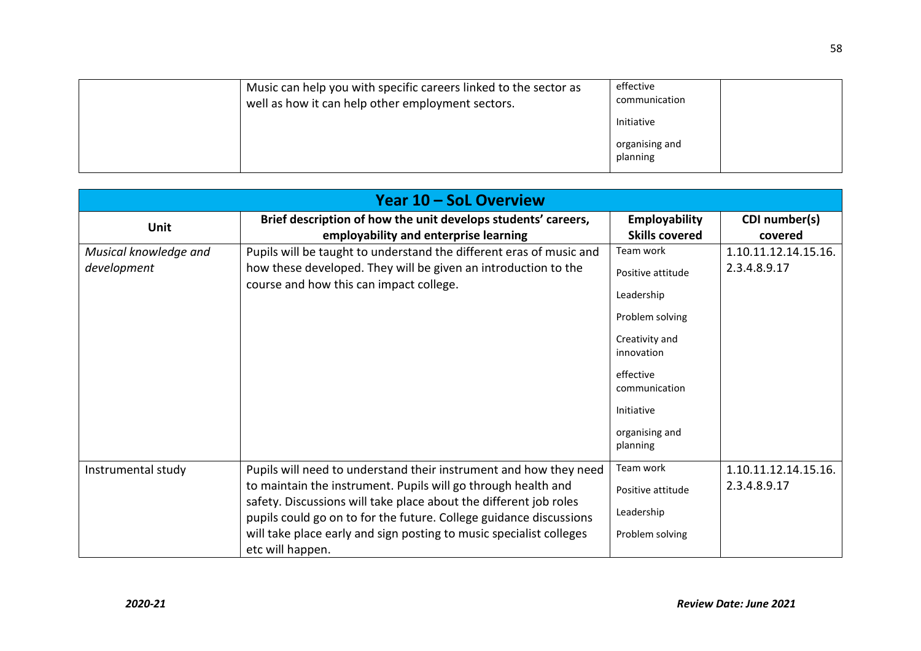| | | | |
|---|---|---|---|
| | Music can help you with specific careers linked to the sector as well as how it can help other employment sectors. | effective communication<br><br>Initiative<br><br>organising and planning | |

| **Year 10 – SoL Overview** | | | |
|---|---|---|---|
| **Unit** | **Brief description of how the unit develops students' careers, employability and enterprise learning** | **Employability Skills covered** | **CDI number(s) covered** |
| *Musical knowledge and development* | Pupils will be taught to understand the different eras of music and how these developed. They will be given an introduction to the course and how this can impact college. | Team work<br><br>Positive attitude<br><br>Leadership<br><br>Problem solving<br><br>Creativity and innovation<br><br>effective communication<br><br>Initiative<br><br>organising and planning | 1.10.11.12.14.15.16.<br>2.3.4.8.9.17 |
| Instrumental study | Pupils will need to understand their instrument and how they need to maintain the instrument. Pupils will go through health and safety. Discussions will take place about the different job roles pupils could go on to for the future. College guidance discussions will take place early and sign posting to music specialist colleges etc will happen. | Team work<br><br>Positive attitude<br><br>Leadership<br><br>Problem solving | 1.10.11.12.14.15.16.<br>2.3.4.8.9.17 |

*2020-21* *Review Date: June 2021*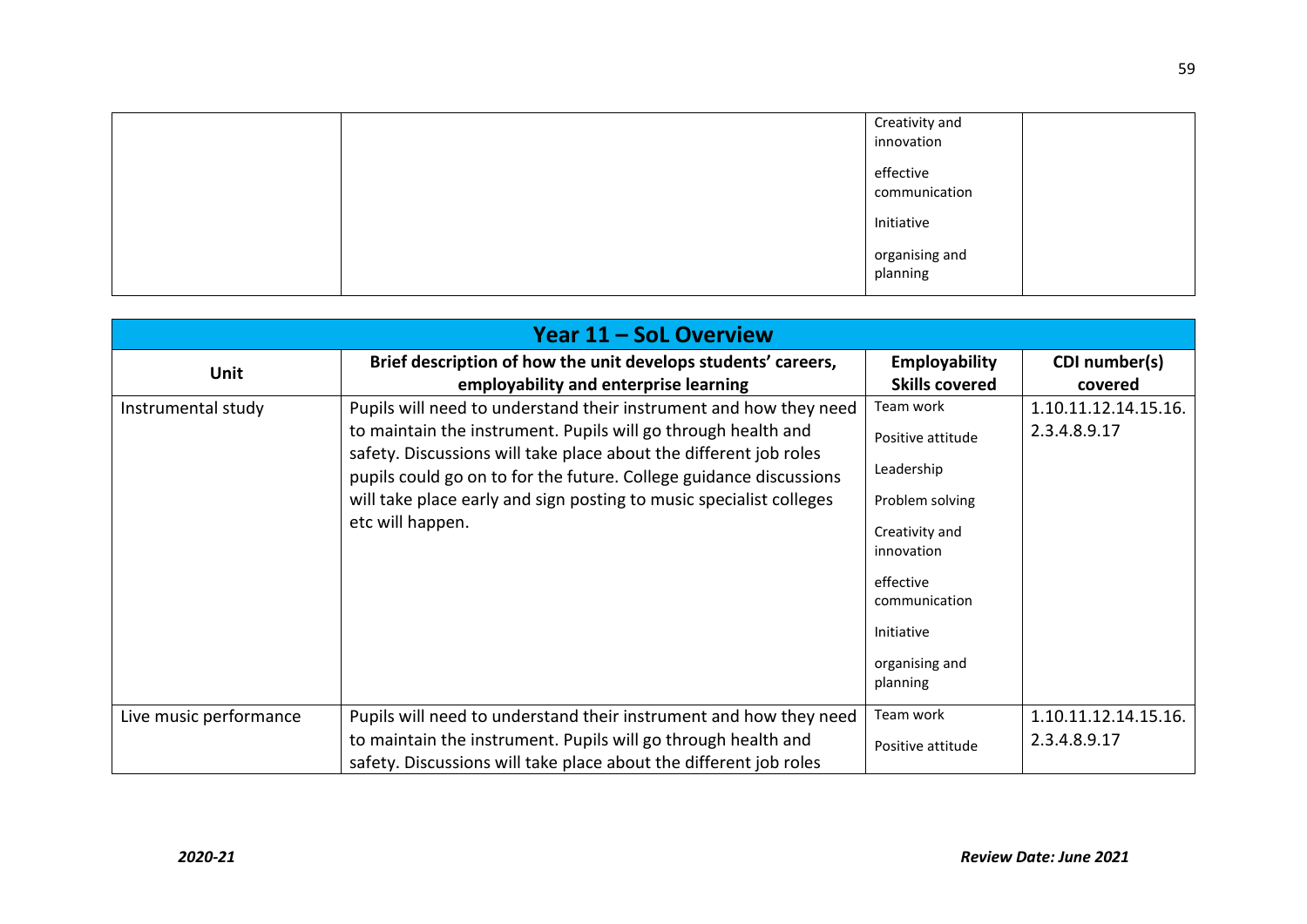| | | Creativity and innovation<br><br>effective communication<br><br>Initiative<br><br>organising and planning | |
|---|---|---|---|

| Year 11 – SoL Overview | | | |
|---|---|---|---|
| **Unit** | **Brief description of how the unit develops students' careers, employability and enterprise learning** | **Employability Skills covered** | **CDI number(s) covered** |
| Instrumental study | Pupils will need to understand their instrument and how they need to maintain the instrument. Pupils will go through health and safety. Discussions will take place about the different job roles pupils could go on to for the future. College guidance discussions will take place early and sign posting to music specialist colleges etc will happen. | Team work<br><br>Positive attitude<br><br>Leadership<br><br>Problem solving<br><br>Creativity and innovation<br><br>effective communication<br><br>Initiative<br><br>organising and planning | 1.10.11.12.14.15.16.<br>2.3.4.8.9.17 |
| Live music performance | Pupils will need to understand their instrument and how they need to maintain the instrument. Pupils will go through health and safety. Discussions will take place about the different job roles | Team work<br><br>Positive attitude | 1.10.11.12.14.15.16.<br>2.3.4.8.9.17 |

*2020-21* **Review Date: June 2021**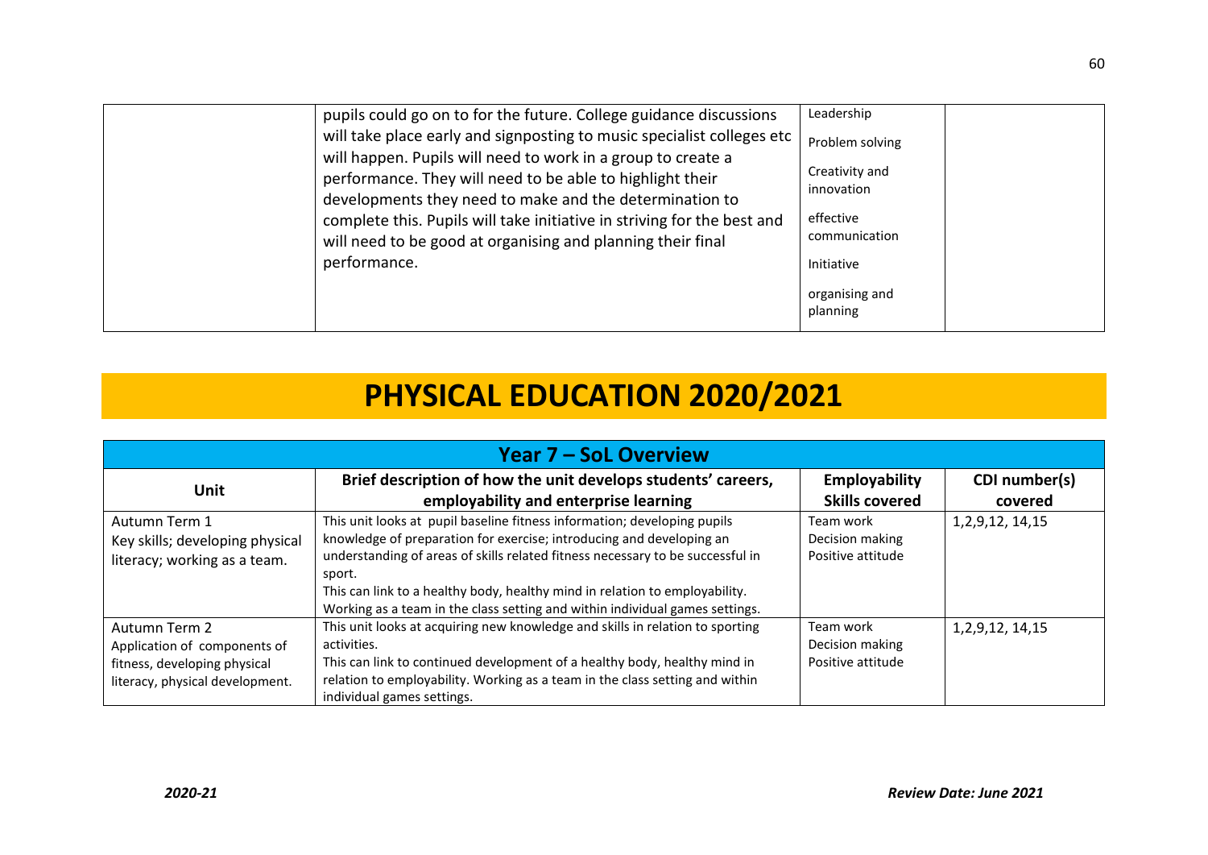| | | | |
|---|---|---|---|
| | pupils could go on to for the future. College guidance discussions will take place early and signposting to music specialist colleges etc will happen. Pupils will need to work in a group to create a performance. They will need to be able to highlight their developments they need to make and the determination to complete this. Pupils will take initiative in striving for the best and will need to be good at organising and planning their final performance. | Leadership<br>Problem solving<br>Creativity and innovation<br>effective communication<br>Initiative<br>organising and planning | |

# PHYSICAL EDUCATION 2020/2021

| Year 7 – SoL Overview | | | |
|---|---|---|---|
| **Unit** | **Brief description of how the unit develops students' careers, employability and enterprise learning** | **Employability Skills covered** | **CDI number(s) covered** |
| Autumn Term 1<br>Key skills; developing physical literacy; working as a team. | This unit looks at pupil baseline fitness information; developing pupils knowledge of preparation for exercise; introducing and developing an understanding of areas of skills related fitness necessary to be successful in sport.<br>This can link to a healthy body, healthy mind in relation to employability.<br>Working as a team in the class setting and within individual games settings. | Team work<br>Decision making<br>Positive attitude | 1,2,9,12, 14,15 |
| Autumn Term 2<br>Application of components of fitness, developing physical literacy, physical development. | This unit looks at acquiring new knowledge and skills in relation to sporting activities.<br>This can link to continued development of a healthy body, healthy mind in relation to employability. Working as a team in the class setting and within individual games settings. | Team work<br>Decision making<br>Positive attitude | 1,2,9,12, 14,15 |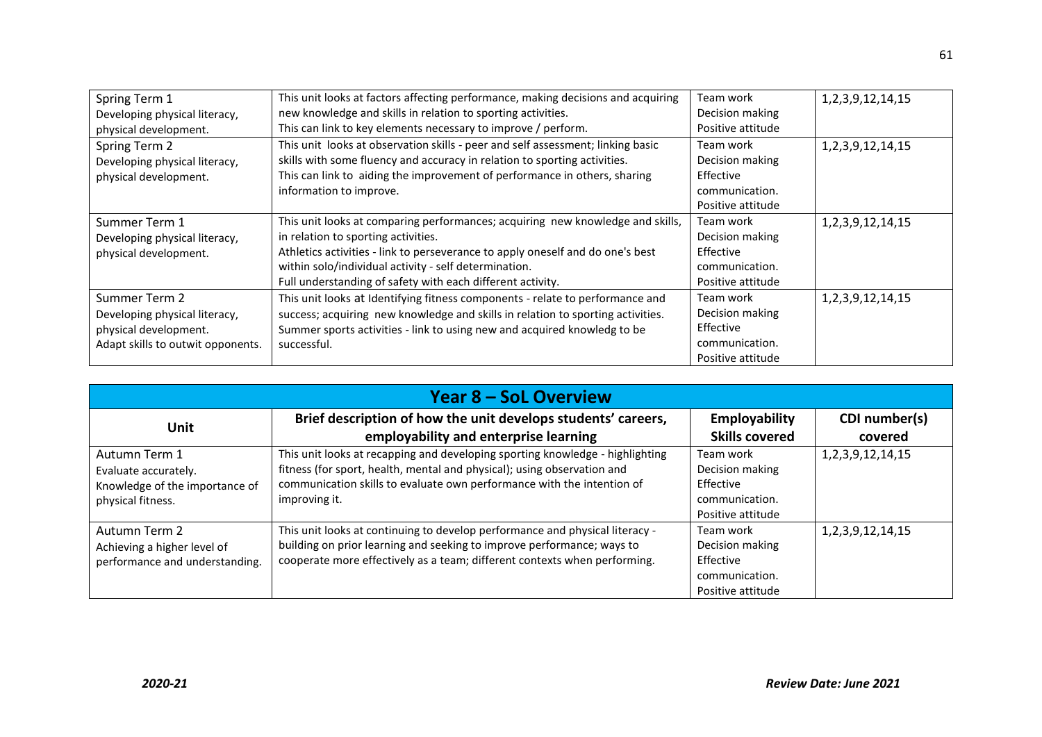| Spring Term 1<br>Developing physical literacy, physical development. | This unit looks at factors affecting performance, making decisions and acquiring new knowledge and skills in relation to sporting activities.<br>This can link to key elements necessary to improve / perform. | Team work<br>Decision making<br>Positive attitude | 1,2,3,9,12,14,15 |
|---|---|---|---|
| Spring Term 2<br>Developing physical literacy, physical development. | This unit looks at observation skills - peer and self assessment; linking basic skills with some fluency and accuracy in relation to sporting activities.<br>This can link to aiding the improvement of performance in others, sharing information to improve. | Team work<br>Decision making<br>Effective communication.<br>Positive attitude | 1,2,3,9,12,14,15 |
| Summer Term 1<br>Developing physical literacy, physical development. | This unit looks at comparing performances; acquiring new knowledge and skills, in relation to sporting activities.<br>Athletics activities - link to perseverance to apply oneself and do one's best within solo/individual activity - self determination.<br>Full understanding of safety with each different activity. | Team work<br>Decision making<br>Effective communication.<br>Positive attitude | 1,2,3,9,12,14,15 |
| Summer Term 2<br>Developing physical literacy, physical development.<br>Adapt skills to outwit opponents. | This unit looks at Identifying fitness components - relate to performance and success; acquiring new knowledge and skills in relation to sporting activities.<br>Summer sports activities - link to using new and acquired knowledg to be successful. | Team work<br>Decision making<br>Effective communication.<br>Positive attitude | 1,2,3,9,12,14,15 |

## Year 8 – SoL Overview

| Unit | Brief description of how the unit develops students' careers, employability and enterprise learning | Employability Skills covered | CDI number(s) covered |
|---|---|---|---|
| Autumn Term 1<br>Evaluate accurately.<br>Knowledge of the importance of physical fitness. | This unit looks at recapping and developing sporting knowledge - highlighting fitness (for sport, health, mental and physical); using observation and communication skills to evaluate own performance with the intention of improving it. | Team work<br>Decision making<br>Effective communication.<br>Positive attitude | 1,2,3,9,12,14,15 |
| Autumn Term 2<br>Achieving a higher level of performance and understanding. | This unit looks at continuing to develop performance and physical literacy - building on prior learning and seeking to improve performance; ways to cooperate more effectively as a team; different contexts when performing. | Team work<br>Decision making<br>Effective communication.<br>Positive attitude | 1,2,3,9,12,14,15 |

*2020-21* *Review Date: June 2021*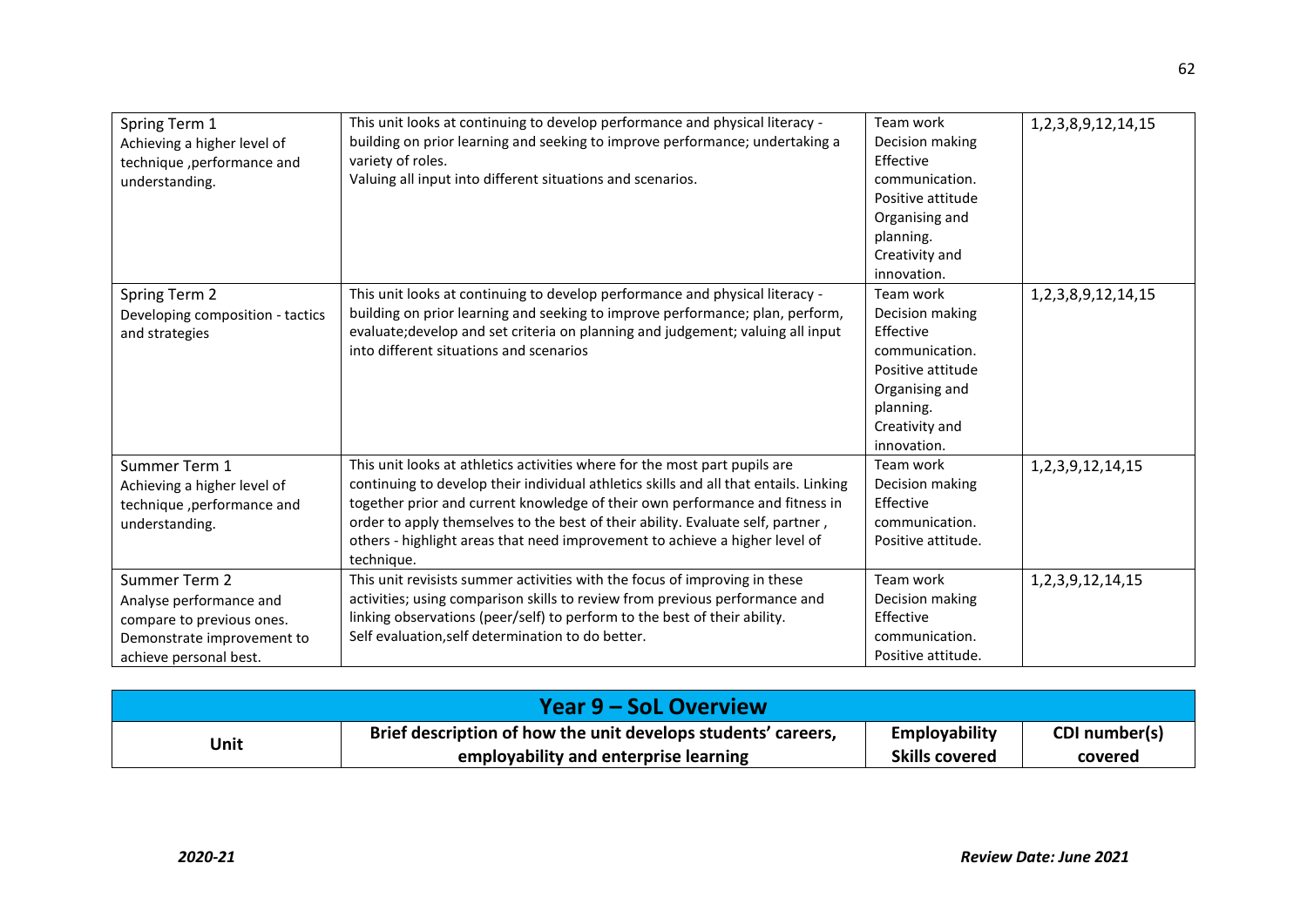| Spring Term 1<br>Achieving a higher level of technique ,performance and understanding. | This unit looks at continuing to develop performance and physical literacy - building on prior learning and seeking to improve performance; undertaking a variety of roles.<br>Valuing all input into different situations and scenarios. | Team work<br>Decision making<br>Effective communication.<br>Positive attitude<br>Organising and planning.<br>Creativity and innovation. | 1,2,3,8,9,12,14,15 |
|---|---|---|---|
| Spring Term 2<br>Developing composition - tactics and strategies | This unit looks at continuing to develop performance and physical literacy - building on prior learning and seeking to improve performance; plan, perform, evaluate;develop and set criteria on planning and judgement; valuing all input into different situations and scenarios | Team work<br>Decision making<br>Effective communication.<br>Positive attitude<br>Organising and planning.<br>Creativity and innovation. | 1,2,3,8,9,12,14,15 |
| Summer Term 1<br>Achieving a higher level of technique ,performance and understanding. | This unit looks at athletics activities where for the most part pupils are continuing to develop their individual athletics skills and all that entails. Linking together prior and current knowledge of their own performance and fitness in order to apply themselves to the best of their ability. Evaluate self, partner , others - highlight areas that need improvement to achieve a higher level of technique. | Team work<br>Decision making<br>Effective communication.<br>Positive attitude. | 1,2,3,9,12,14,15 |
| Summer Term 2<br>Analyse performance and compare to previous ones. Demonstrate improvement to achieve personal best. | This unit revisists summer activities with the focus of improving in these activities; using comparison skills to review from previous performance and linking observations (peer/self) to perform to the best of their ability.<br>Self evaluation,self determination to do better. | Team work<br>Decision making<br>Effective communication.<br>Positive attitude. | 1,2,3,9,12,14,15 |

## Year 9 – SoL Overview

| Unit | Brief description of how the unit develops students' careers, employability and enterprise learning | Employability Skills covered | CDI number(s) covered |
|---|---|---|---|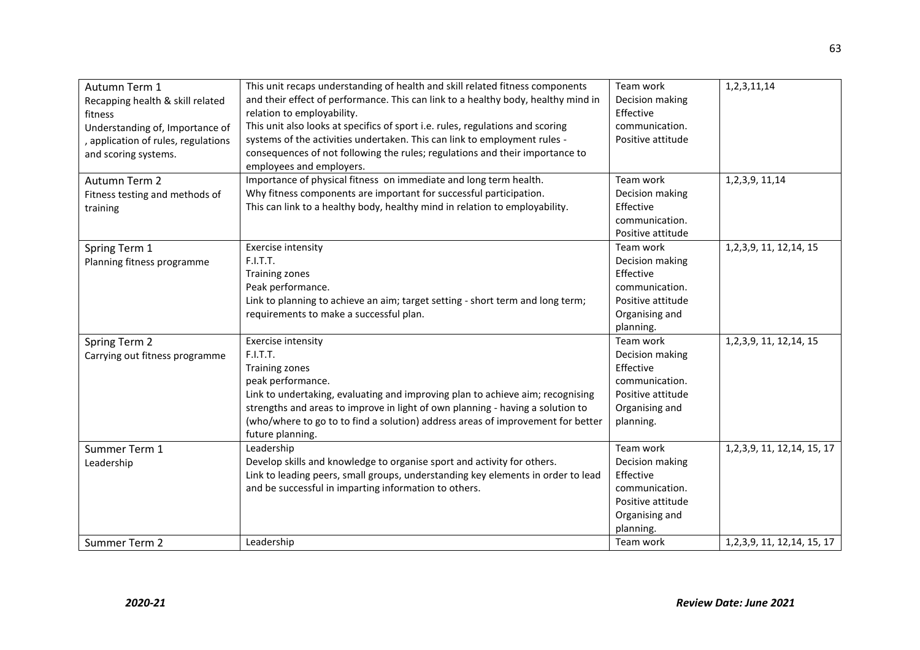| | | | |
|---|---|---|---|
| Autumn Term 1<br>Recapping health & skill related fitness<br>Understanding of, Importance of , application of rules, regulations and scoring systems. | This unit recaps understanding of health and skill related fitness components and their effect of performance. This can link to a healthy body, healthy mind in relation to employability.<br>This unit also looks at specifics of sport i.e. rules, regulations and scoring systems of the activities undertaken. This can link to employment rules - consequences of not following the rules; regulations and their importance to employees and employers. | Team work<br>Decision making<br>Effective communication.<br>Positive attitude | 1,2,3,11,14 |
| Autumn Term 2<br>Fitness testing and methods of training | Importance of physical fitness on immediate and long term health.<br>Why fitness components are important for successful participation.<br>This can link to a healthy body, healthy mind in relation to employability. | Team work<br>Decision making<br>Effective communication.<br>Positive attitude | 1,2,3,9, 11,14 |
| Spring Term 1<br>Planning fitness programme | Exercise intensity<br>F.I.T.T.<br>Training zones<br>Peak performance.<br>Link to planning to achieve an aim; target setting - short term and long term; requirements to make a successful plan. | Team work<br>Decision making<br>Effective communication.<br>Positive attitude<br>Organising and planning. | 1,2,3,9, 11, 12,14, 15 |
| Spring Term 2<br>Carrying out fitness programme | Exercise intensity<br>F.I.T.T.<br>Training zones<br>peak performance.<br>Link to undertaking, evaluating and improving plan to achieve aim; recognising strengths and areas to improve in light of own planning - having a solution to (who/where to go to to find a solution) address areas of improvement for better future planning. | Team work<br>Decision making<br>Effective communication.<br>Positive attitude<br>Organising and planning. | 1,2,3,9, 11, 12,14, 15 |
| Summer Term 1<br>Leadership | Leadership<br>Develop skills and knowledge to organise sport and activity for others.<br>Link to leading peers, small groups, understanding key elements in order to lead and be successful in imparting information to others. | Team work<br>Decision making<br>Effective communication.<br>Positive attitude<br>Organising and planning. | 1,2,3,9, 11, 12,14, 15, 17 |
| Summer Term 2 | Leadership | Team work | 1,2,3,9, 11, 12,14, 15, 17 |

*2020-21* *Review Date: June 2021*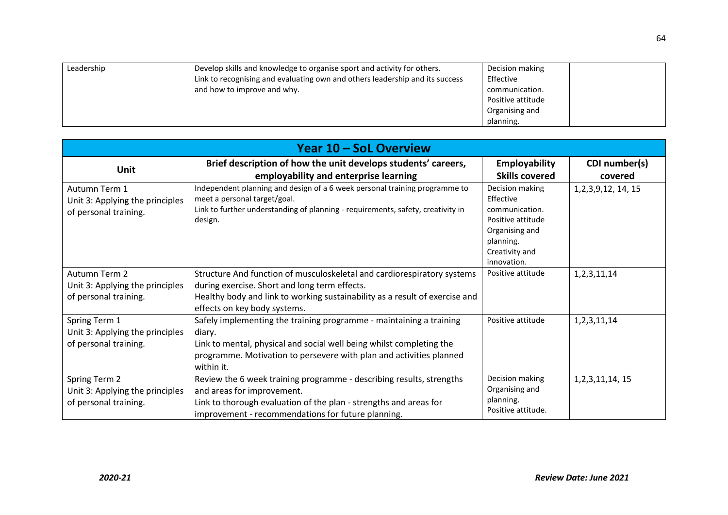| Leadership | Develop skills and knowledge to organise sport and activity for others. Link to recognising and evaluating own and others leadership and its success and how to improve and why. | Decision making Effective communication. Positive attitude Organising and planning. | |
|---|---|---|---|

| Year 10 – SoL Overview | | | |
|---|---|---|---|
| **Unit** | **Brief description of how the unit develops students' careers, employability and enterprise learning** | **Employability Skills covered** | **CDI number(s) covered** |
| Autumn Term 1 Unit 3: Applying the principles of personal training. | Independent planning and design of a 6 week personal training programme to meet a personal target/goal. Link to further understanding of planning - requirements, safety, creativity in design. | Decision making Effective communication. Positive attitude Organising and planning. Creativity and innovation. | 1,2,3,9,12, 14, 15 |
| Autumn Term 2 Unit 3: Applying the principles of personal training. | Structure And function of musculoskeletal and cardiorespiratory systems during exercise. Short and long term effects. Healthy body and link to working sustainability as a result of exercise and effects on key body systems. | Positive attitude | 1,2,3,11,14 |
| Spring Term 1 Unit 3: Applying the principles of personal training. | Safely implementing the training programme - maintaining a training diary. Link to mental, physical and social well being whilst completing the programme. Motivation to persevere with plan and activities planned within it. | Positive attitude | 1,2,3,11,14 |
| Spring Term 2 Unit 3: Applying the principles of personal training. | Review the 6 week training programme - describing results, strengths and areas for improvement. Link to thorough evaluation of the plan - strengths and areas for improvement - recommendations for future planning. | Decision making Organising and planning. Positive attitude. | 1,2,3,11,14, 15 |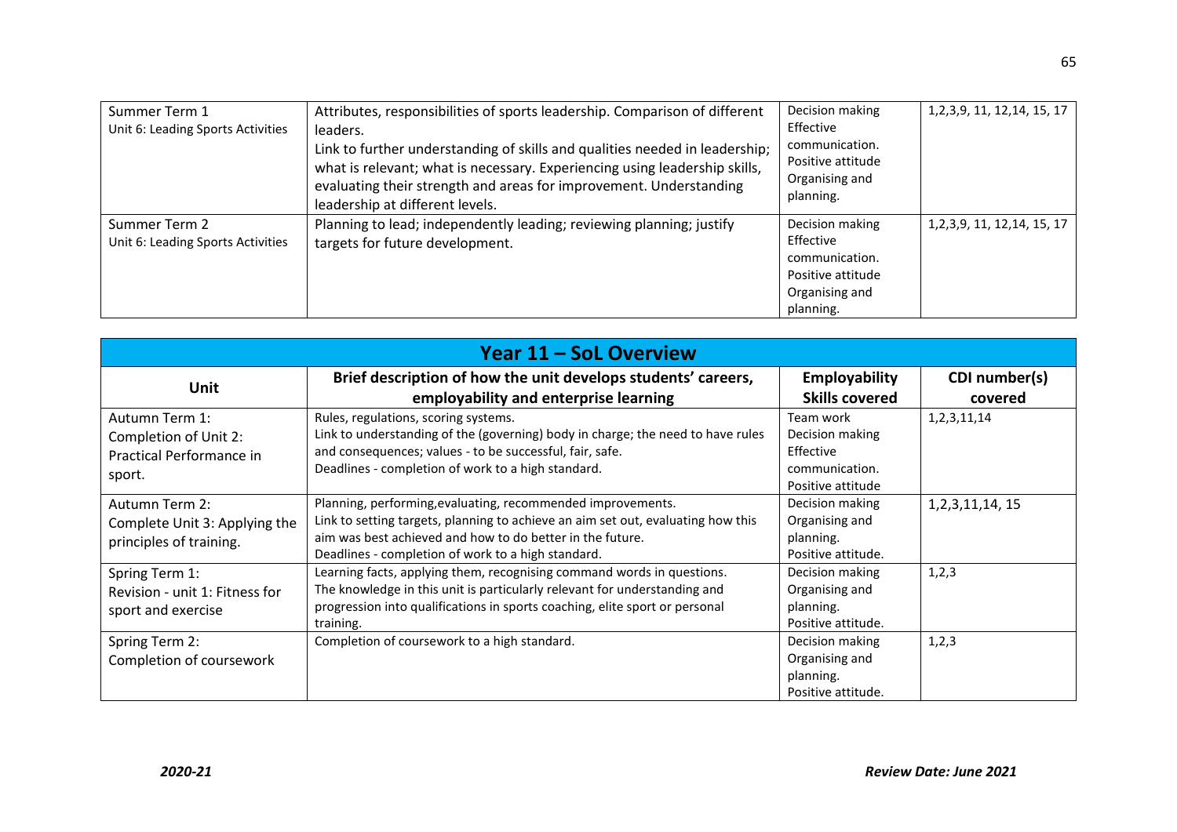| | | | |
|---|---|---|---|
| Summer Term 1<br>Unit 6: Leading Sports Activities | Attributes, responsibilities of sports leadership. Comparison of different leaders.<br>Link to further understanding of skills and qualities needed in leadership; what is relevant; what is necessary. Experiencing using leadership skills, evaluating their strength and areas for improvement. Understanding leadership at different levels. | Decision making<br>Effective communication.<br>Positive attitude<br>Organising and planning. | 1,2,3,9, 11, 12,14, 15, 17 |
| Summer Term 2<br>Unit 6: Leading Sports Activities | Planning to lead; independently leading; reviewing planning; justify targets for future development. | Decision making<br>Effective communication.<br>Positive attitude<br>Organising and planning. | 1,2,3,9, 11, 12,14, 15, 17 |

## Year 11 – SoL Overview

| Unit | Brief description of how the unit develops students' careers, employability and enterprise learning | Employability Skills covered | CDI number(s) covered |
|---|---|---|---|
| Autumn Term 1:<br>Completion of Unit 2: Practical Performance in sport. | Rules, regulations, scoring systems.<br>Link to understanding of the (governing) body in charge; the need to have rules and consequences; values - to be successful, fair, safe.<br>Deadlines - completion of work to a high standard. | Team work<br>Decision making<br>Effective communication.<br>Positive attitude | 1,2,3,11,14 |
| Autumn Term 2:<br>Complete Unit 3: Applying the principles of training. | Planning, performing,evaluating, recommended improvements.<br>Link to setting targets, planning to achieve an aim set out, evaluating how this aim was best achieved and how to do better in the future.<br>Deadlines - completion of work to a high standard. | Decision making<br>Organising and planning.<br>Positive attitude. | 1,2,3,11,14, 15 |
| Spring Term 1:<br>Revision - unit 1: Fitness for sport and exercise | Learning facts, applying them, recognising command words in questions.<br>The knowledge in this unit is particularly relevant for understanding and progression into qualifications in sports coaching, elite sport or personal training. | Decision making<br>Organising and planning.<br>Positive attitude. | 1,2,3 |
| Spring Term 2:<br>Completion of coursework | Completion of coursework to a high standard. | Decision making<br>Organising and planning.<br>Positive attitude. | 1,2,3 |

*2020-21* *Review Date: June 2021*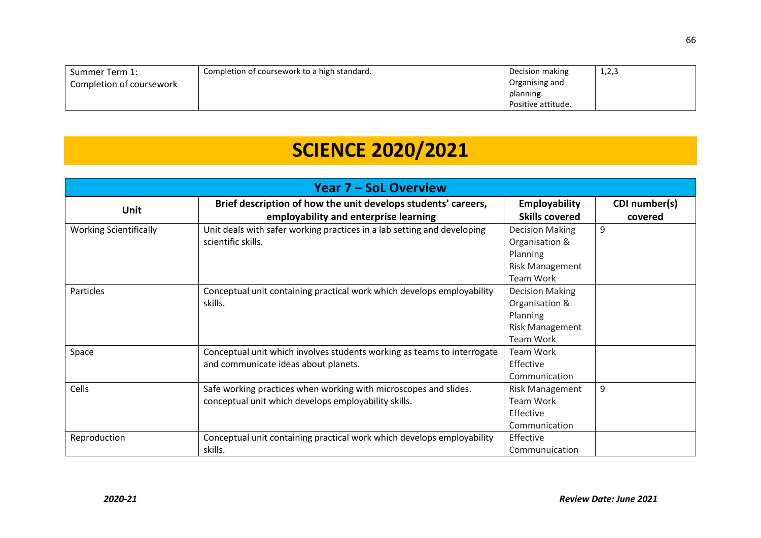| Summer Term 1: Completion of coursework | Completion of coursework to a high standard. | Decision making<br>Organising and planning.<br>Positive attitude. | 1,2,3 |
|---|---|---|---|

# SCIENCE 2020/2021

| Year 7 – SoL Overview | | | |
|---|---|---|---|
| **Unit** | **Brief description of how the unit develops students' careers, employability and enterprise learning** | **Employability Skills covered** | **CDI number(s) covered** |
| Working Scientifically | Unit deals with safer working practices in a lab setting and developing scientific skills. | Decision Making<br>Organisation & Planning<br>Risk Management<br>Team Work | 9 |
| Particles | Conceptual unit containing practical work which develops employability skills. | Decision Making<br>Organisation & Planning<br>Risk Management<br>Team Work | |
| Space | Conceptual unit which involves students working as teams to interrogate and communicate ideas about planets. | Team Work<br>Effective Communication | |
| Cells | Safe working practices when working with microscopes and slides. conceptual unit which develops employability skills. | Risk Management<br>Team Work<br>Effective Communication | 9 |
| Reproduction | Conceptual unit containing practical work which develops employability skills. | Effective Communuication | |

*2020-21* | ***Review Date: June 2021***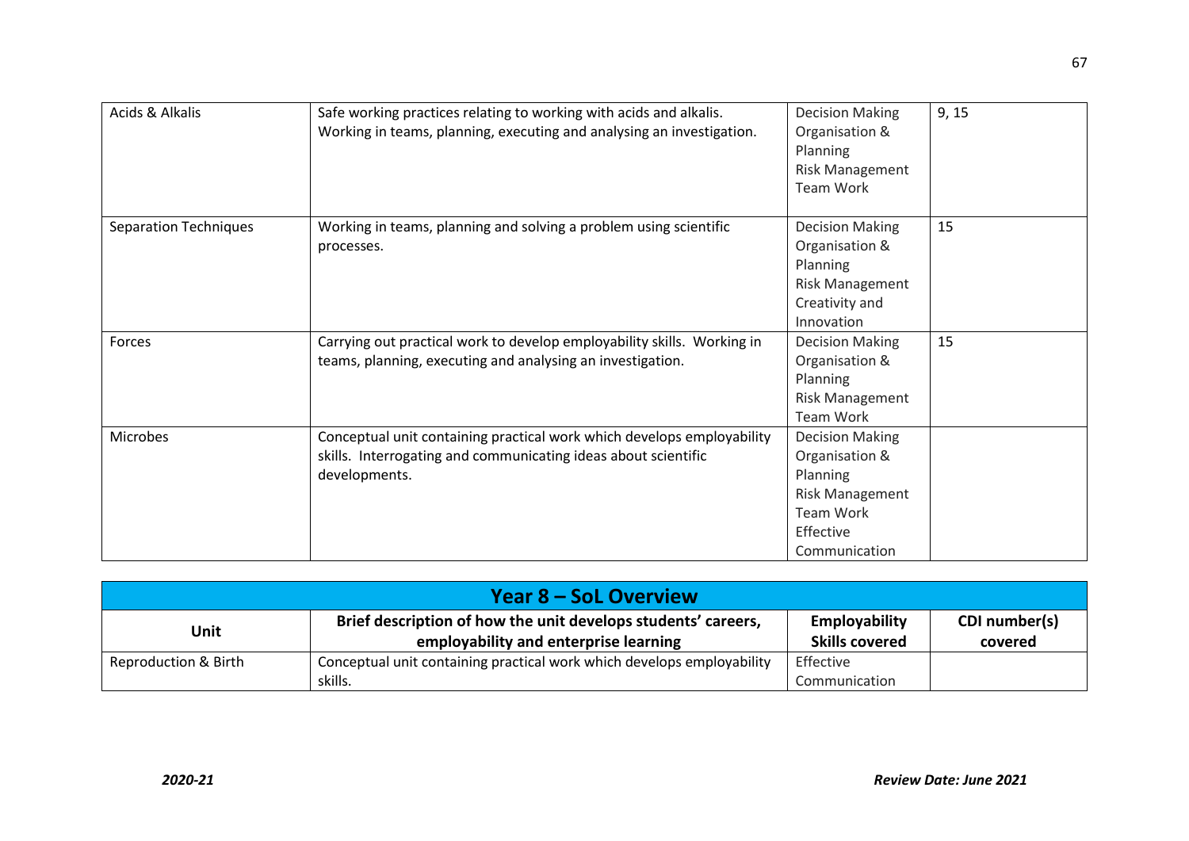| Acids & Alkalis | Safe working practices relating to working with acids and alkalis. Working in teams, planning, executing and analysing an investigation. | Decision Making<br>Organisation & Planning<br>Risk Management<br>Team Work | 9, 15 |
|---|---|---|---|
| Separation Techniques | Working in teams, planning and solving a problem using scientific processes. | Decision Making<br>Organisation & Planning<br>Risk Management<br>Creativity and Innovation | 15 |
| Forces | Carrying out practical work to develop employability skills. Working in teams, planning, executing and analysing an investigation. | Decision Making<br>Organisation & Planning<br>Risk Management<br>Team Work | 15 |
| Microbes | Conceptual unit containing practical work which develops employability skills. Interrogating and communicating ideas about scientific developments. | Decision Making<br>Organisation & Planning<br>Risk Management<br>Team Work<br>Effective Communication | |

## Year 8 – SoL Overview

| Unit | Brief description of how the unit develops students' careers, employability and enterprise learning | Employability Skills covered | CDI number(s) covered |
|---|---|---|---|
| Reproduction & Birth | Conceptual unit containing practical work which develops employability skills. | Effective Communication | |

*2020-21* **Review Date: June 2021**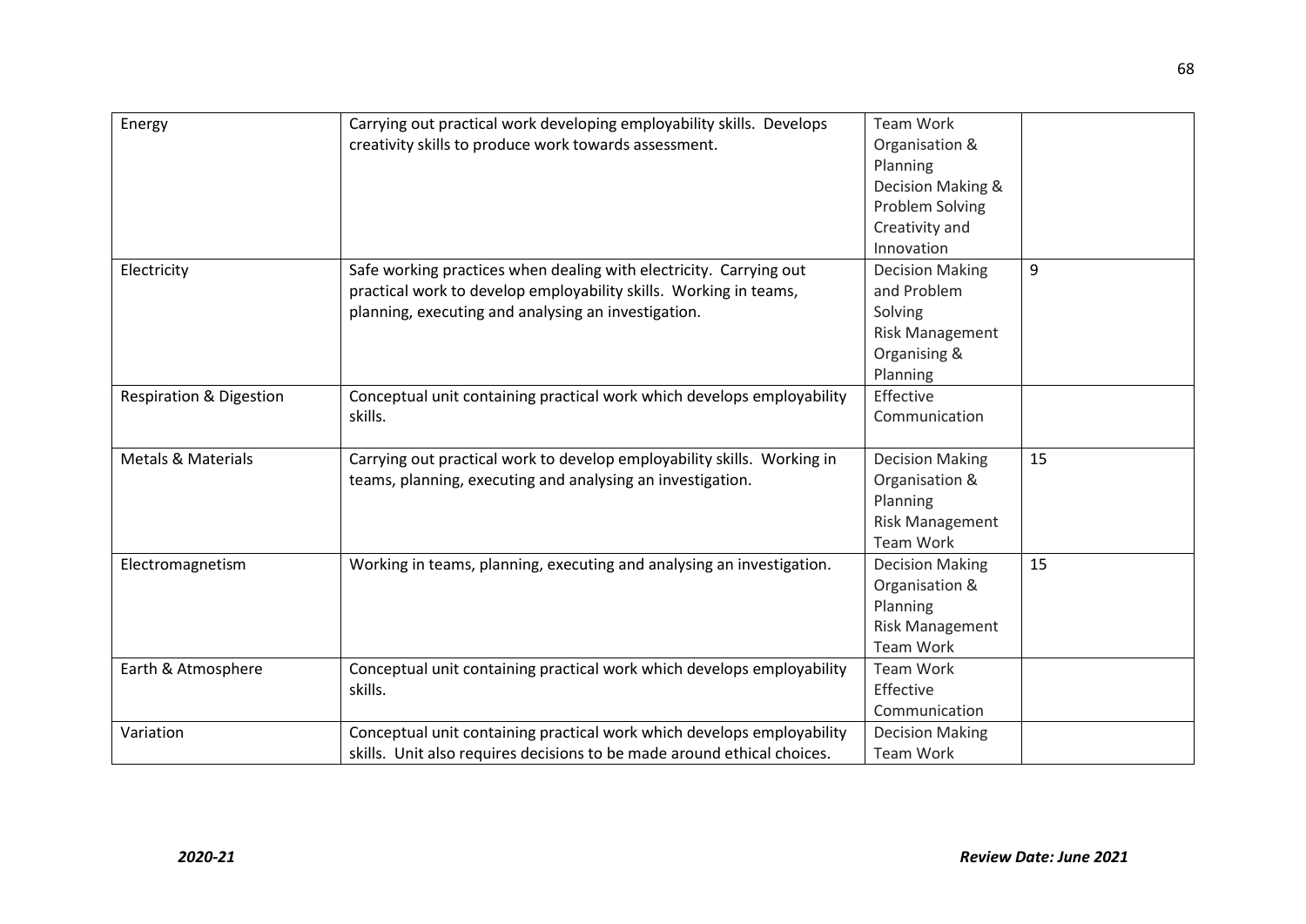| | | | |
|---|---|---|---|
| Energy | Carrying out practical work developing employability skills. Develops creativity skills to produce work towards assessment. | Team Work<br>Organisation & Planning<br>Decision Making & Problem Solving<br>Creativity and Innovation | |
| Electricity | Safe working practices when dealing with electricity. Carrying out practical work to develop employability skills. Working in teams, planning, executing and analysing an investigation. | Decision Making and Problem Solving<br>Risk Management<br>Organising & Planning | 9 |
| Respiration & Digestion | Conceptual unit containing practical work which develops employability skills. | Effective Communication | |
| Metals & Materials | Carrying out practical work to develop employability skills. Working in teams, planning, executing and analysing an investigation. | Decision Making<br>Organisation & Planning<br>Risk Management<br>Team Work | 15 |
| Electromagnetism | Working in teams, planning, executing and analysing an investigation. | Decision Making<br>Organisation & Planning<br>Risk Management<br>Team Work | 15 |
| Earth & Atmosphere | Conceptual unit containing practical work which develops employability skills. | Team Work<br>Effective Communication | |
| Variation | Conceptual unit containing practical work which develops employability skills. Unit also requires decisions to be made around ethical choices. | Decision Making<br>Team Work | |

*2020-21* *Review Date: June 2021*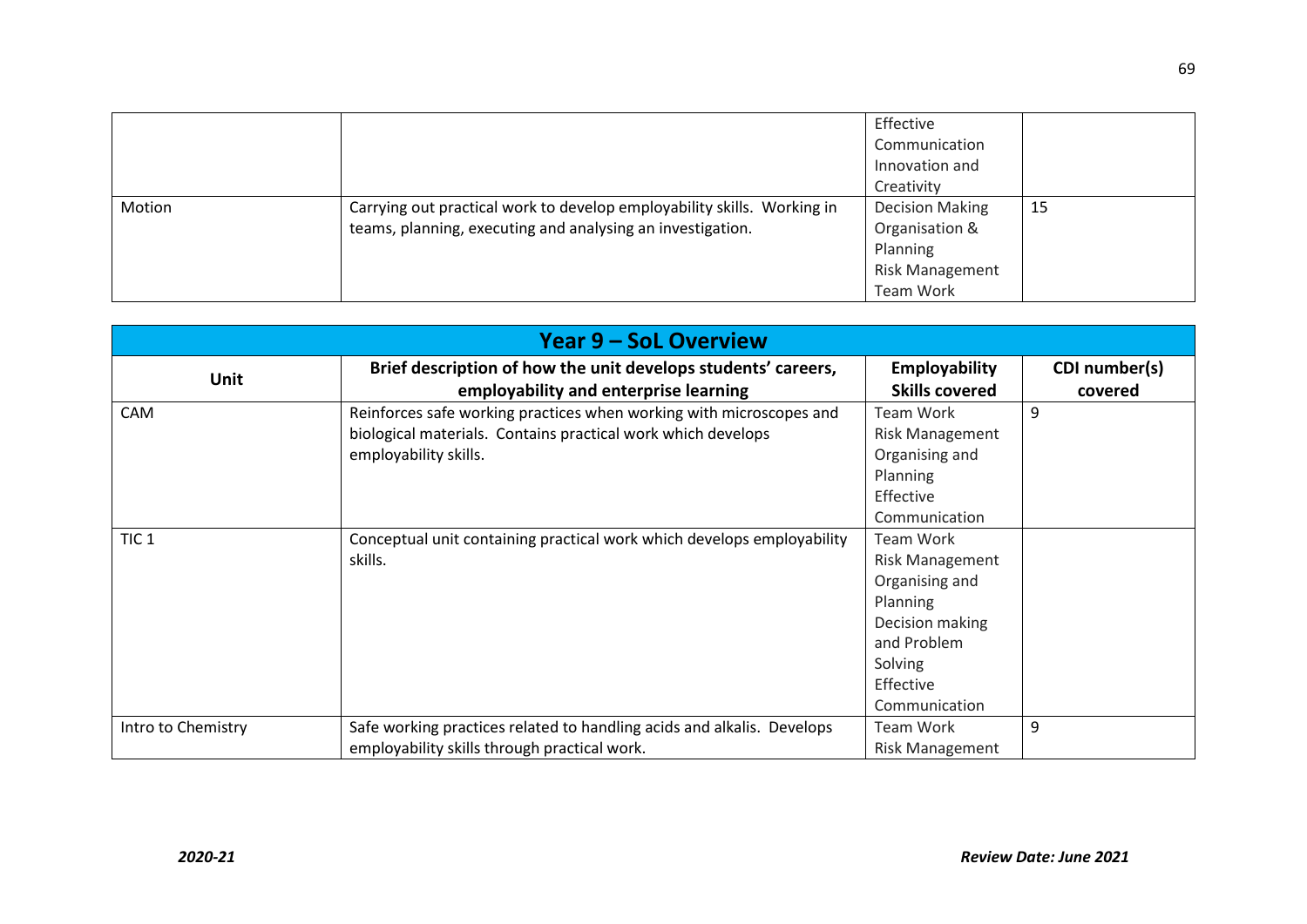| | | | |
|---|---|---|---|
| | | Effective Communication Innovation and Creativity | |
| Motion | Carrying out practical work to develop employability skills. Working in teams, planning, executing and analysing an investigation. | Decision Making Organisation & Planning Risk Management Team Work | 15 |

| **Year 9 – SoL Overview** | | | |
|---|---|---|---|
| **Unit** | **Brief description of how the unit develops students' careers, employability and enterprise learning** | **Employability Skills covered** | **CDI number(s) covered** |
| CAM | Reinforces safe working practices when working with microscopes and biological materials. Contains practical work which develops employability skills. | Team Work Risk Management Organising and Planning Effective Communication | 9 |
| TIC 1 | Conceptual unit containing practical work which develops employability skills. | Team Work Risk Management Organising and Planning Decision making and Problem Solving Effective Communication | |
| Intro to Chemistry | Safe working practices related to handling acids and alkalis. Develops employability skills through practical work. | Team Work Risk Management | 9 |

*2020-21* *Review Date: June 2021*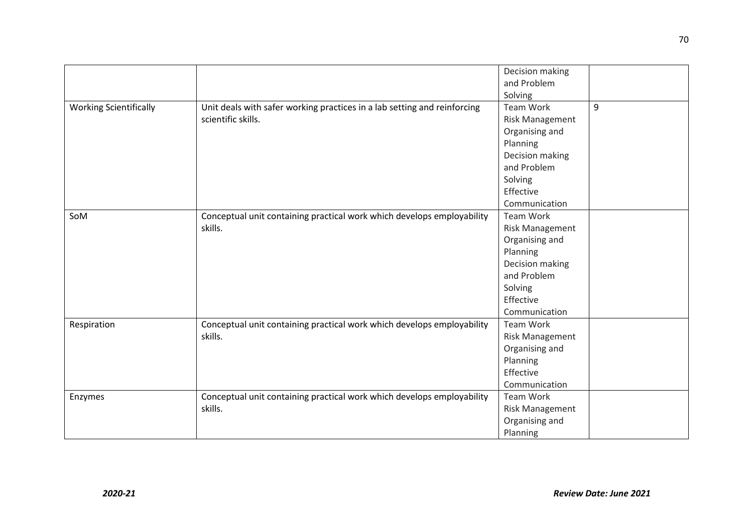| | | | |
|---|---|---|---|
| | | Decision making and Problem Solving | |
| Working Scientifically | Unit deals with safer working practices in a lab setting and reinforcing scientific skills. | Team Work<br>Risk Management<br>Organising and Planning<br>Decision making and Problem Solving<br>Effective Communication | 9 |
| SoM | Conceptual unit containing practical work which develops employability skills. | Team Work<br>Risk Management<br>Organising and Planning<br>Decision making and Problem Solving<br>Effective Communication | |
| Respiration | Conceptual unit containing practical work which develops employability skills. | Team Work<br>Risk Management<br>Organising and Planning<br>Effective Communication | |
| Enzymes | Conceptual unit containing practical work which develops employability skills. | Team Work<br>Risk Management<br>Organising and Planning | |

*2020-21* ***Review Date: June 2021***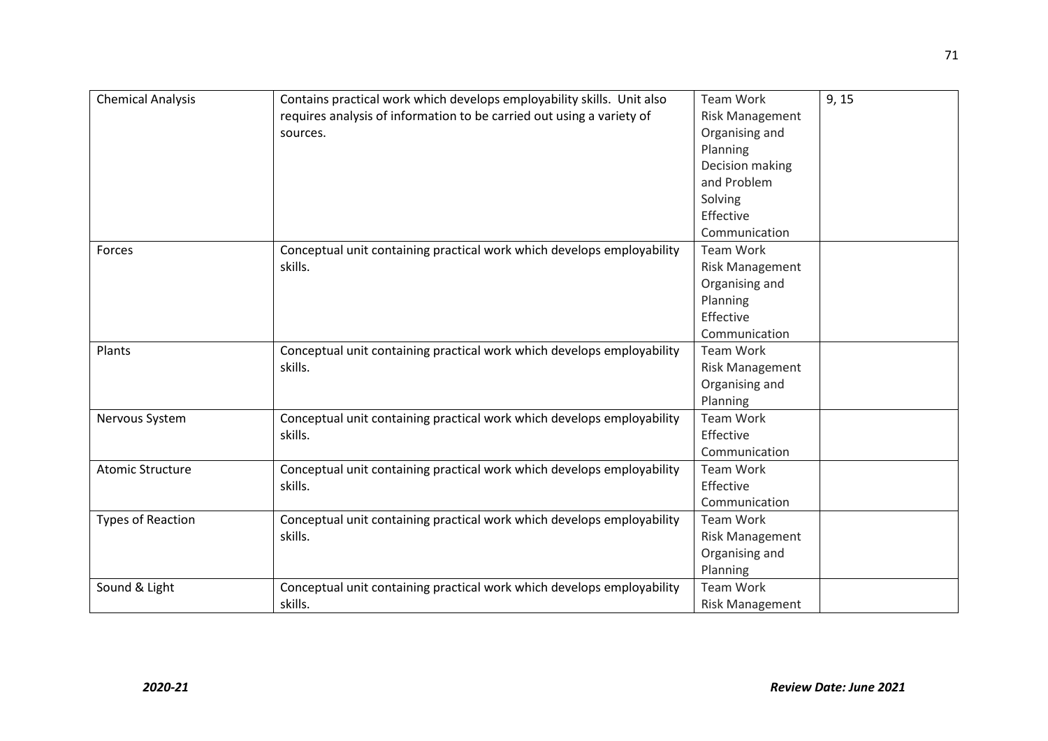| Chemical Analysis | Contains practical work which develops employability skills. Unit also requires analysis of information to be carried out using a variety of sources. | Team Work<br>Risk Management<br>Organising and Planning<br>Decision making and Problem Solving<br>Effective Communication | 9, 15 |
|---|---|---|---|
| Forces | Conceptual unit containing practical work which develops employability skills. | Team Work<br>Risk Management<br>Organising and Planning<br>Effective Communication | |
| Plants | Conceptual unit containing practical work which develops employability skills. | Team Work<br>Risk Management<br>Organising and Planning | |
| Nervous System | Conceptual unit containing practical work which develops employability skills. | Team Work<br>Effective Communication | |
| Atomic Structure | Conceptual unit containing practical work which develops employability skills. | Team Work<br>Effective Communication | |
| Types of Reaction | Conceptual unit containing practical work which develops employability skills. | Team Work<br>Risk Management<br>Organising and Planning | |
| Sound & Light | Conceptual unit containing practical work which develops employability skills. | Team Work<br>Risk Management | |

*2020-21* ***Review Date: June 2021***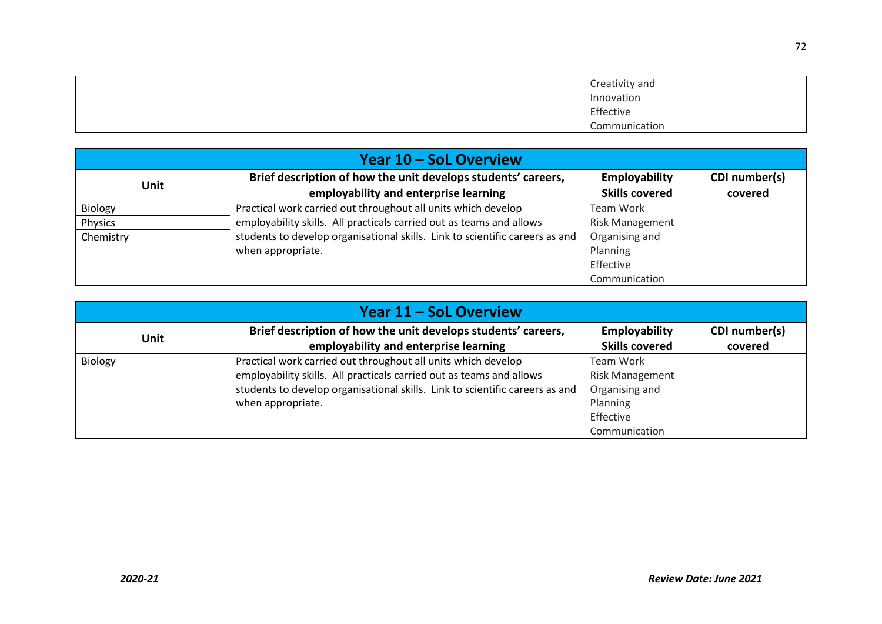| | | | |
|---|---|---|---|
| | | Creativity and Innovation<br>Effective Communication | |

| Year 10 – SoL Overview | | | |
|---|---|---|---|
| **Unit** | **Brief description of how the unit develops students' careers, employability and enterprise learning** | **Employability Skills covered** | **CDI number(s) covered** |
| Biology<br>Physics<br>Chemistry | Practical work carried out throughout all units which develop employability skills. All practicals carried out as teams and allows students to develop organisational skills. Link to scientific careers as and when appropriate. | Team Work<br>Risk Management<br>Organising and Planning<br>Effective Communication | |

| Year 11 – SoL Overview | | | |
|---|---|---|---|
| **Unit** | **Brief description of how the unit develops students' careers, employability and enterprise learning** | **Employability Skills covered** | **CDI number(s) covered** |
| Biology | Practical work carried out throughout all units which develop employability skills. All practicals carried out as teams and allows students to develop organisational skills. Link to scientific careers as and when appropriate. | Team Work<br>Risk Management<br>Organising and Planning<br>Effective Communication | |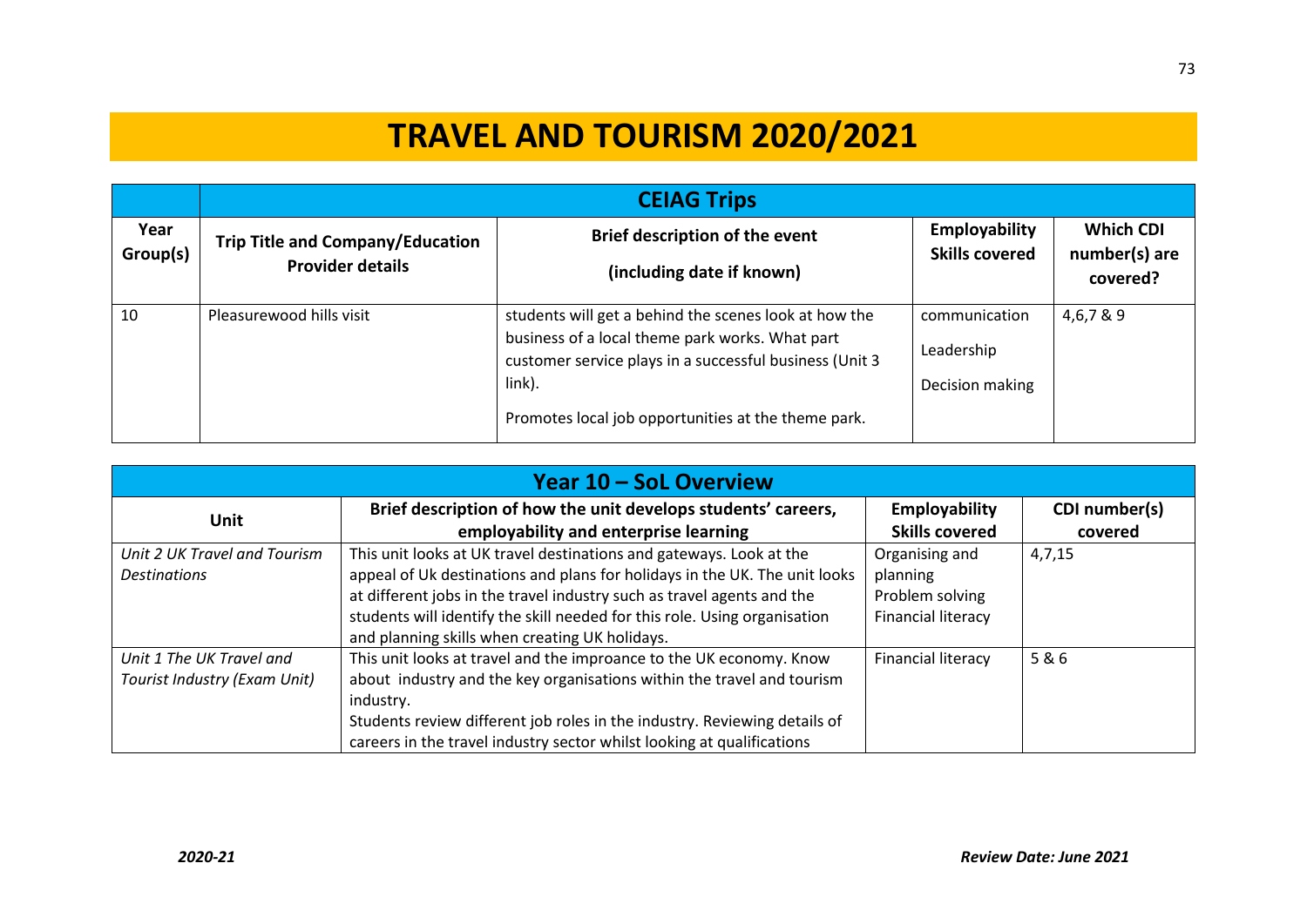# TRAVEL AND TOURISM 2020/2021

| | CEIAG Trips | | | |
|---|---|---|---|---|
| **Year Group(s)** | **Trip Title and Company/Education Provider details** | **Brief description of the event (including date if known)** | **Employability Skills covered** | **Which CDI number(s) are covered?** |
| 10 | Pleasurewood hills visit | students will get a behind the scenes look at how the business of a local theme park works. What part customer service plays in a successful business (Unit 3 link).<br><br>Promotes local job opportunities at the theme park. | communication<br><br>Leadership<br><br>Decision making | 4,6,7 & 9 |

| Year 10 – SoL Overview | | | |
|---|---|---|---|
| **Unit** | **Brief description of how the unit develops students' careers, employability and enterprise learning** | **Employability Skills covered** | **CDI number(s) covered** |
| *Unit 2 UK Travel and Tourism Destinations* | This unit looks at UK travel destinations and gateways. Look at the appeal of Uk destinations and plans for holidays in the UK. The unit looks at different jobs in the travel industry such as travel agents and the students will identify the skill needed for this role. Using organisation and planning skills when creating UK holidays. | Organising and planning<br>Problem solving<br>Financial literacy | 4,7,15 |
| *Unit 1 The UK Travel and Tourist Industry (Exam Unit)* | This unit looks at travel and the improance to the UK economy. Know about industry and the key organisations within the travel and tourism industry.<br>Students review different job roles in the industry. Reviewing details of careers in the travel industry sector whilst looking at qualifications | Financial literacy | 5 & 6 |

*2020-21* | ***Review Date: June 2021***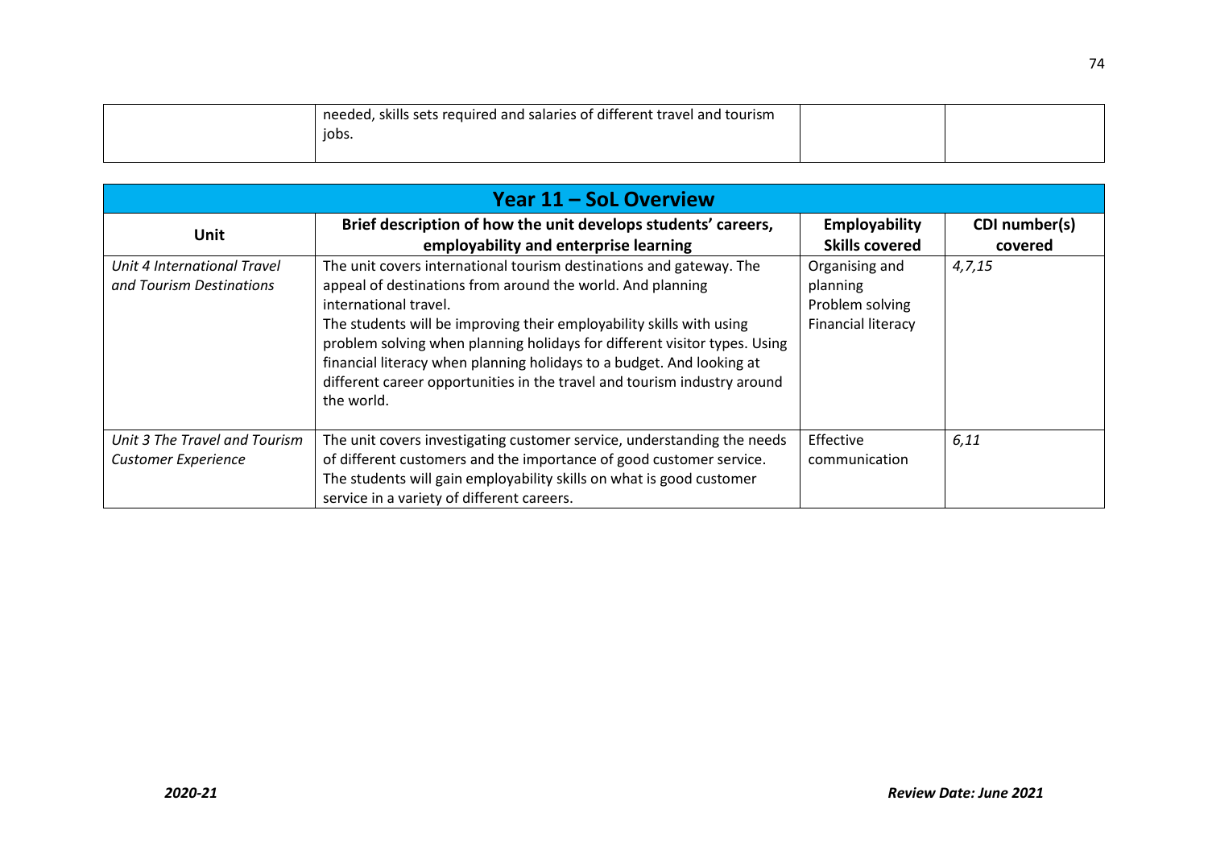| | | | |
|---|---|---|---|
| | needed, skills sets required and salaries of different travel and tourism jobs. | | |

| Year 11 – SoL Overview | | | |
|---|---|---|---|
| **Unit** | **Brief description of how the unit develops students' careers, employability and enterprise learning** | **Employability Skills covered** | **CDI number(s) covered** |
| *Unit 4 International Travel and Tourism Destinations* | The unit covers international tourism destinations and gateway. The appeal of destinations from around the world. And planning international travel.<br>The students will be improving their employability skills with using problem solving when planning holidays for different visitor types. Using financial literacy when planning holidays to a budget. And looking at different career opportunities in the travel and tourism industry around the world. | Organising and planning<br>Problem solving<br>Financial literacy | *4,7,15* |
| *Unit 3 The Travel and Tourism Customer Experience* | The unit covers investigating customer service, understanding the needs of different customers and the importance of good customer service. The students will gain employability skills on what is good customer service in a variety of different careers. | Effective communication | *6,11* |

***2020-21*** ***Review Date: June 2021***